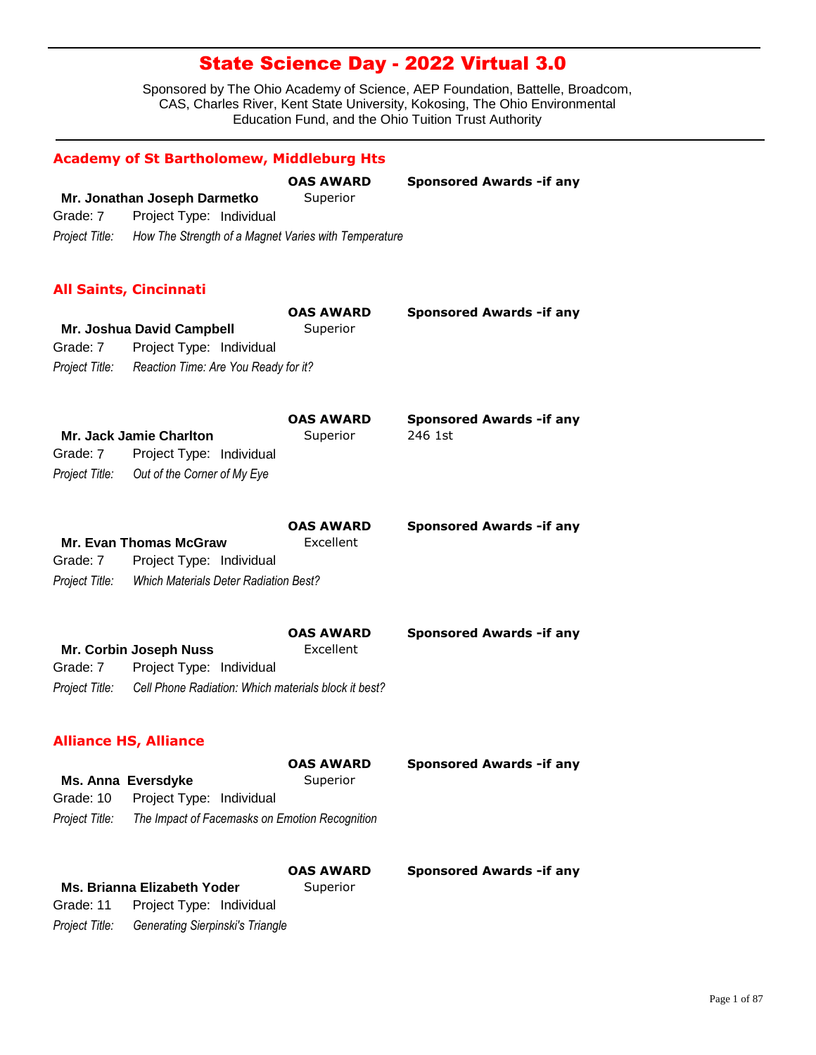# State Science Day - 2022 Virtual 3.0

Sponsored by The Ohio Academy of Science, AEP Foundation, Battelle, Broadcom, CAS, Charles River, Kent State University, Kokosing, The Ohio Environmental Education Fund, and the Ohio Tuition Trust Authority

## Academy of St Bartholomew, Middleburg Hts

**Mr. Jonathan Joseph Darmetko**
**OAS AWARD:** Superior
**Sponsored Awards -if any:**
Grade: 7 Project Type: Individual
*Project Title:* *How The Strength of a Magnet Varies with Temperature*

## All Saints, Cincinnati

**Mr. Joshua David Campbell**
**OAS AWARD:** Superior
**Sponsored Awards -if any:**
Grade: 7 Project Type: Individual
*Project Title:* *Reaction Time: Are You Ready for it?*

**Mr. Jack Jamie Charlton**
**OAS AWARD:** Superior
**Sponsored Awards -if any:** 246 1st
Grade: 7 Project Type: Individual
*Project Title:* *Out of the Corner of My Eye*

**Mr. Evan Thomas McGraw**
**OAS AWARD:** Excellent
**Sponsored Awards -if any:**
Grade: 7 Project Type: Individual
*Project Title:* *Which Materials Deter Radiation Best?*

**Mr. Corbin Joseph Nuss**
**OAS AWARD:** Excellent
**Sponsored Awards -if any:**
Grade: 7 Project Type: Individual
*Project Title:* *Cell Phone Radiation: Which materials block it best?*

## Alliance HS, Alliance

**Ms. Anna Eversdyke**
**OAS AWARD:** Superior
**Sponsored Awards -if any:**
Grade: 10 Project Type: Individual
*Project Title:* *The Impact of Facemasks on Emotion Recognition*

**Ms. Brianna Elizabeth Yoder**
**OAS AWARD:** Superior
**Sponsored Awards -if any:**
Grade: 11 Project Type: Individual
*Project Title:* *Generating Sierpinski's Triangle*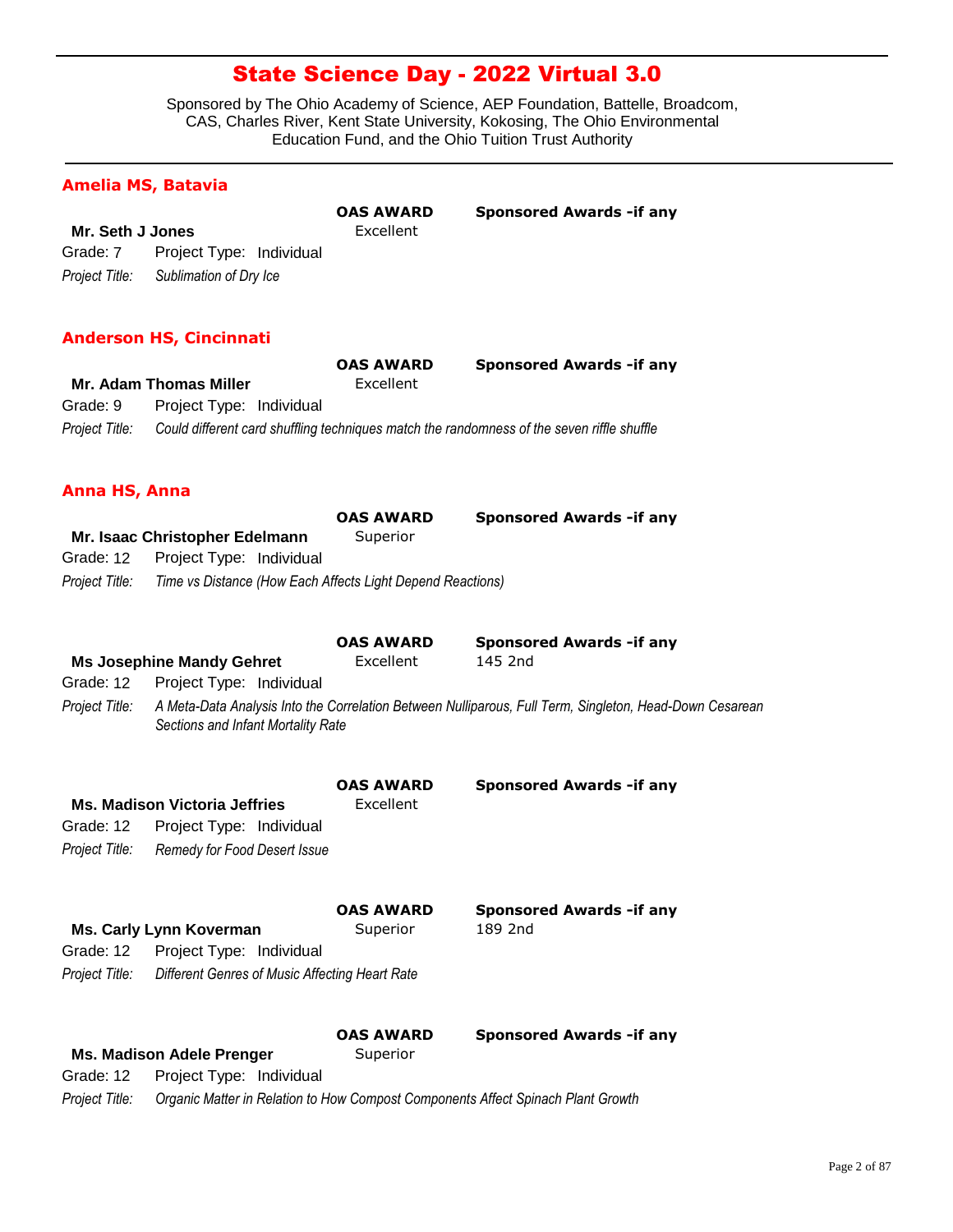# State Science Day - 2022 Virtual 3.0

Sponsored by The Ohio Academy of Science, AEP Foundation, Battelle, Broadcom, CAS, Charles River, Kent State University, Kokosing, The Ohio Environmental Education Fund, and the Ohio Tuition Trust Authority

## Amelia MS, Batavia

**Mr. Seth J Jones**
**OAS AWARD:** Excellent
**Sponsored Awards -if any:**
Grade: 7 Project Type: Individual
*Project Title:* *Sublimation of Dry Ice*

## Anderson HS, Cincinnati

**Mr. Adam Thomas Miller**
**OAS AWARD:** Excellent
**Sponsored Awards -if any:**
Grade: 9 Project Type: Individual
*Project Title:* *Could different card shuffling techniques match the randomness of the seven riffle shuffle*

## Anna HS, Anna

**Mr. Isaac Christopher Edelmann**
**OAS AWARD:** Superior
**Sponsored Awards -if any:**
Grade: 12 Project Type: Individual
*Project Title:* *Time vs Distance (How Each Affects Light Depend Reactions)*

**Ms Josephine Mandy Gehret**
**OAS AWARD:** Excellent
**Sponsored Awards -if any:** 145 2nd
Grade: 12 Project Type: Individual
*Project Title:* *A Meta-Data Analysis Into the Correlation Between Nulliparous, Full Term, Singleton, Head-Down Cesarean Sections and Infant Mortality Rate*

**Ms. Madison Victoria Jeffries**
**OAS AWARD:** Excellent
**Sponsored Awards -if any:**
Grade: 12 Project Type: Individual
*Project Title:* *Remedy for Food Desert Issue*

**Ms. Carly Lynn Koverman**
**OAS AWARD:** Superior
**Sponsored Awards -if any:** 189 2nd
Grade: 12 Project Type: Individual
*Project Title:* *Different Genres of Music Affecting Heart Rate*

**Ms. Madison Adele Prenger**
**OAS AWARD:** Superior
**Sponsored Awards -if any:**
Grade: 12 Project Type: Individual
*Project Title:* *Organic Matter in Relation to How Compost Components Affect Spinach Plant Growth*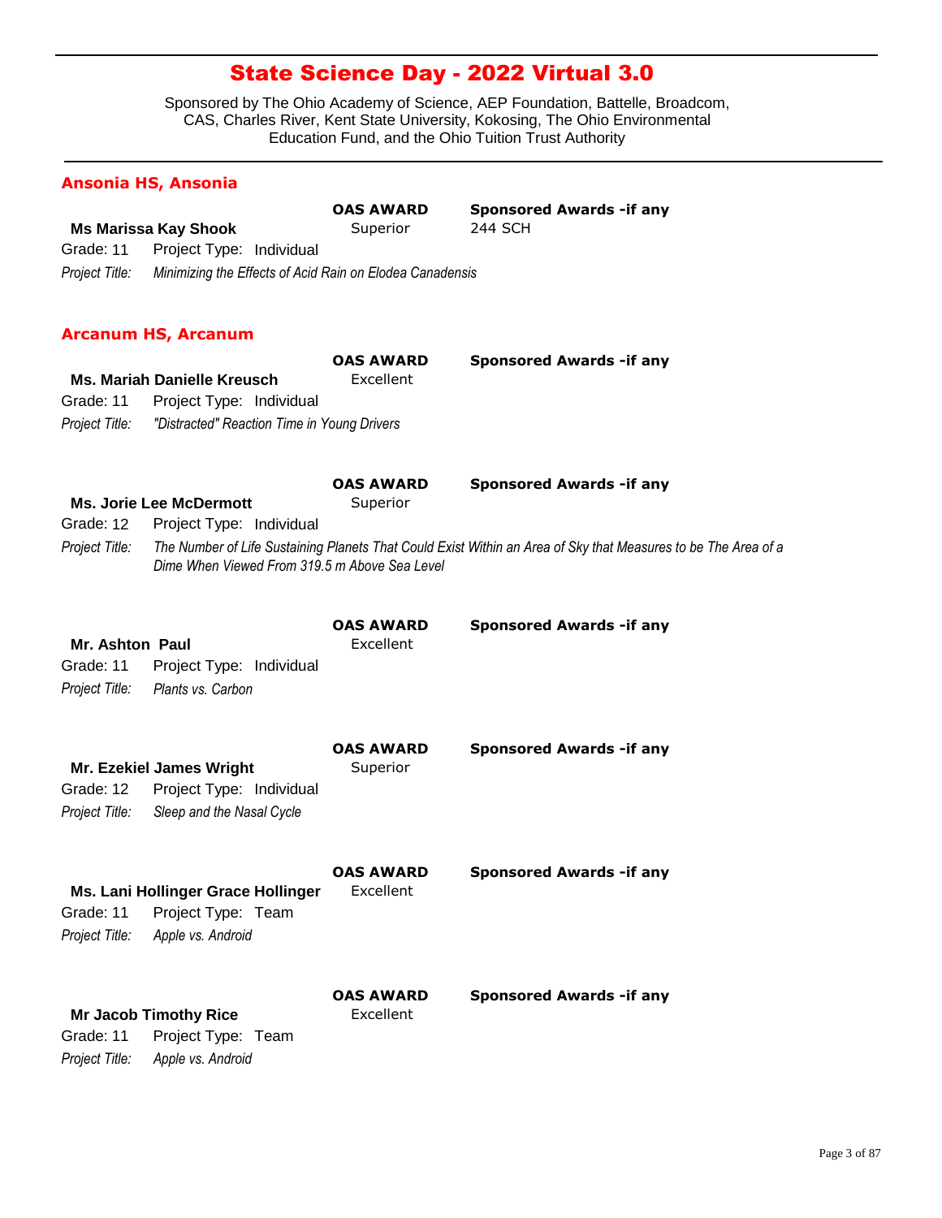# State Science Day - 2022 Virtual 3.0

Sponsored by The Ohio Academy of Science, AEP Foundation, Battelle, Broadcom, CAS, Charles River, Kent State University, Kokosing, The Ohio Environmental Education Fund, and the Ohio Tuition Trust Authority

## Ansonia HS, Ansonia

**Ms Marissa Kay Shook**
**OAS AWARD:** Superior
**Sponsored Awards -if any:** 244 SCH
Grade: 11 Project Type: Individual
*Project Title:* *Minimizing the Effects of Acid Rain on Elodea Canadensis*

## Arcanum HS, Arcanum

**Ms. Mariah Danielle Kreusch**
**OAS AWARD:** Excellent
**Sponsored Awards -if any:**
Grade: 11 Project Type: Individual
*Project Title:* *"Distracted" Reaction Time in Young Drivers*

**Ms. Jorie Lee McDermott**
**OAS AWARD:** Superior
**Sponsored Awards -if any:**
Grade: 12 Project Type: Individual
*Project Title:* *The Number of Life Sustaining Planets That Could Exist Within an Area of Sky that Measures to be The Area of a Dime When Viewed From 319.5 m Above Sea Level*

**Mr. Ashton Paul**
**OAS AWARD:** Excellent
**Sponsored Awards -if any:**
Grade: 11 Project Type: Individual
*Project Title:* *Plants vs. Carbon*

**Mr. Ezekiel James Wright**
**OAS AWARD:** Superior
**Sponsored Awards -if any:**
Grade: 12 Project Type: Individual
*Project Title:* *Sleep and the Nasal Cycle*

**Ms. Lani Hollinger Grace Hollinger**
**OAS AWARD:** Excellent
**Sponsored Awards -if any:**
Grade: 11 Project Type: Team
*Project Title:* *Apple vs. Android*

**Mr Jacob Timothy Rice**
**OAS AWARD:** Excellent
**Sponsored Awards -if any:**
Grade: 11 Project Type: Team
*Project Title:* *Apple vs. Android*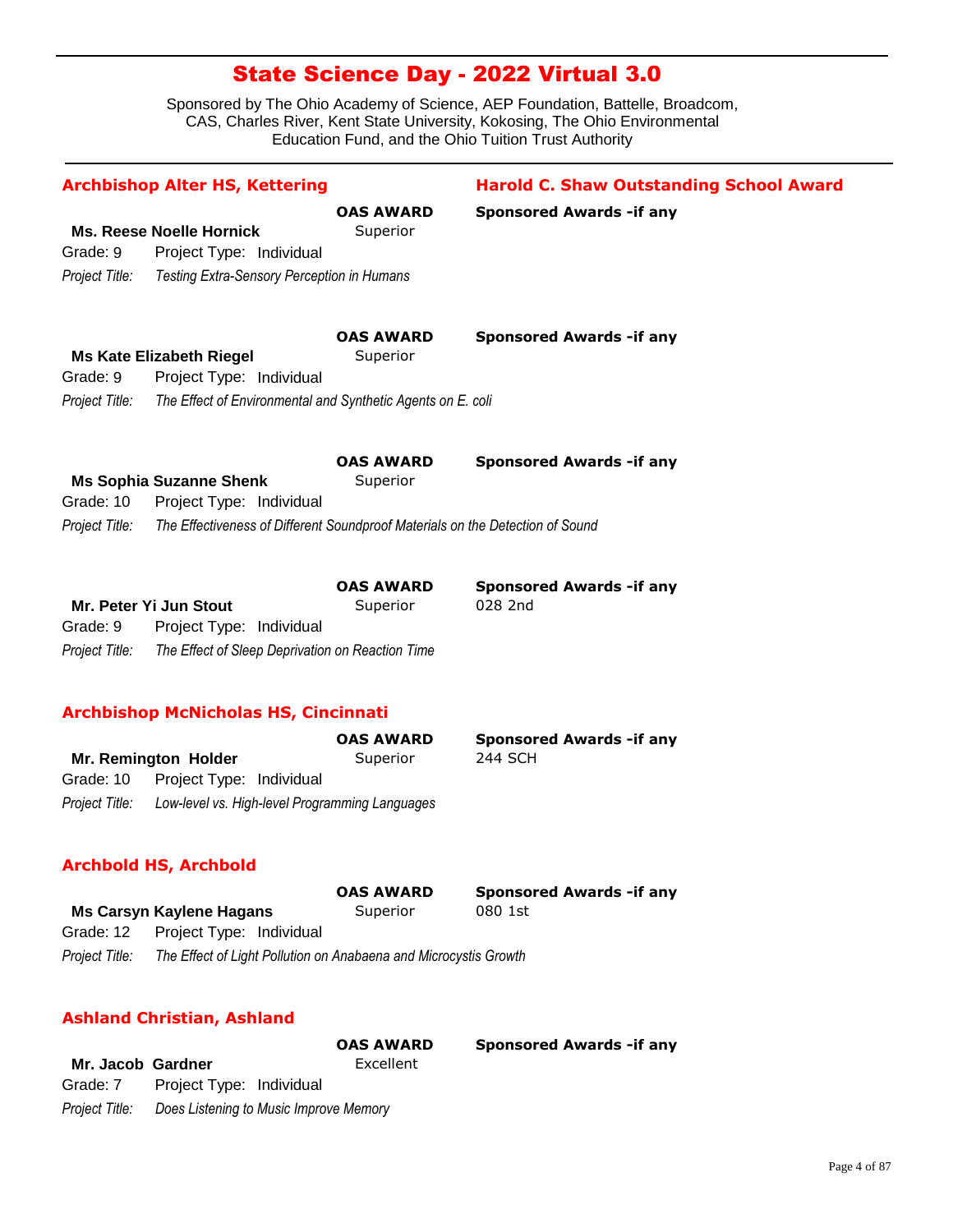# State Science Day - 2022 Virtual 3.0

Sponsored by The Ohio Academy of Science, AEP Foundation, Battelle, Broadcom, CAS, Charles River, Kent State University, Kokosing, The Ohio Environmental Education Fund, and the Ohio Tuition Trust Authority

## Archbishop Alter HS, Kettering

**Harold C. Shaw Outstanding School Award**

**Ms. Reese Noelle Hornick**
**OAS AWARD:** Superior
**Sponsored Awards -if any:**
Grade: 9 Project Type: Individual
*Project Title: Testing Extra-Sensory Perception in Humans*

**Ms Kate Elizabeth Riegel**
**OAS AWARD:** Superior
**Sponsored Awards -if any:**
Grade: 9 Project Type: Individual
*Project Title: The Effect of Environmental and Synthetic Agents on E. coli*

**Ms Sophia Suzanne Shenk**
**OAS AWARD:** Superior
**Sponsored Awards -if any:**
Grade: 10 Project Type: Individual
*Project Title: The Effectiveness of Different Soundproof Materials on the Detection of Sound*

**Mr. Peter Yi Jun Stout**
**OAS AWARD:** Superior
**Sponsored Awards -if any:** 028 2nd
Grade: 9 Project Type: Individual
*Project Title: The Effect of Sleep Deprivation on Reaction Time*

## Archbishop McNicholas HS, Cincinnati

**Mr. Remington Holder**
**OAS AWARD:** Superior
**Sponsored Awards -if any:** 244 SCH
Grade: 10 Project Type: Individual
*Project Title: Low-level vs. High-level Programming Languages*

## Archbold HS, Archbold

**Ms Carsyn Kaylene Hagans**
**OAS AWARD:** Superior
**Sponsored Awards -if any:** 080 1st
Grade: 12 Project Type: Individual
*Project Title: The Effect of Light Pollution on Anabaena and Microcystis Growth*

## Ashland Christian, Ashland

**Mr. Jacob Gardner**
**OAS AWARD:** Excellent
**Sponsored Awards -if any:**
Grade: 7 Project Type: Individual
*Project Title: Does Listening to Music Improve Memory*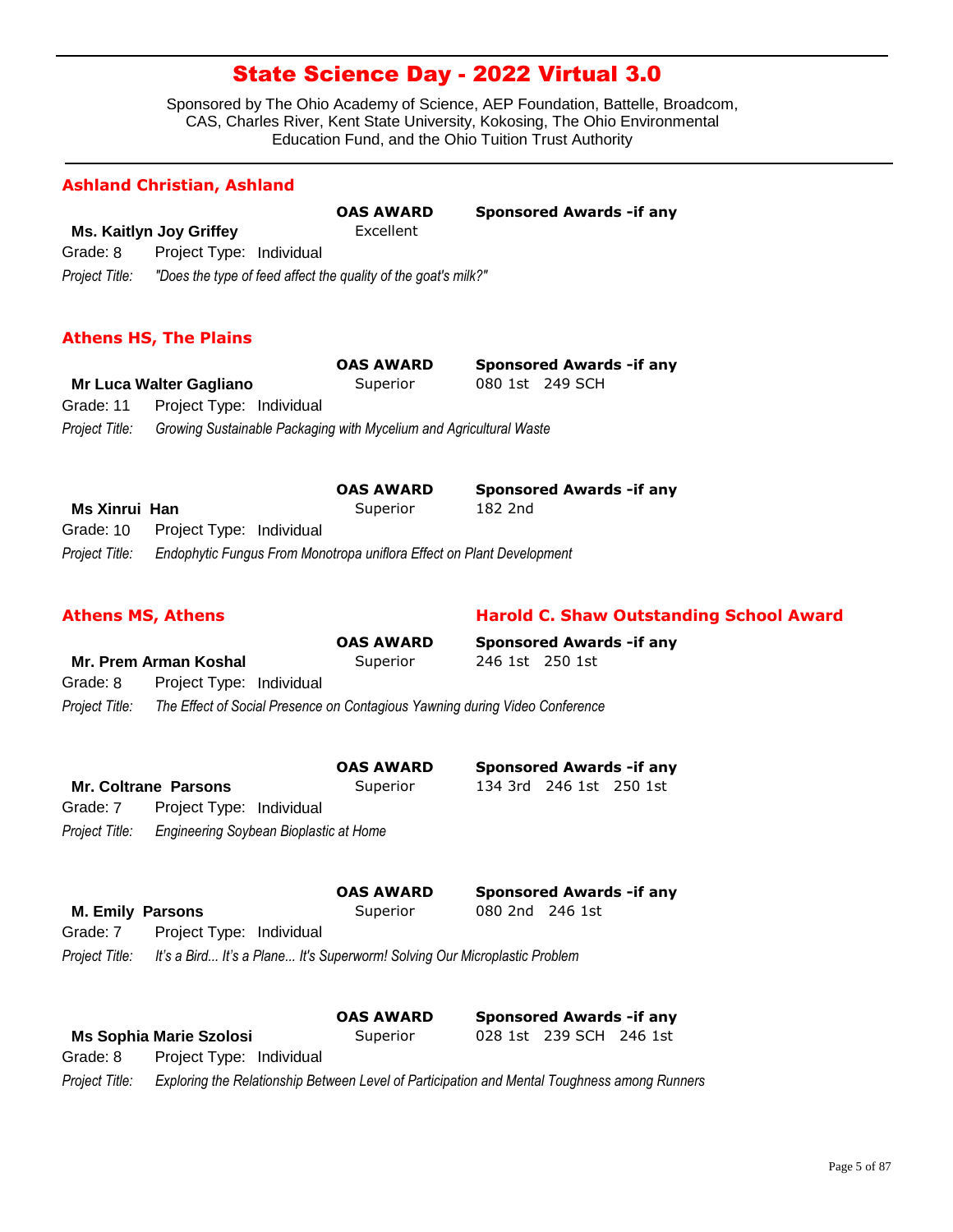# State Science Day - 2022 Virtual 3.0

Sponsored by The Ohio Academy of Science, AEP Foundation, Battelle, Broadcom, CAS, Charles River, Kent State University, Kokosing, The Ohio Environmental Education Fund, and the Ohio Tuition Trust Authority

## Ashland Christian, Ashland

| | OAS AWARD | Sponsored Awards -if any |
|---|---|---|
| **Ms. Kaitlyn Joy Griffey** | Excellent | |

Grade: 8 Project Type: Individual

*Project Title:* *"Does the type of feed affect the quality of the goat's milk?"*

## Athens HS, The Plains

| | OAS AWARD | Sponsored Awards -if any |
|---|---|---|
| **Mr Luca Walter Gagliano** | Superior | 080 1st 249 SCH |

Grade: 11 Project Type: Individual

*Project Title:* *Growing Sustainable Packaging with Mycelium and Agricultural Waste*

| | OAS AWARD | Sponsored Awards -if any |
|---|---|---|
| **Ms Xinrui Han** | Superior | 182 2nd |

Grade: 10 Project Type: Individual

*Project Title:* *Endophytic Fungus From Monotropa uniflora Effect on Plant Development*

## Athens MS, Athens

**Harold C. Shaw Outstanding School Award**

| | OAS AWARD | Sponsored Awards -if any |
|---|---|---|
| **Mr. Prem Arman Koshal** | Superior | 246 1st 250 1st |

Grade: 8 Project Type: Individual

*Project Title:* *The Effect of Social Presence on Contagious Yawning during Video Conference*

| | OAS AWARD | Sponsored Awards -if any |
|---|---|---|
| **Mr. Coltrane Parsons** | Superior | 134 3rd 246 1st 250 1st |

Grade: 7 Project Type: Individual

*Project Title:* *Engineering Soybean Bioplastic at Home*

| | OAS AWARD | Sponsored Awards -if any |
|---|---|---|
| **M. Emily Parsons** | Superior | 080 2nd 246 1st |

Grade: 7 Project Type: Individual

*Project Title:* *It's a Bird... It's a Plane... It's Superworm! Solving Our Microplastic Problem*

| | OAS AWARD | Sponsored Awards -if any |
|---|---|---|
| **Ms Sophia Marie Szolosi** | Superior | 028 1st 239 SCH 246 1st |

Grade: 8 Project Type: Individual

*Project Title:* *Exploring the Relationship Between Level of Participation and Mental Toughness among Runners*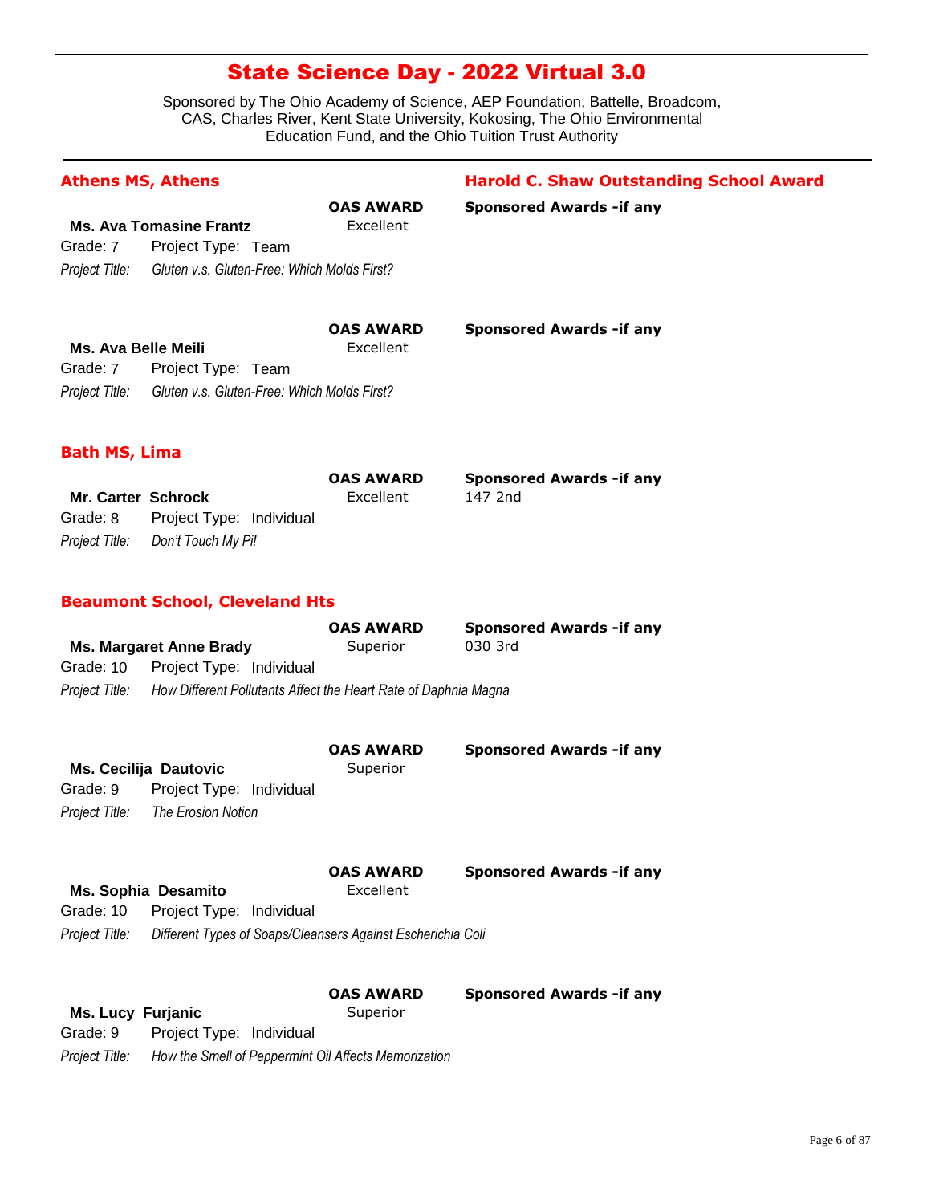# State Science Day - 2022 Virtual 3.0

Sponsored by The Ohio Academy of Science, AEP Foundation, Battelle, Broadcom, CAS, Charles River, Kent State University, Kokosing, The Ohio Environmental Education Fund, and the Ohio Tuition Trust Authority

## Athens MS, Athens

**Harold C. Shaw Outstanding School Award**

**Ms. Ava Tomasine Frantz**
**OAS AWARD:** Excellent
**Sponsored Awards -if any:**
Grade: 7 Project Type: Team
*Project Title:* *Gluten v.s. Gluten-Free: Which Molds First?*

**Ms. Ava Belle Meili**
**OAS AWARD:** Excellent
**Sponsored Awards -if any:**
Grade: 7 Project Type: Team
*Project Title:* *Gluten v.s. Gluten-Free: Which Molds First?*

## Bath MS, Lima

**Mr. Carter Schrock**
**OAS AWARD:** Excellent
**Sponsored Awards -if any:** 147 2nd
Grade: 8 Project Type: Individual
*Project Title:* *Don't Touch My Pi!*

## Beaumont School, Cleveland Hts

**Ms. Margaret Anne Brady**
**OAS AWARD:** Superior
**Sponsored Awards -if any:** 030 3rd
Grade: 10 Project Type: Individual
*Project Title:* *How Different Pollutants Affect the Heart Rate of Daphnia Magna*

**Ms. Cecilija Dautovic**
**OAS AWARD:** Superior
**Sponsored Awards -if any:**
Grade: 9 Project Type: Individual
*Project Title:* *The Erosion Notion*

**Ms. Sophia Desamito**
**OAS AWARD:** Excellent
**Sponsored Awards -if any:**
Grade: 10 Project Type: Individual
*Project Title:* *Different Types of Soaps/Cleansers Against Escherichia Coli*

**Ms. Lucy Furjanic**
**OAS AWARD:** Superior
**Sponsored Awards -if any:**
Grade: 9 Project Type: Individual
*Project Title:* *How the Smell of Peppermint Oil Affects Memorization*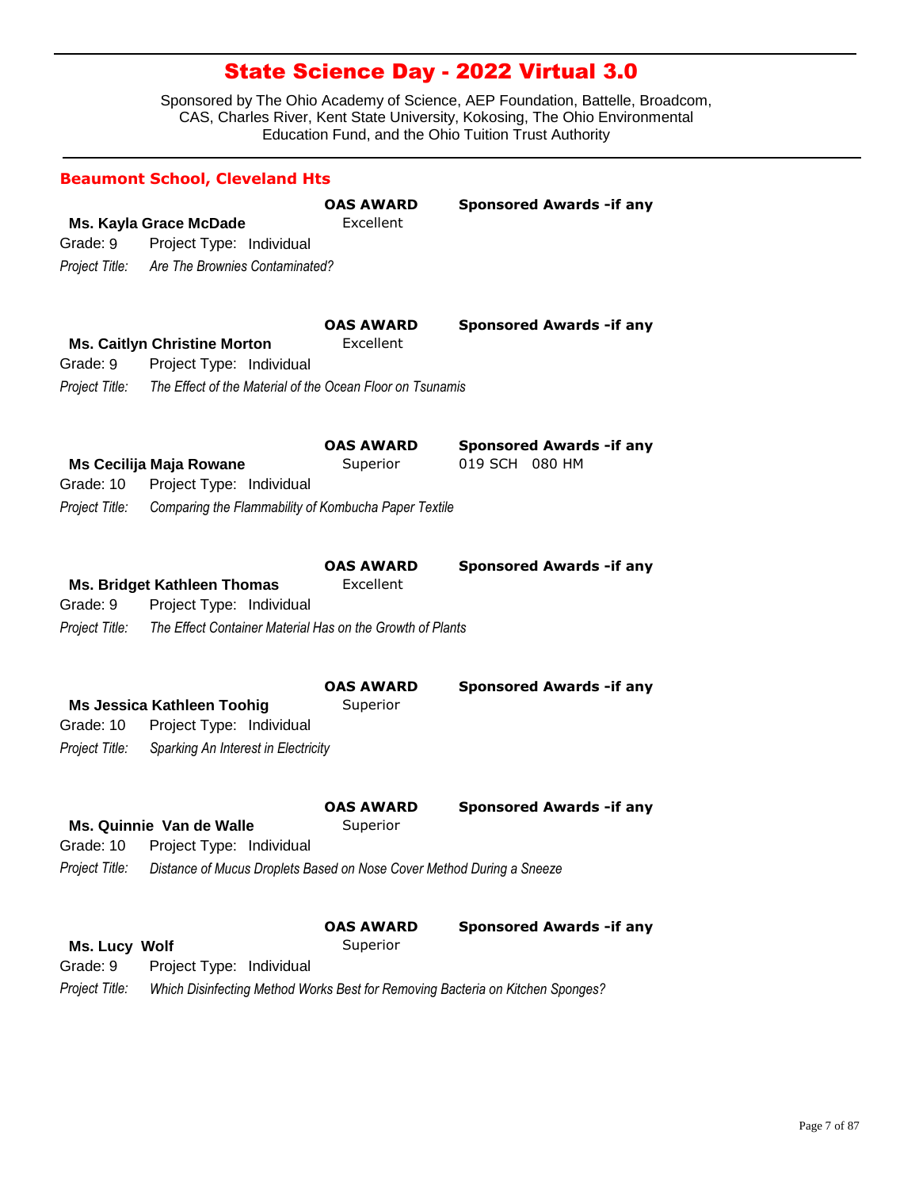# State Science Day - 2022 Virtual 3.0

Sponsored by The Ohio Academy of Science, AEP Foundation, Battelle, Broadcom, CAS, Charles River, Kent State University, Kokosing, The Ohio Environmental Education Fund, and the Ohio Tuition Trust Authority

## Beaumont School, Cleveland Hts

**Ms. Kayla Grace McDade**
**OAS AWARD:** Excellent
**Sponsored Awards -if any:**
Grade: 9 Project Type: Individual
*Project Title:* *Are The Brownies Contaminated?*

**Ms. Caitlyn Christine Morton**
**OAS AWARD:** Excellent
**Sponsored Awards -if any:**
Grade: 9 Project Type: Individual
*Project Title:* *The Effect of the Material of the Ocean Floor on Tsunamis*

**Ms Cecilija Maja Rowane**
**OAS AWARD:** Superior
**Sponsored Awards -if any:** 019 SCH 080 HM
Grade: 10 Project Type: Individual
*Project Title:* *Comparing the Flammability of Kombucha Paper Textile*

**Ms. Bridget Kathleen Thomas**
**OAS AWARD:** Excellent
**Sponsored Awards -if any:**
Grade: 9 Project Type: Individual
*Project Title:* *The Effect Container Material Has on the Growth of Plants*

**Ms Jessica Kathleen Toohig**
**OAS AWARD:** Superior
**Sponsored Awards -if any:**
Grade: 10 Project Type: Individual
*Project Title:* *Sparking An Interest in Electricity*

**Ms. Quinnie Van de Walle**
**OAS AWARD:** Superior
**Sponsored Awards -if any:**
Grade: 10 Project Type: Individual
*Project Title:* *Distance of Mucus Droplets Based on Nose Cover Method During a Sneeze*

**Ms. Lucy Wolf**
**OAS AWARD:** Superior
**Sponsored Awards -if any:**
Grade: 9 Project Type: Individual
*Project Title:* *Which Disinfecting Method Works Best for Removing Bacteria on Kitchen Sponges?*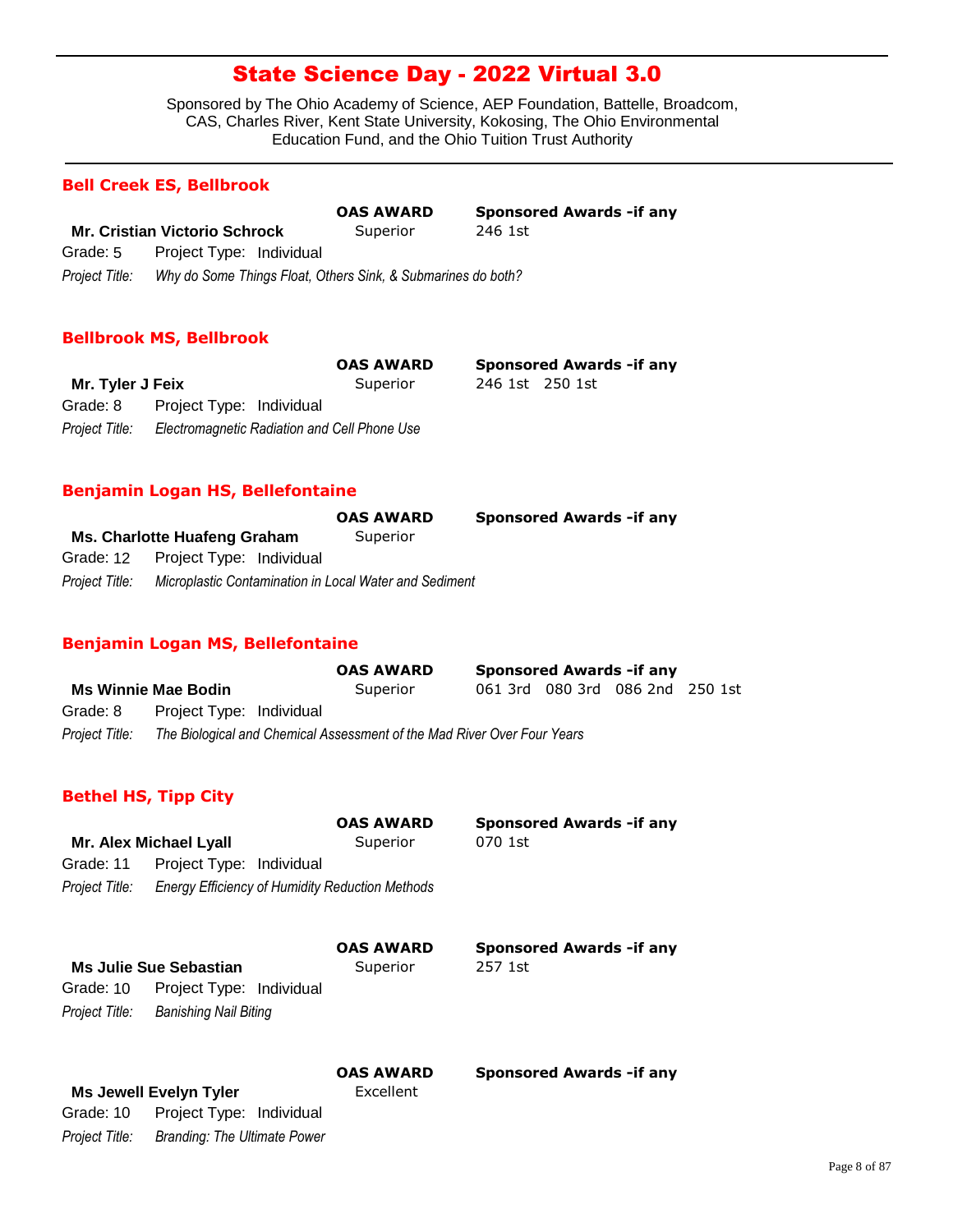# State Science Day - 2022 Virtual 3.0

Sponsored by The Ohio Academy of Science, AEP Foundation, Battelle, Broadcom, CAS, Charles River, Kent State University, Kokosing, The Ohio Environmental Education Fund, and the Ohio Tuition Trust Authority

## Bell Creek ES, Bellbrook

**Mr. Cristian Victorio Schrock**

**OAS AWARD:** Superior

**Sponsored Awards -if any:** 246 1st

Grade: 5 Project Type: Individual

*Project Title:* *Why do Some Things Float, Others Sink, & Submarines do both?*

## Bellbrook MS, Bellbrook

**Mr. Tyler J Feix**

**OAS AWARD:** Superior

**Sponsored Awards -if any:** 246 1st 250 1st

Grade: 8 Project Type: Individual

*Project Title:* *Electromagnetic Radiation and Cell Phone Use*

## Benjamin Logan HS, Bellefontaine

**Ms. Charlotte Huafeng Graham**

**OAS AWARD:** Superior

**Sponsored Awards -if any:**

Grade: 12 Project Type: Individual

*Project Title:* *Microplastic Contamination in Local Water and Sediment*

## Benjamin Logan MS, Bellefontaine

**Ms Winnie Mae Bodin**

**OAS AWARD:** Superior

**Sponsored Awards -if any:** 061 3rd 080 3rd 086 2nd 250 1st

Grade: 8 Project Type: Individual

*Project Title:* *The Biological and Chemical Assessment of the Mad River Over Four Years*

## Bethel HS, Tipp City

**Mr. Alex Michael Lyall**

**OAS AWARD:** Superior

**Sponsored Awards -if any:** 070 1st

Grade: 11 Project Type: Individual

*Project Title:* *Energy Efficiency of Humidity Reduction Methods*

**Ms Julie Sue Sebastian**

**OAS AWARD:** Superior

**Sponsored Awards -if any:** 257 1st

Grade: 10 Project Type: Individual

*Project Title:* *Banishing Nail Biting*

**Ms Jewell Evelyn Tyler**

**OAS AWARD:** Excellent

**Sponsored Awards -if any:**

Grade: 10 Project Type: Individual

*Project Title:* *Branding: The Ultimate Power*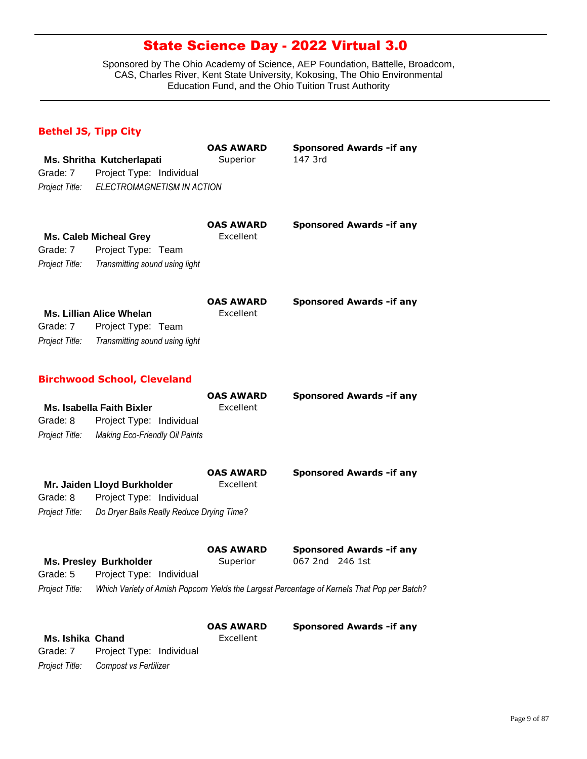# State Science Day - 2022 Virtual 3.0

Sponsored by The Ohio Academy of Science, AEP Foundation, Battelle, Broadcom, CAS, Charles River, Kent State University, Kokosing, The Ohio Environmental Education Fund, and the Ohio Tuition Trust Authority

## Bethel JS, Tipp City

**Ms. Shritha Kutcherlapati**
Grade: 7 Project Type: Individual
*Project Title:* *ELECTROMAGNETISM IN ACTION*
**OAS AWARD:** Superior
**Sponsored Awards -if any:** 147 3rd

**Ms. Caleb Micheal Grey**
Grade: 7 Project Type: Team
*Project Title:* *Transmitting sound using light*
**OAS AWARD:** Excellent
**Sponsored Awards -if any:**

**Ms. Lillian Alice Whelan**
Grade: 7 Project Type: Team
*Project Title:* *Transmitting sound using light*
**OAS AWARD:** Excellent
**Sponsored Awards -if any:**

## Birchwood School, Cleveland

**Ms. Isabella Faith Bixler**
Grade: 8 Project Type: Individual
*Project Title:* *Making Eco-Friendly Oil Paints*
**OAS AWARD:** Excellent
**Sponsored Awards -if any:**

**Mr. Jaiden Lloyd Burkholder**
Grade: 8 Project Type: Individual
*Project Title:* *Do Dryer Balls Really Reduce Drying Time?*
**OAS AWARD:** Excellent
**Sponsored Awards -if any:**

**Ms. Presley Burkholder**
Grade: 5 Project Type: Individual
*Project Title:* *Which Variety of Amish Popcorn Yields the Largest Percentage of Kernels That Pop per Batch?*
**OAS AWARD:** Superior
**Sponsored Awards -if any:** 067 2nd 246 1st

**Ms. Ishika Chand**
Grade: 7 Project Type: Individual
*Project Title:* *Compost vs Fertilizer*
**OAS AWARD:** Excellent
**Sponsored Awards -if any:**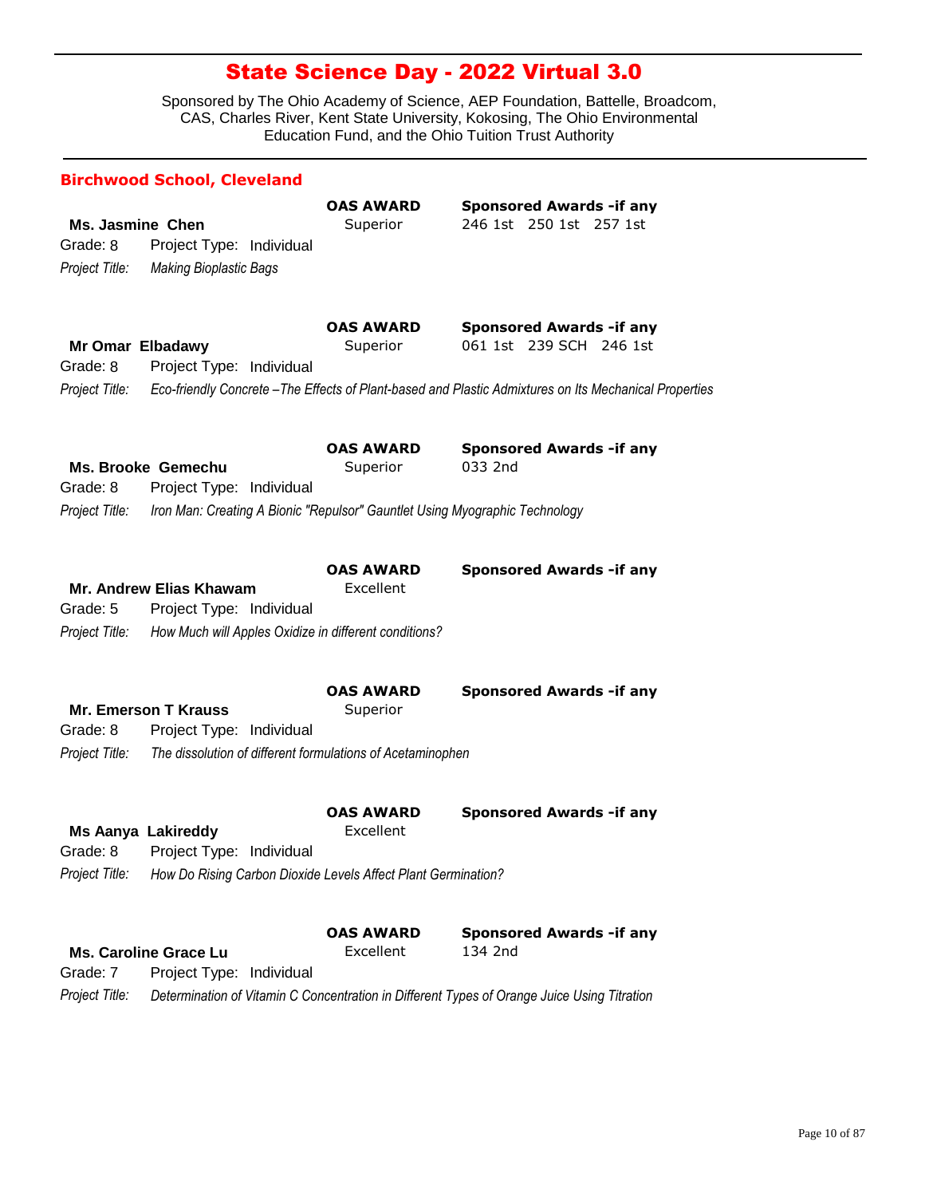# State Science Day - 2022 Virtual 3.0

Sponsored by The Ohio Academy of Science, AEP Foundation, Battelle, Broadcom, CAS, Charles River, Kent State University, Kokosing, The Ohio Environmental Education Fund, and the Ohio Tuition Trust Authority

## Birchwood School, Cleveland

**Ms. Jasmine Chen**
Grade: 8 Project Type: Individual
*Project Title:* *Making Bioplastic Bags*

**OAS AWARD:** Superior
**Sponsored Awards -if any:** 246 1st 250 1st 257 1st

**Mr Omar Elbadawy**
Grade: 8 Project Type: Individual
*Project Title:* *Eco-friendly Concrete –The Effects of Plant-based and Plastic Admixtures on Its Mechanical Properties*

**OAS AWARD:** Superior
**Sponsored Awards -if any:** 061 1st 239 SCH 246 1st

**Ms. Brooke Gemechu**
Grade: 8 Project Type: Individual
*Project Title:* *Iron Man: Creating A Bionic "Repulsor" Gauntlet Using Myographic Technology*

**OAS AWARD:** Superior
**Sponsored Awards -if any:** 033 2nd

**Mr. Andrew Elias Khawam**
Grade: 5 Project Type: Individual
*Project Title:* *How Much will Apples Oxidize in different conditions?*

**OAS AWARD:** Excellent
**Sponsored Awards -if any:**

**Mr. Emerson T Krauss**
Grade: 8 Project Type: Individual
*Project Title:* *The dissolution of different formulations of Acetaminophen*

**OAS AWARD:** Superior
**Sponsored Awards -if any:**

**Ms Aanya Lakireddy**
Grade: 8 Project Type: Individual
*Project Title:* *How Do Rising Carbon Dioxide Levels Affect Plant Germination?*

**OAS AWARD:** Excellent
**Sponsored Awards -if any:**

**Ms. Caroline Grace Lu**
Grade: 7 Project Type: Individual
*Project Title:* *Determination of Vitamin C Concentration in Different Types of Orange Juice Using Titration*

**OAS AWARD:** Excellent
**Sponsored Awards -if any:** 134 2nd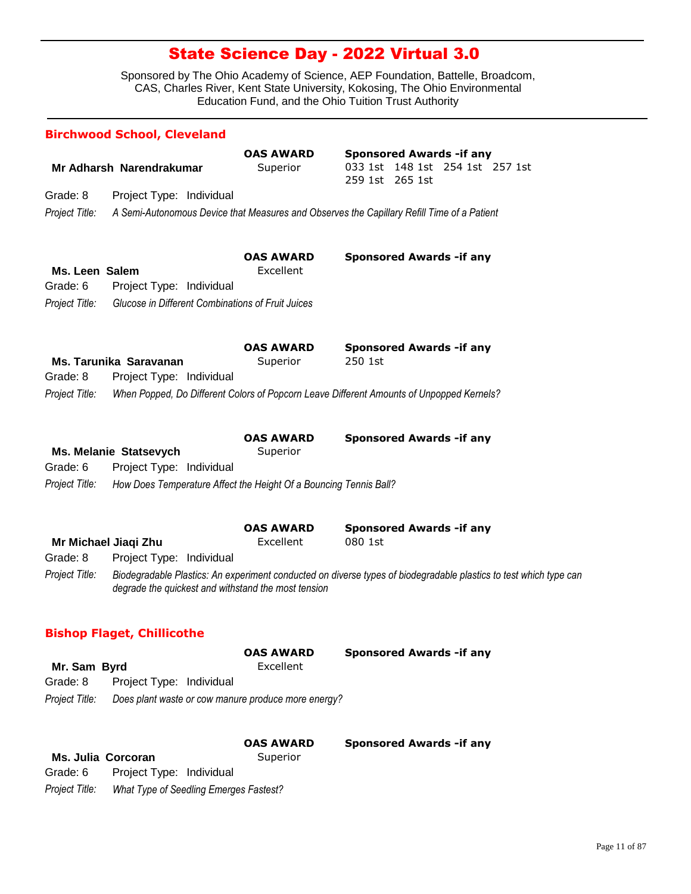# State Science Day - 2022 Virtual 3.0

Sponsored by The Ohio Academy of Science, AEP Foundation, Battelle, Broadcom, CAS, Charles River, Kent State University, Kokosing, The Ohio Environmental Education Fund, and the Ohio Tuition Trust Authority

## Birchwood School, Cleveland

**Mr Adharsh Narendrakumar**
**OAS AWARD:** Superior
**Sponsored Awards -if any:** 033 1st 148 1st 254 1st 257 1st 259 1st 265 1st
Grade: 8 Project Type: Individual
*Project Title:* *A Semi-Autonomous Device that Measures and Observes the Capillary Refill Time of a Patient*

**Ms. Leen Salem**
**OAS AWARD:** Excellent
**Sponsored Awards -if any:**
Grade: 6 Project Type: Individual
*Project Title:* *Glucose in Different Combinations of Fruit Juices*

**Ms. Tarunika Saravanan**
**OAS AWARD:** Superior
**Sponsored Awards -if any:** 250 1st
Grade: 8 Project Type: Individual
*Project Title:* *When Popped, Do Different Colors of Popcorn Leave Different Amounts of Unpopped Kernels?*

**Ms. Melanie Statsevych**
**OAS AWARD:** Superior
**Sponsored Awards -if any:**
Grade: 6 Project Type: Individual
*Project Title:* *How Does Temperature Affect the Height Of a Bouncing Tennis Ball?*

**Mr Michael Jiaqi Zhu**
**OAS AWARD:** Excellent
**Sponsored Awards -if any:** 080 1st
Grade: 8 Project Type: Individual
*Project Title:* *Biodegradable Plastics: An experiment conducted on diverse types of biodegradable plastics to test which type can degrade the quickest and withstand the most tension*

## Bishop Flaget, Chillicothe

**Mr. Sam Byrd**
**OAS AWARD:** Excellent
**Sponsored Awards -if any:**
Grade: 8 Project Type: Individual
*Project Title:* *Does plant waste or cow manure produce more energy?*

**Ms. Julia Corcoran**
**OAS AWARD:** Superior
**Sponsored Awards -if any:**
Grade: 6 Project Type: Individual
*Project Title:* *What Type of Seedling Emerges Fastest?*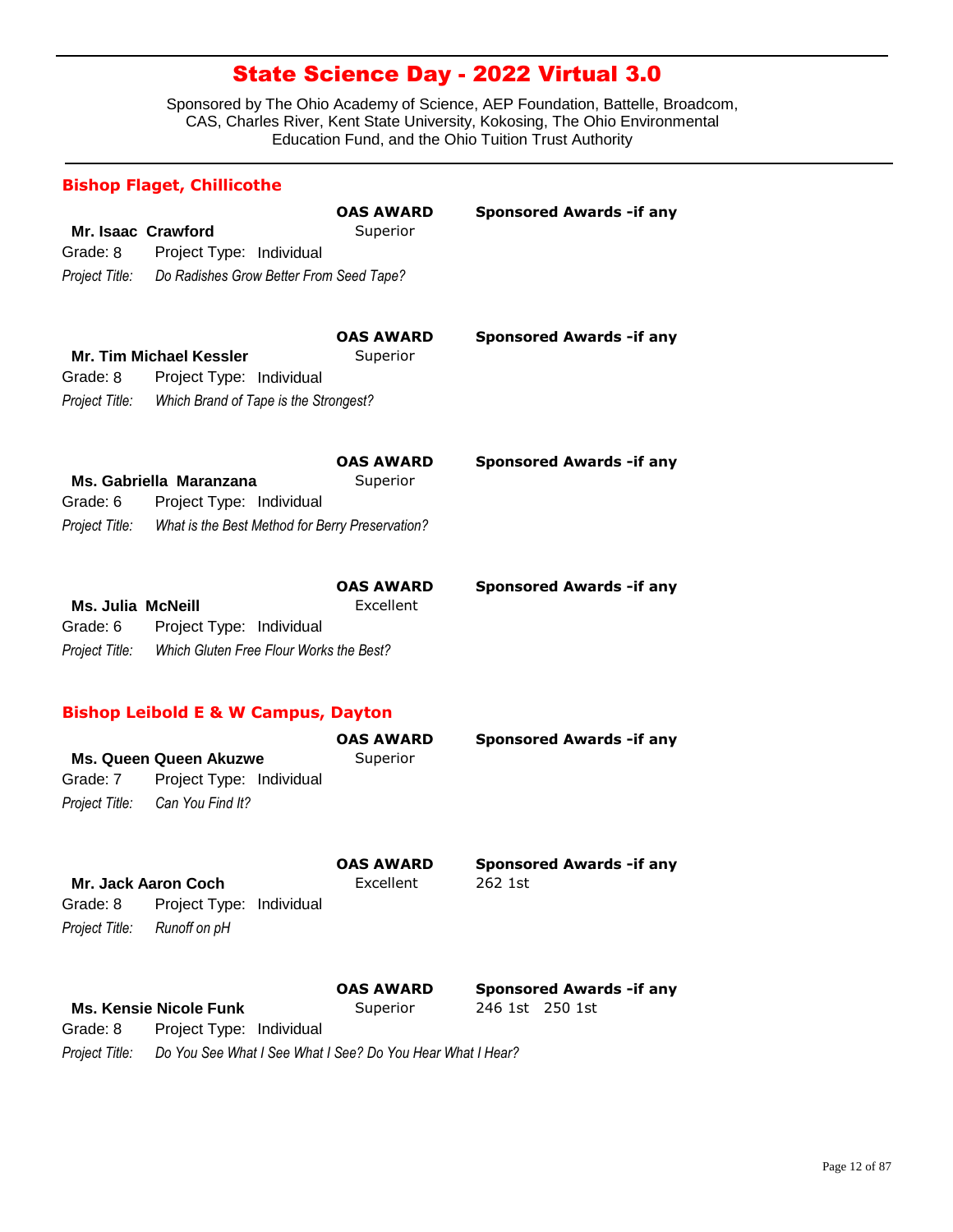# State Science Day - 2022 Virtual 3.0

Sponsored by The Ohio Academy of Science, AEP Foundation, Battelle, Broadcom, CAS, Charles River, Kent State University, Kokosing, The Ohio Environmental Education Fund, and the Ohio Tuition Trust Authority

## Bishop Flaget, Chillicothe

**Mr. Isaac Crawford**
Grade: 8 Project Type: Individual
*Project Title:* *Do Radishes Grow Better From Seed Tape?*
**OAS AWARD:** Superior
**Sponsored Awards -if any:**

**Mr. Tim Michael Kessler**
Grade: 8 Project Type: Individual
*Project Title:* *Which Brand of Tape is the Strongest?*
**OAS AWARD:** Superior
**Sponsored Awards -if any:**

**Ms. Gabriella Maranzana**
Grade: 6 Project Type: Individual
*Project Title:* *What is the Best Method for Berry Preservation?*
**OAS AWARD:** Superior
**Sponsored Awards -if any:**

**Ms. Julia McNeill**
Grade: 6 Project Type: Individual
*Project Title:* *Which Gluten Free Flour Works the Best?*
**OAS AWARD:** Excellent
**Sponsored Awards -if any:**

## Bishop Leibold E & W Campus, Dayton

**Ms. Queen Queen Akuzwe**
Grade: 7 Project Type: Individual
*Project Title:* *Can You Find It?*
**OAS AWARD:** Superior
**Sponsored Awards -if any:**

**Mr. Jack Aaron Coch**
Grade: 8 Project Type: Individual
*Project Title:* *Runoff on pH*
**OAS AWARD:** Excellent
**Sponsored Awards -if any:** 262 1st

**Ms. Kensie Nicole Funk**
Grade: 8 Project Type: Individual
*Project Title:* *Do You See What I See What I See? Do You Hear What I Hear?*
**OAS AWARD:** Superior
**Sponsored Awards -if any:** 246 1st 250 1st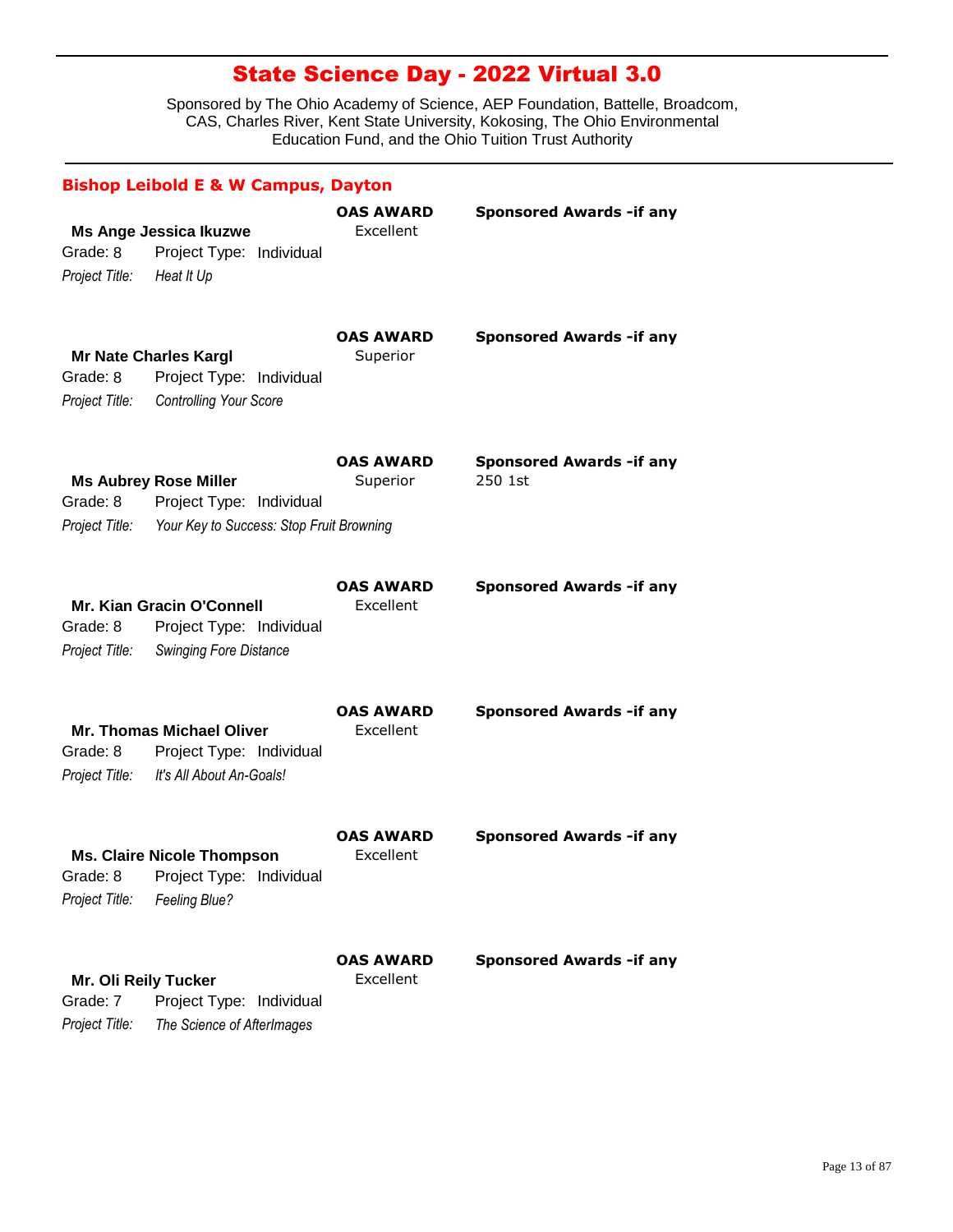# State Science Day - 2022 Virtual 3.0

Sponsored by The Ohio Academy of Science, AEP Foundation, Battelle, Broadcom, CAS, Charles River, Kent State University, Kokosing, The Ohio Environmental Education Fund, and the Ohio Tuition Trust Authority

## Bishop Leibold E & W Campus, Dayton

**Ms Ange Jessica Ikuzwe**
Grade: 8 Project Type: Individual
*Project Title:* *Heat It Up*
**OAS AWARD:** Excellent
**Sponsored Awards -if any:**

**Mr Nate Charles Kargl**
Grade: 8 Project Type: Individual
*Project Title:* *Controlling Your Score*
**OAS AWARD:** Superior
**Sponsored Awards -if any:**

**Ms Aubrey Rose Miller**
Grade: 8 Project Type: Individual
*Project Title:* *Your Key to Success: Stop Fruit Browning*
**OAS AWARD:** Superior
**Sponsored Awards -if any:** 250 1st

**Mr. Kian Gracin O'Connell**
Grade: 8 Project Type: Individual
*Project Title:* *Swinging Fore Distance*
**OAS AWARD:** Excellent
**Sponsored Awards -if any:**

**Mr. Thomas Michael Oliver**
Grade: 8 Project Type: Individual
*Project Title:* *It's All About An-Goals!*
**OAS AWARD:** Excellent
**Sponsored Awards -if any:**

**Ms. Claire Nicole Thompson**
Grade: 8 Project Type: Individual
*Project Title:* *Feeling Blue?*
**OAS AWARD:** Excellent
**Sponsored Awards -if any:**

**Mr. Oli Reily Tucker**
Grade: 7 Project Type: Individual
*Project Title:* *The Science of AfterImages*
**OAS AWARD:** Excellent
**Sponsored Awards -if any:**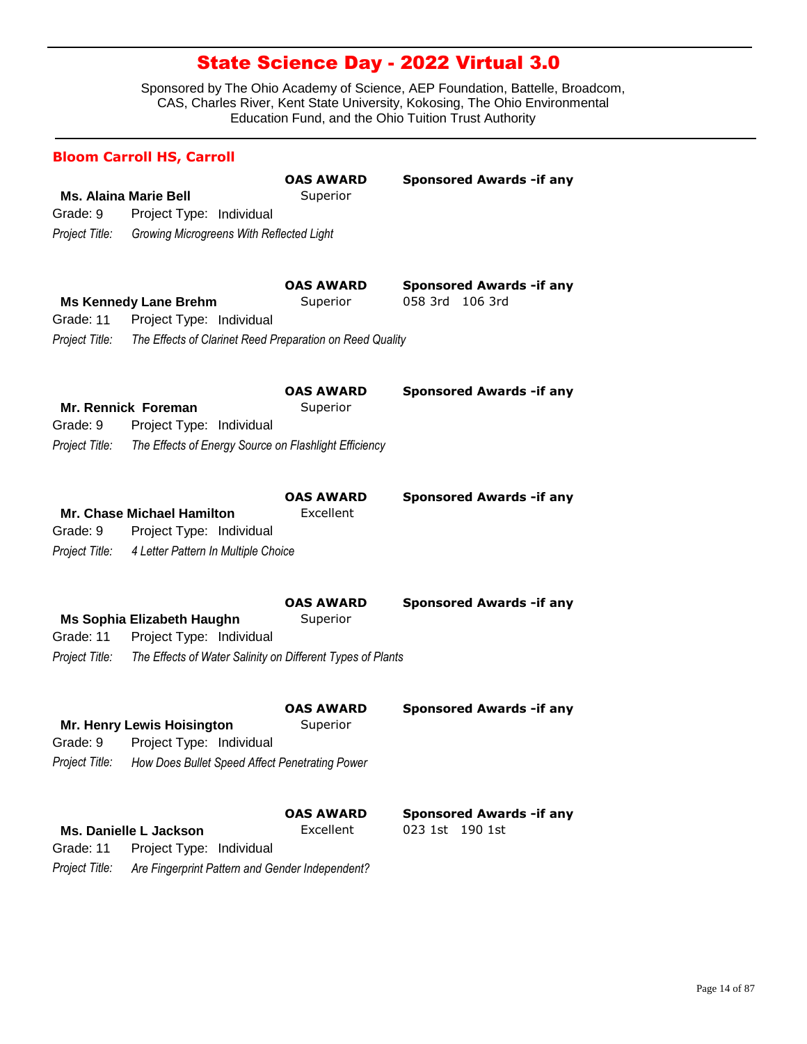# State Science Day - 2022 Virtual 3.0

Sponsored by The Ohio Academy of Science, AEP Foundation, Battelle, Broadcom, CAS, Charles River, Kent State University, Kokosing, The Ohio Environmental Education Fund, and the Ohio Tuition Trust Authority

## Bloom Carroll HS, Carroll

**Ms. Alaina Marie Bell**
Grade: 9 Project Type: Individual
*Project Title:* *Growing Microgreens With Reflected Light*
**OAS AWARD:** Superior
**Sponsored Awards -if any:**

**Ms Kennedy Lane Brehm**
Grade: 11 Project Type: Individual
*Project Title:* *The Effects of Clarinet Reed Preparation on Reed Quality*
**OAS AWARD:** Superior
**Sponsored Awards -if any:** 058 3rd 106 3rd

**Mr. Rennick Foreman**
Grade: 9 Project Type: Individual
*Project Title:* *The Effects of Energy Source on Flashlight Efficiency*
**OAS AWARD:** Superior
**Sponsored Awards -if any:**

**Mr. Chase Michael Hamilton**
Grade: 9 Project Type: Individual
*Project Title:* *4 Letter Pattern In Multiple Choice*
**OAS AWARD:** Excellent
**Sponsored Awards -if any:**

**Ms Sophia Elizabeth Haughn**
Grade: 11 Project Type: Individual
*Project Title:* *The Effects of Water Salinity on Different Types of Plants*
**OAS AWARD:** Superior
**Sponsored Awards -if any:**

**Mr. Henry Lewis Hoisington**
Grade: 9 Project Type: Individual
*Project Title:* *How Does Bullet Speed Affect Penetrating Power*
**OAS AWARD:** Superior
**Sponsored Awards -if any:**

**Ms. Danielle L Jackson**
Grade: 11 Project Type: Individual
*Project Title:* *Are Fingerprint Pattern and Gender Independent?*
**OAS AWARD:** Excellent
**Sponsored Awards -if any:** 023 1st 190 1st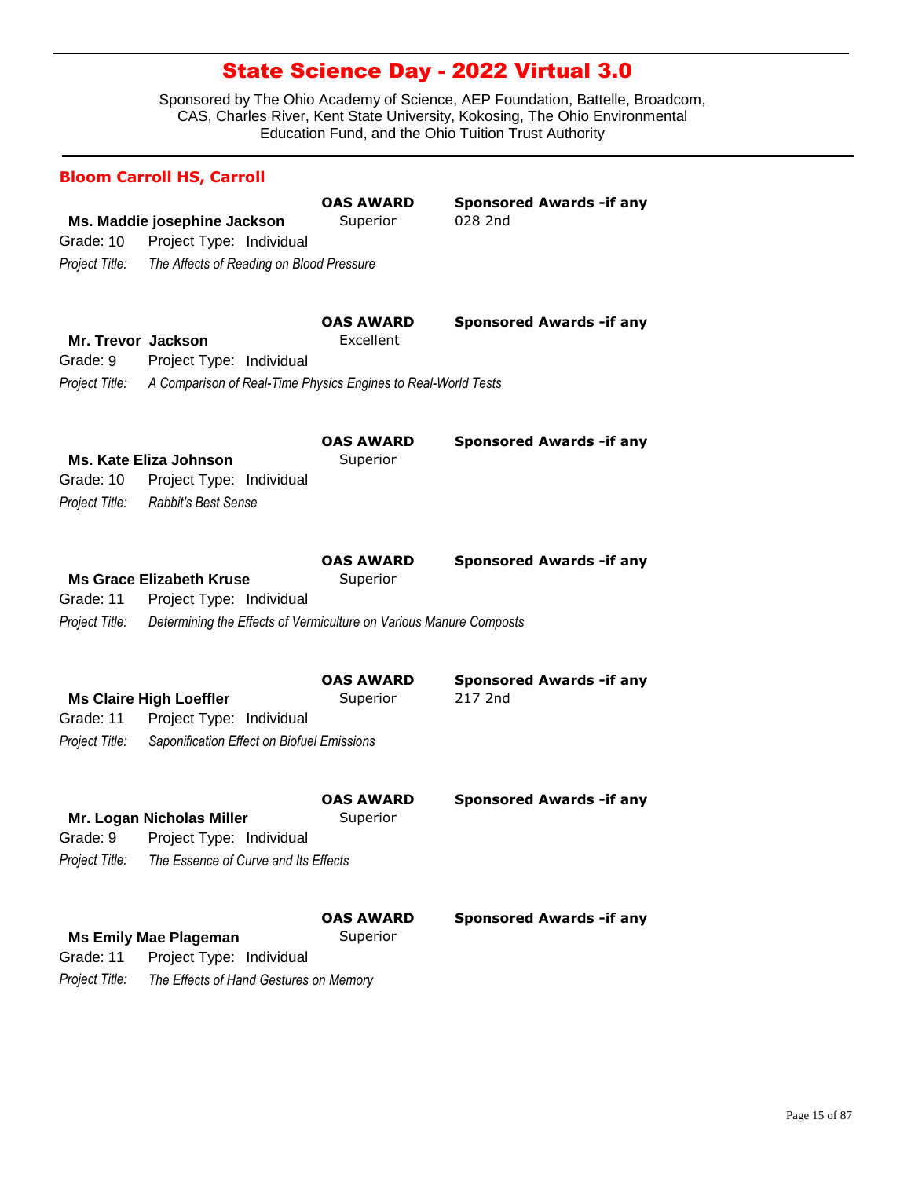# State Science Day - 2022 Virtual 3.0

Sponsored by The Ohio Academy of Science, AEP Foundation, Battelle, Broadcom, CAS, Charles River, Kent State University, Kokosing, The Ohio Environmental Education Fund, and the Ohio Tuition Trust Authority

## Bloom Carroll HS, Carroll

**Ms. Maddie josephine Jackson**
Grade: 10 Project Type: Individual
*Project Title:* *The Affects of Reading on Blood Pressure*
**OAS AWARD:** Superior
**Sponsored Awards -if any:** 028 2nd

**Mr. Trevor Jackson**
Grade: 9 Project Type: Individual
*Project Title:* *A Comparison of Real-Time Physics Engines to Real-World Tests*
**OAS AWARD:** Excellent
**Sponsored Awards -if any:**

**Ms. Kate Eliza Johnson**
Grade: 10 Project Type: Individual
*Project Title:* *Rabbit's Best Sense*
**OAS AWARD:** Superior
**Sponsored Awards -if any:**

**Ms Grace Elizabeth Kruse**
Grade: 11 Project Type: Individual
*Project Title:* *Determining the Effects of Vermiculture on Various Manure Composts*
**OAS AWARD:** Superior
**Sponsored Awards -if any:**

**Ms Claire High Loeffler**
Grade: 11 Project Type: Individual
*Project Title:* *Saponification Effect on Biofuel Emissions*
**OAS AWARD:** Superior
**Sponsored Awards -if any:** 217 2nd

**Mr. Logan Nicholas Miller**
Grade: 9 Project Type: Individual
*Project Title:* *The Essence of Curve and Its Effects*
**OAS AWARD:** Superior
**Sponsored Awards -if any:**

**Ms Emily Mae Plageman**
Grade: 11 Project Type: Individual
*Project Title:* *The Effects of Hand Gestures on Memory*
**OAS AWARD:** Superior
**Sponsored Awards -if any:**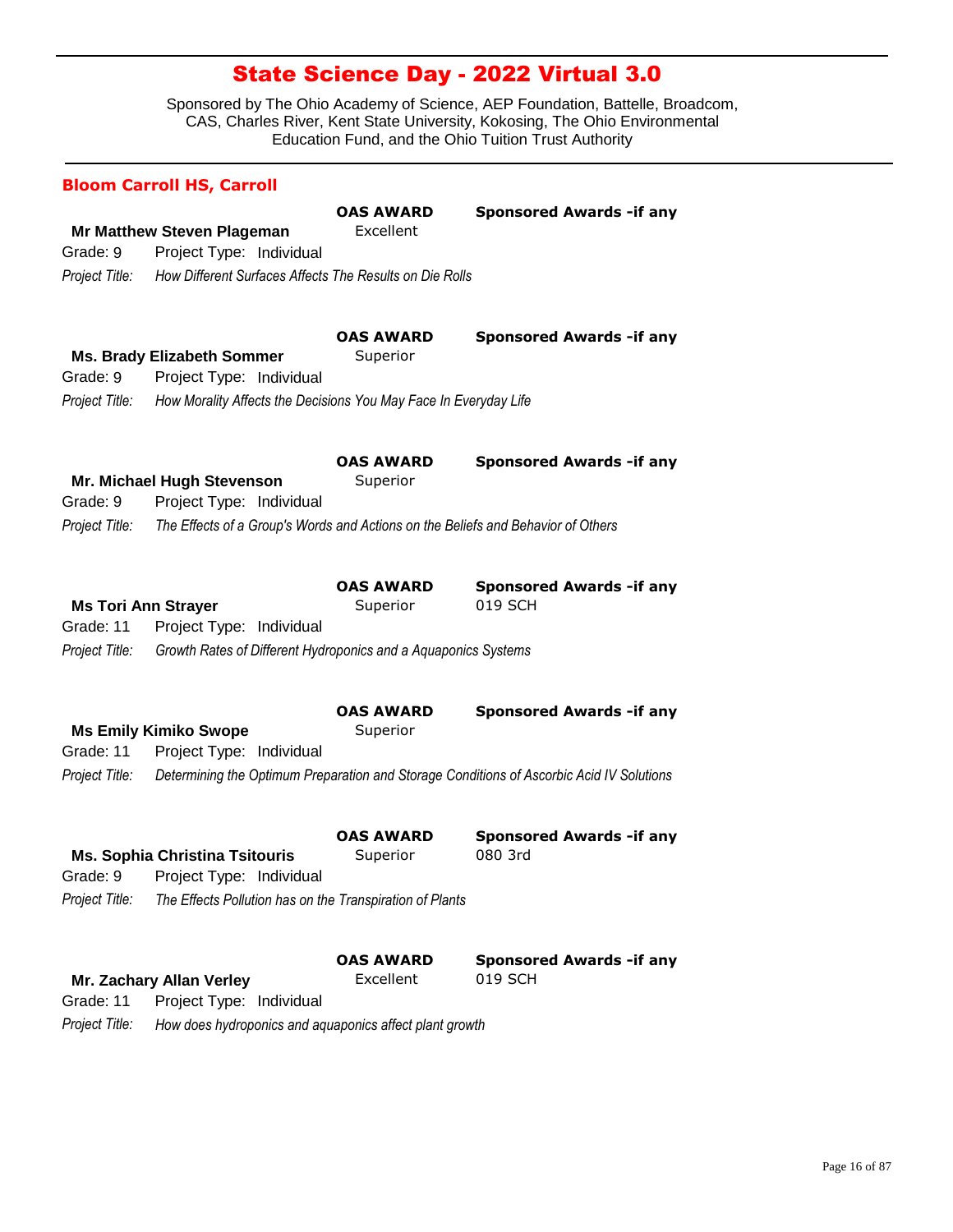# State Science Day - 2022 Virtual 3.0

Sponsored by The Ohio Academy of Science, AEP Foundation, Battelle, Broadcom, CAS, Charles River, Kent State University, Kokosing, The Ohio Environmental Education Fund, and the Ohio Tuition Trust Authority

## Bloom Carroll HS, Carroll

**Mr Matthew Steven Plageman**
**OAS AWARD:** Excellent
**Sponsored Awards -if any:**
Grade: 9 Project Type: Individual
*Project Title:* *How Different Surfaces Affects The Results on Die Rolls*

**Ms. Brady Elizabeth Sommer**
**OAS AWARD:** Superior
**Sponsored Awards -if any:**
Grade: 9 Project Type: Individual
*Project Title:* *How Morality Affects the Decisions You May Face In Everyday Life*

**Mr. Michael Hugh Stevenson**
**OAS AWARD:** Superior
**Sponsored Awards -if any:**
Grade: 9 Project Type: Individual
*Project Title:* *The Effects of a Group's Words and Actions on the Beliefs and Behavior of Others*

**Ms Tori Ann Strayer**
**OAS AWARD:** Superior
**Sponsored Awards -if any:** 019 SCH
Grade: 11 Project Type: Individual
*Project Title:* *Growth Rates of Different Hydroponics and a Aquaponics Systems*

**Ms Emily Kimiko Swope**
**OAS AWARD:** Superior
**Sponsored Awards -if any:**
Grade: 11 Project Type: Individual
*Project Title:* *Determining the Optimum Preparation and Storage Conditions of Ascorbic Acid IV Solutions*

**Ms. Sophia Christina Tsitouris**
**OAS AWARD:** Superior
**Sponsored Awards -if any:** 080 3rd
Grade: 9 Project Type: Individual
*Project Title:* *The Effects Pollution has on the Transpiration of Plants*

**Mr. Zachary Allan Verley**
**OAS AWARD:** Excellent
**Sponsored Awards -if any:** 019 SCH
Grade: 11 Project Type: Individual
*Project Title:* *How does hydroponics and aquaponics affect plant growth*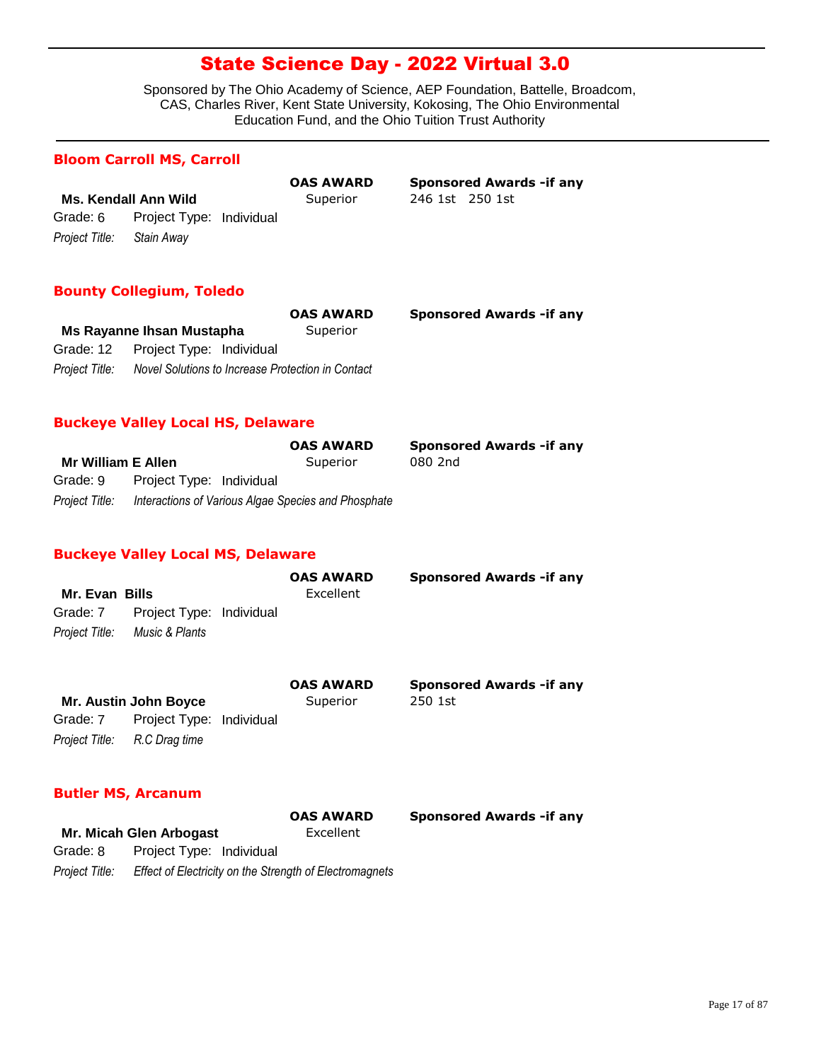# State Science Day - 2022 Virtual 3.0

Sponsored by The Ohio Academy of Science, AEP Foundation, Battelle, Broadcom, CAS, Charles River, Kent State University, Kokosing, The Ohio Environmental Education Fund, and the Ohio Tuition Trust Authority

## Bloom Carroll MS, Carroll

| | OAS AWARD | Sponsored Awards -if any |
|---|---|---|
| **Ms. Kendall Ann Wild** | Superior | 246 1st 250 1st |

Grade: 6 Project Type: Individual

*Project Title:* *Stain Away*

## Bounty Collegium, Toledo

| | OAS AWARD | Sponsored Awards -if any |
|---|---|---|
| **Ms Rayanne Ihsan Mustapha** | Superior | |

Grade: 12 Project Type: Individual

*Project Title:* *Novel Solutions to Increase Protection in Contact*

## Buckeye Valley Local HS, Delaware

| | OAS AWARD | Sponsored Awards -if any |
|---|---|---|
| **Mr William E Allen** | Superior | 080 2nd |

Grade: 9 Project Type: Individual

*Project Title:* *Interactions of Various Algae Species and Phosphate*

## Buckeye Valley Local MS, Delaware

| | OAS AWARD | Sponsored Awards -if any |
|---|---|---|
| **Mr. Evan Bills** | Excellent | |

Grade: 7 Project Type: Individual

*Project Title:* *Music & Plants*

| | OAS AWARD | Sponsored Awards -if any |
|---|---|---|
| **Mr. Austin John Boyce** | Superior | 250 1st |

Grade: 7 Project Type: Individual

*Project Title:* *R.C Drag time*

## Butler MS, Arcanum

| | OAS AWARD | Sponsored Awards -if any |
|---|---|---|
| **Mr. Micah Glen Arbogast** | Excellent | |

Grade: 8 Project Type: Individual

*Project Title:* *Effect of Electricity on the Strength of Electromagnets*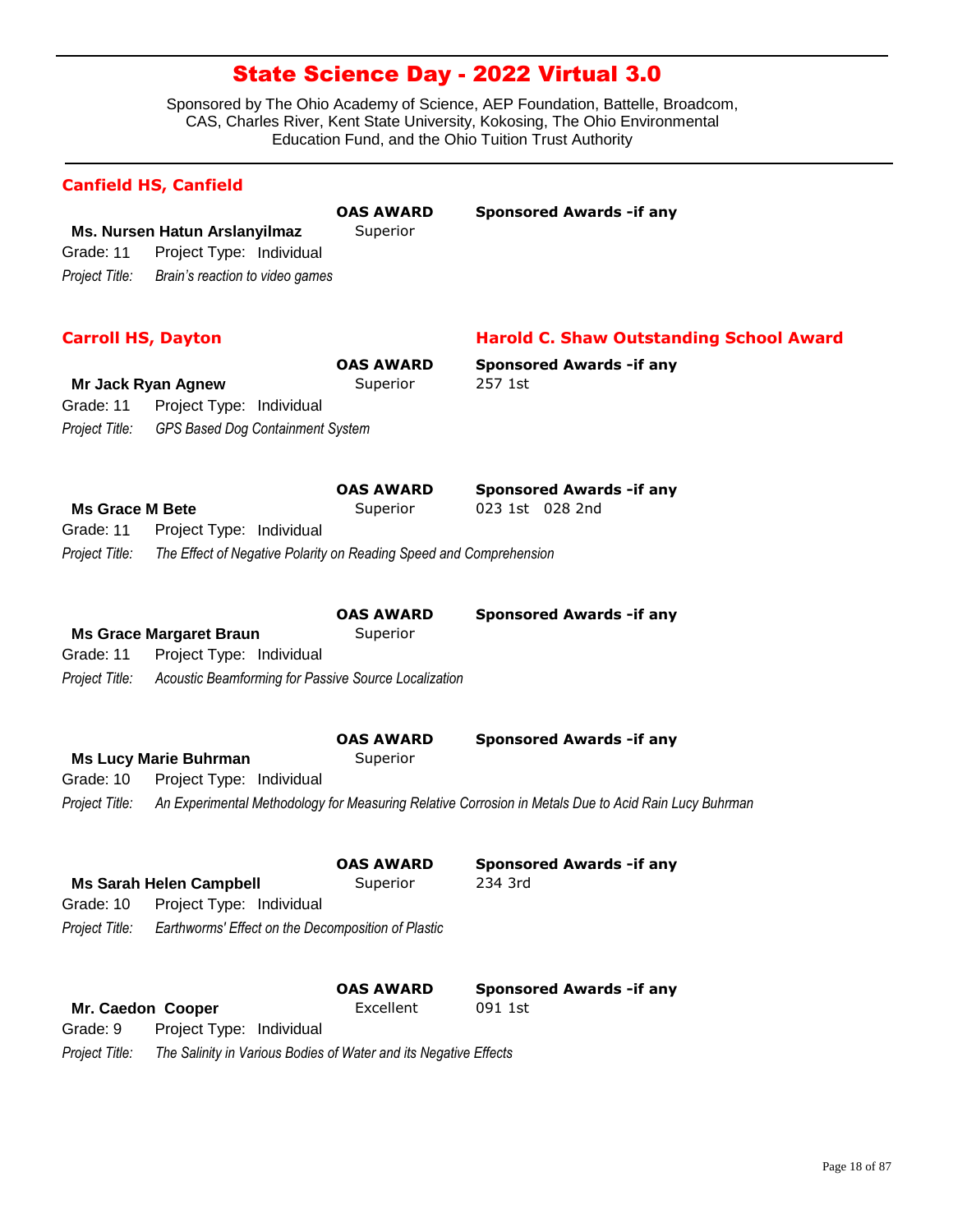# State Science Day - 2022 Virtual 3.0

Sponsored by The Ohio Academy of Science, AEP Foundation, Battelle, Broadcom, CAS, Charles River, Kent State University, Kokosing, The Ohio Environmental Education Fund, and the Ohio Tuition Trust Authority

## Canfield HS, Canfield

**Ms. Nursen Hatun Arslanyilmaz**
**OAS AWARD:** Superior
**Sponsored Awards -if any:**
Grade: 11 Project Type: Individual
*Project Title:* *Brain's reaction to video games*

## Carroll HS, Dayton

**Harold C. Shaw Outstanding School Award**

**Mr Jack Ryan Agnew**
**OAS AWARD:** Superior
**Sponsored Awards -if any:** 257 1st
Grade: 11 Project Type: Individual
*Project Title:* *GPS Based Dog Containment System*

**Ms Grace M Bete**
**OAS AWARD:** Superior
**Sponsored Awards -if any:** 023 1st 028 2nd
Grade: 11 Project Type: Individual
*Project Title:* *The Effect of Negative Polarity on Reading Speed and Comprehension*

**Ms Grace Margaret Braun**
**OAS AWARD:** Superior
**Sponsored Awards -if any:**
Grade: 11 Project Type: Individual
*Project Title:* *Acoustic Beamforming for Passive Source Localization*

**Ms Lucy Marie Buhrman**
**OAS AWARD:** Superior
**Sponsored Awards -if any:**
Grade: 10 Project Type: Individual
*Project Title:* *An Experimental Methodology for Measuring Relative Corrosion in Metals Due to Acid Rain Lucy Buhrman*

**Ms Sarah Helen Campbell**
**OAS AWARD:** Superior
**Sponsored Awards -if any:** 234 3rd
Grade: 10 Project Type: Individual
*Project Title:* *Earthworms' Effect on the Decomposition of Plastic*

**Mr. Caedon Cooper**
**OAS AWARD:** Excellent
**Sponsored Awards -if any:** 091 1st
Grade: 9 Project Type: Individual
*Project Title:* *The Salinity in Various Bodies of Water and its Negative Effects*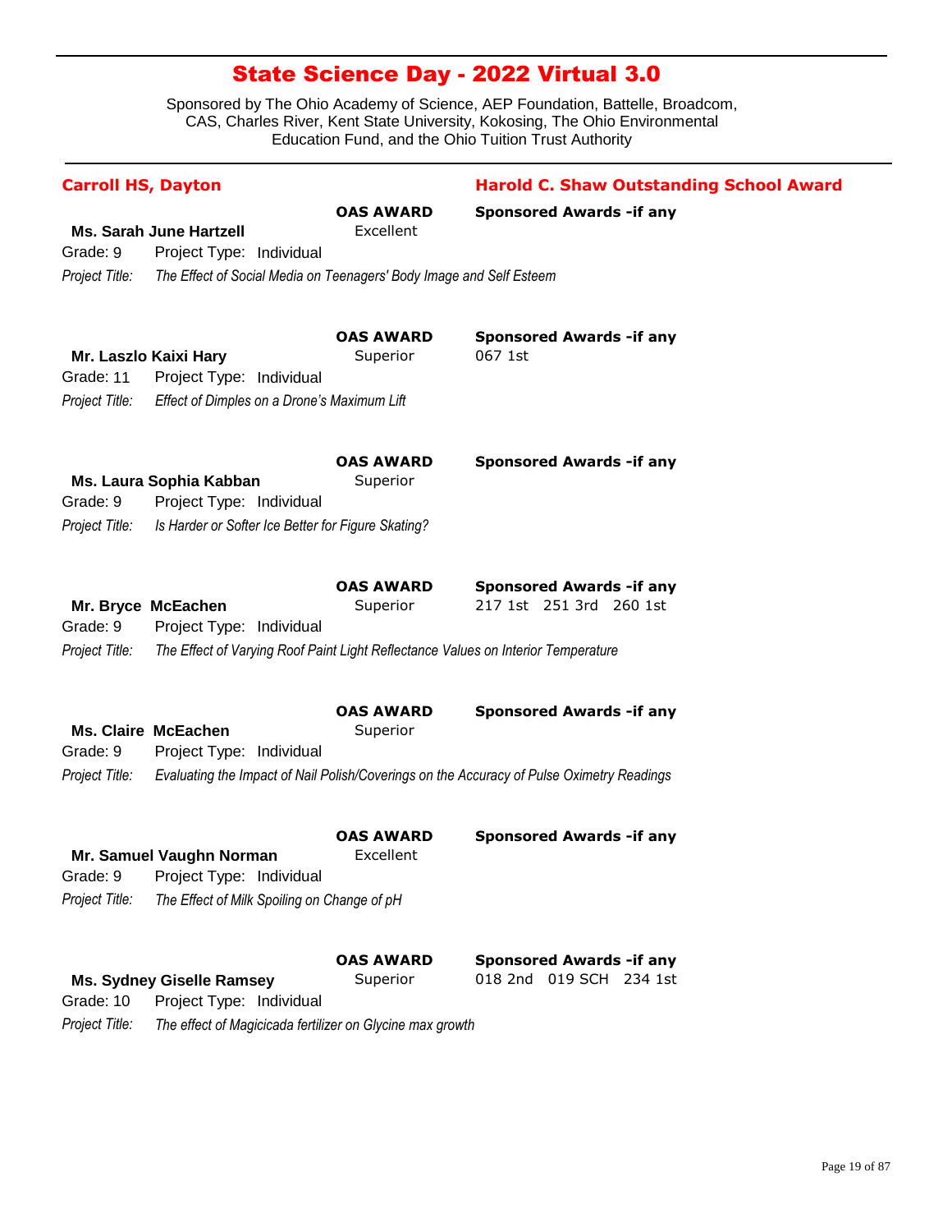# State Science Day - 2022 Virtual 3.0

Sponsored by The Ohio Academy of Science, AEP Foundation, Battelle, Broadcom, CAS, Charles River, Kent State University, Kokosing, The Ohio Environmental Education Fund, and the Ohio Tuition Trust Authority

## Carroll HS, Dayton

**Harold C. Shaw Outstanding School Award**

**Ms. Sarah June Hartzell**
Grade: 9 Project Type: Individual
*Project Title:* *The Effect of Social Media on Teenagers' Body Image and Self Esteem*
**OAS AWARD:** Excellent
**Sponsored Awards -if any:**

**Mr. Laszlo Kaixi Hary**
Grade: 11 Project Type: Individual
*Project Title:* *Effect of Dimples on a Drone's Maximum Lift*
**OAS AWARD:** Superior
**Sponsored Awards -if any:** 067 1st

**Ms. Laura Sophia Kabban**
Grade: 9 Project Type: Individual
*Project Title:* *Is Harder or Softer Ice Better for Figure Skating?*
**OAS AWARD:** Superior
**Sponsored Awards -if any:**

**Mr. Bryce McEachen**
Grade: 9 Project Type: Individual
*Project Title:* *The Effect of Varying Roof Paint Light Reflectance Values on Interior Temperature*
**OAS AWARD:** Superior
**Sponsored Awards -if any:** 217 1st 251 3rd 260 1st

**Ms. Claire McEachen**
Grade: 9 Project Type: Individual
*Project Title:* *Evaluating the Impact of Nail Polish/Coverings on the Accuracy of Pulse Oximetry Readings*
**OAS AWARD:** Superior
**Sponsored Awards -if any:**

**Mr. Samuel Vaughn Norman**
Grade: 9 Project Type: Individual
*Project Title:* *The Effect of Milk Spoiling on Change of pH*
**OAS AWARD:** Excellent
**Sponsored Awards -if any:**

**Ms. Sydney Giselle Ramsey**
Grade: 10 Project Type: Individual
*Project Title:* *The effect of Magicicada fertilizer on Glycine max growth*
**OAS AWARD:** Superior
**Sponsored Awards -if any:** 018 2nd 019 SCH 234 1st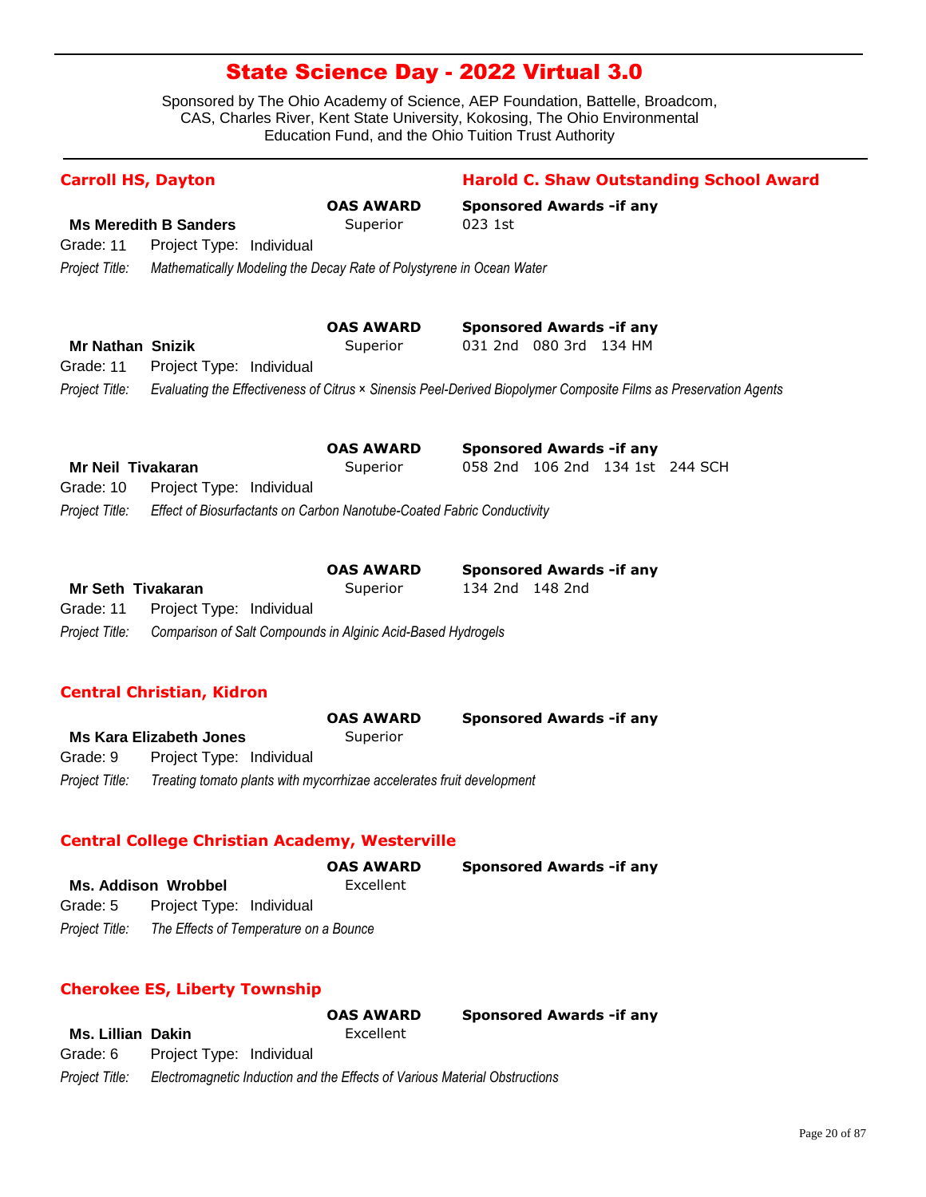# State Science Day - 2022 Virtual 3.0

Sponsored by The Ohio Academy of Science, AEP Foundation, Battelle, Broadcom, CAS, Charles River, Kent State University, Kokosing, The Ohio Environmental Education Fund, and the Ohio Tuition Trust Authority

## Carroll HS, Dayton

**Harold C. Shaw Outstanding School Award**

**Ms Meredith B Sanders**
**OAS AWARD:** Superior
**Sponsored Awards -if any:** 023 1st
Grade: 11 Project Type: Individual
*Project Title:* *Mathematically Modeling the Decay Rate of Polystyrene in Ocean Water*

**Mr Nathan Snizik**
**OAS AWARD:** Superior
**Sponsored Awards -if any:** 031 2nd 080 3rd 134 HM
Grade: 11 Project Type: Individual
*Project Title:* *Evaluating the Effectiveness of Citrus × Sinensis Peel-Derived Biopolymer Composite Films as Preservation Agents*

**Mr Neil Tivakaran**
**OAS AWARD:** Superior
**Sponsored Awards -if any:** 058 2nd 106 2nd 134 1st 244 SCH
Grade: 10 Project Type: Individual
*Project Title:* *Effect of Biosurfactants on Carbon Nanotube-Coated Fabric Conductivity*

**Mr Seth Tivakaran**
**OAS AWARD:** Superior
**Sponsored Awards -if any:** 134 2nd 148 2nd
Grade: 11 Project Type: Individual
*Project Title:* *Comparison of Salt Compounds in Alginic Acid-Based Hydrogels*

## Central Christian, Kidron

**Ms Kara Elizabeth Jones**
**OAS AWARD:** Superior
**Sponsored Awards -if any:**
Grade: 9 Project Type: Individual
*Project Title:* *Treating tomato plants with mycorrhizae accelerates fruit development*

## Central College Christian Academy, Westerville

**Ms. Addison Wrobbel**
**OAS AWARD:** Excellent
**Sponsored Awards -if any:**
Grade: 5 Project Type: Individual
*Project Title:* *The Effects of Temperature on a Bounce*

## Cherokee ES, Liberty Township

**Ms. Lillian Dakin**
**OAS AWARD:** Excellent
**Sponsored Awards -if any:**
Grade: 6 Project Type: Individual
*Project Title:* *Electromagnetic Induction and the Effects of Various Material Obstructions*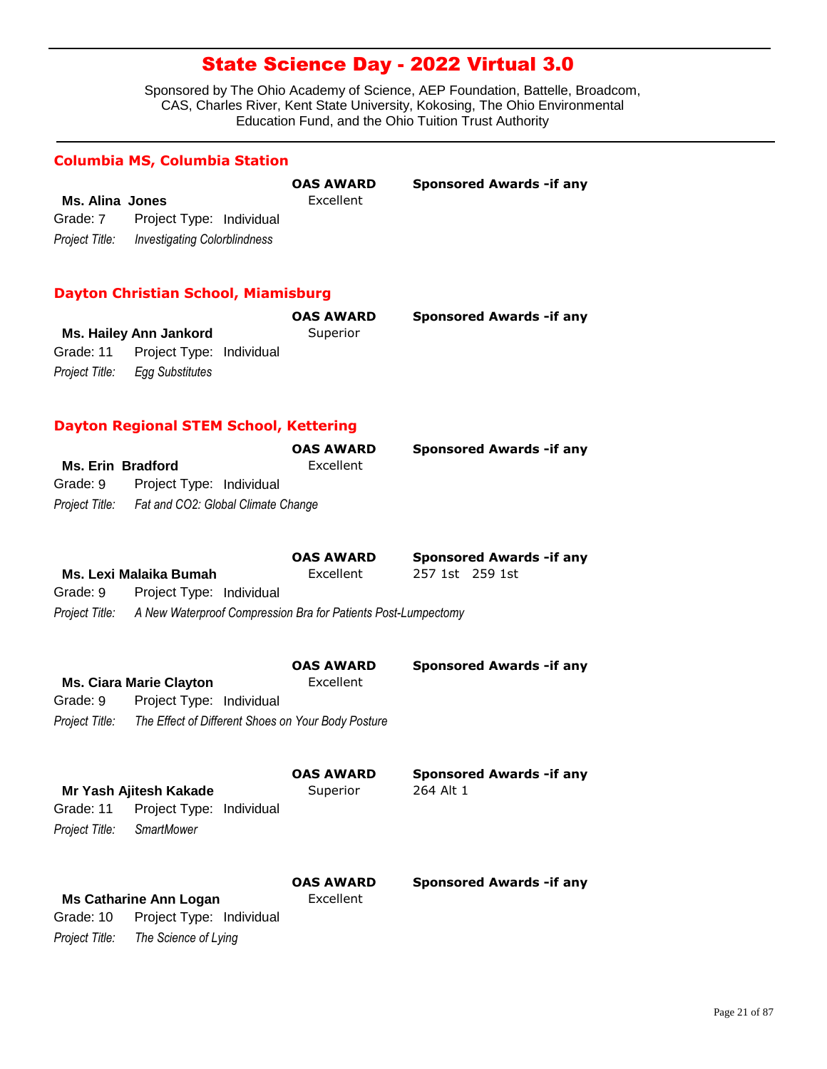# State Science Day - 2022 Virtual 3.0

Sponsored by The Ohio Academy of Science, AEP Foundation, Battelle, Broadcom, CAS, Charles River, Kent State University, Kokosing, The Ohio Environmental Education Fund, and the Ohio Tuition Trust Authority

## Columbia MS, Columbia Station

**Ms. Alina Jones**
Grade: 7 Project Type: Individual
*Project Title: Investigating Colorblindness*
**OAS AWARD:** Excellent
**Sponsored Awards -if any:**

## Dayton Christian School, Miamisburg

**Ms. Hailey Ann Jankord**
Grade: 11 Project Type: Individual
*Project Title: Egg Substitutes*
**OAS AWARD:** Superior
**Sponsored Awards -if any:**

## Dayton Regional STEM School, Kettering

**Ms. Erin Bradford**
Grade: 9 Project Type: Individual
*Project Title: Fat and CO2: Global Climate Change*
**OAS AWARD:** Excellent
**Sponsored Awards -if any:**

**Ms. Lexi Malaika Bumah**
Grade: 9 Project Type: Individual
*Project Title: A New Waterproof Compression Bra for Patients Post-Lumpectomy*
**OAS AWARD:** Excellent
**Sponsored Awards -if any:** 257 1st 259 1st

**Ms. Ciara Marie Clayton**
Grade: 9 Project Type: Individual
*Project Title: The Effect of Different Shoes on Your Body Posture*
**OAS AWARD:** Excellent
**Sponsored Awards -if any:**

**Mr Yash Ajitesh Kakade**
Grade: 11 Project Type: Individual
*Project Title: SmartMower*
**OAS AWARD:** Superior
**Sponsored Awards -if any:** 264 Alt 1

**Ms Catharine Ann Logan**
Grade: 10 Project Type: Individual
*Project Title: The Science of Lying*
**OAS AWARD:** Excellent
**Sponsored Awards -if any:**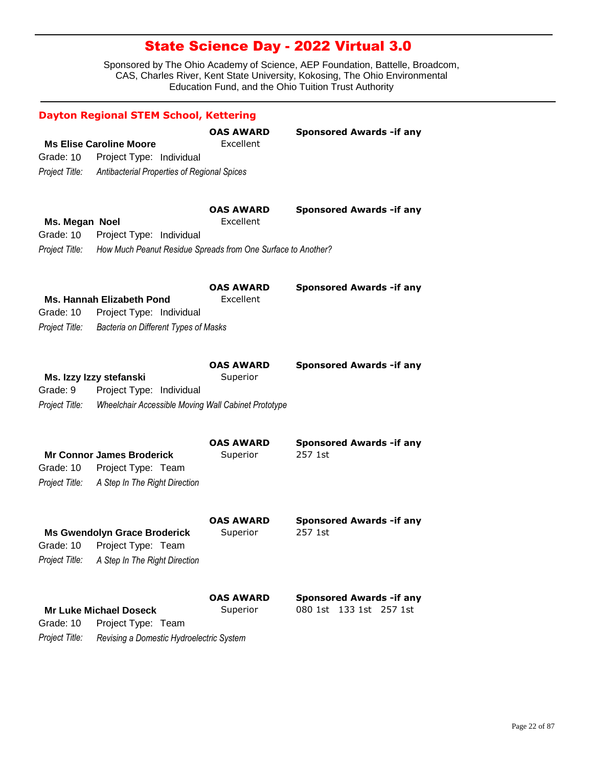# State Science Day - 2022 Virtual 3.0

Sponsored by The Ohio Academy of Science, AEP Foundation, Battelle, Broadcom, CAS, Charles River, Kent State University, Kokosing, The Ohio Environmental Education Fund, and the Ohio Tuition Trust Authority

## Dayton Regional STEM School, Kettering

**Ms Elise Caroline Moore**
OAS AWARD: Excellent
Sponsored Awards -if any:
Grade: 10 Project Type: Individual
*Project Title:* *Antibacterial Properties of Regional Spices*

**Ms. Megan Noel**
OAS AWARD: Excellent
Sponsored Awards -if any:
Grade: 10 Project Type: Individual
*Project Title:* *How Much Peanut Residue Spreads from One Surface to Another?*

**Ms. Hannah Elizabeth Pond**
OAS AWARD: Excellent
Sponsored Awards -if any:
Grade: 10 Project Type: Individual
*Project Title:* *Bacteria on Different Types of Masks*

**Ms. Izzy Izzy stefanski**
OAS AWARD: Superior
Sponsored Awards -if any:
Grade: 9 Project Type: Individual
*Project Title:* *Wheelchair Accessible Moving Wall Cabinet Prototype*

**Mr Connor James Broderick**
OAS AWARD: Superior
Sponsored Awards -if any: 257 1st
Grade: 10 Project Type: Team
*Project Title:* *A Step In The Right Direction*

**Ms Gwendolyn Grace Broderick**
OAS AWARD: Superior
Sponsored Awards -if any: 257 1st
Grade: 10 Project Type: Team
*Project Title:* *A Step In The Right Direction*

**Mr Luke Michael Doseck**
OAS AWARD: Superior
Sponsored Awards -if any: 080 1st 133 1st 257 1st
Grade: 10 Project Type: Team
*Project Title:* *Revising a Domestic Hydroelectric System*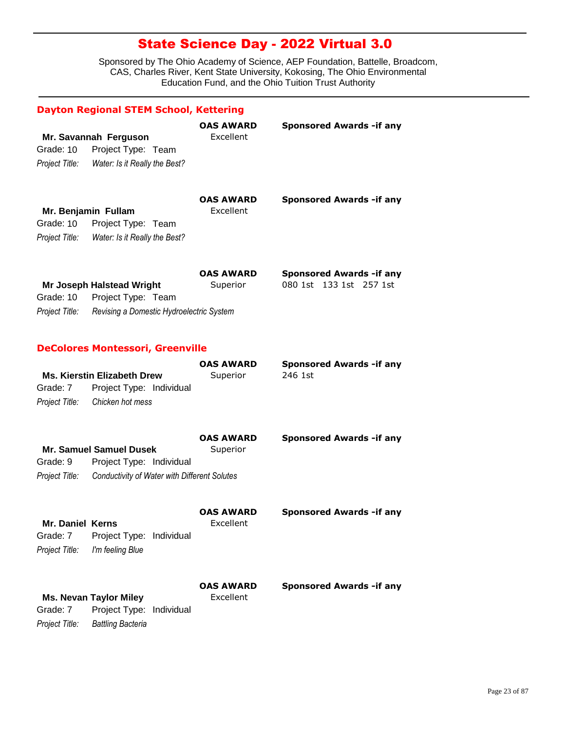# State Science Day - 2022 Virtual 3.0

Sponsored by The Ohio Academy of Science, AEP Foundation, Battelle, Broadcom, CAS, Charles River, Kent State University, Kokosing, The Ohio Environmental Education Fund, and the Ohio Tuition Trust Authority

## Dayton Regional STEM School, Kettering

**Mr. Savannah Ferguson**
Grade: 10 Project Type: Team
*Project Title:* *Water: Is it Really the Best?*
**OAS AWARD:** Excellent
**Sponsored Awards -if any:**

**Mr. Benjamin Fullam**
Grade: 10 Project Type: Team
*Project Title:* *Water: Is it Really the Best?*
**OAS AWARD:** Excellent
**Sponsored Awards -if any:**

**Mr Joseph Halstead Wright**
Grade: 10 Project Type: Team
*Project Title:* *Revising a Domestic Hydroelectric System*
**OAS AWARD:** Superior
**Sponsored Awards -if any:** 080 1st 133 1st 257 1st

## DeColores Montessori, Greenville

**Ms. Kierstin Elizabeth Drew**
Grade: 7 Project Type: Individual
*Project Title:* *Chicken hot mess*
**OAS AWARD:** Superior
**Sponsored Awards -if any:** 246 1st

**Mr. Samuel Samuel Dusek**
Grade: 9 Project Type: Individual
*Project Title:* *Conductivity of Water with Different Solutes*
**OAS AWARD:** Superior
**Sponsored Awards -if any:**

**Mr. Daniel Kerns**
Grade: 7 Project Type: Individual
*Project Title:* *I'm feeling Blue*
**OAS AWARD:** Excellent
**Sponsored Awards -if any:**

**Ms. Nevan Taylor Miley**
Grade: 7 Project Type: Individual
*Project Title:* *Battling Bacteria*
**OAS AWARD:** Excellent
**Sponsored Awards -if any:**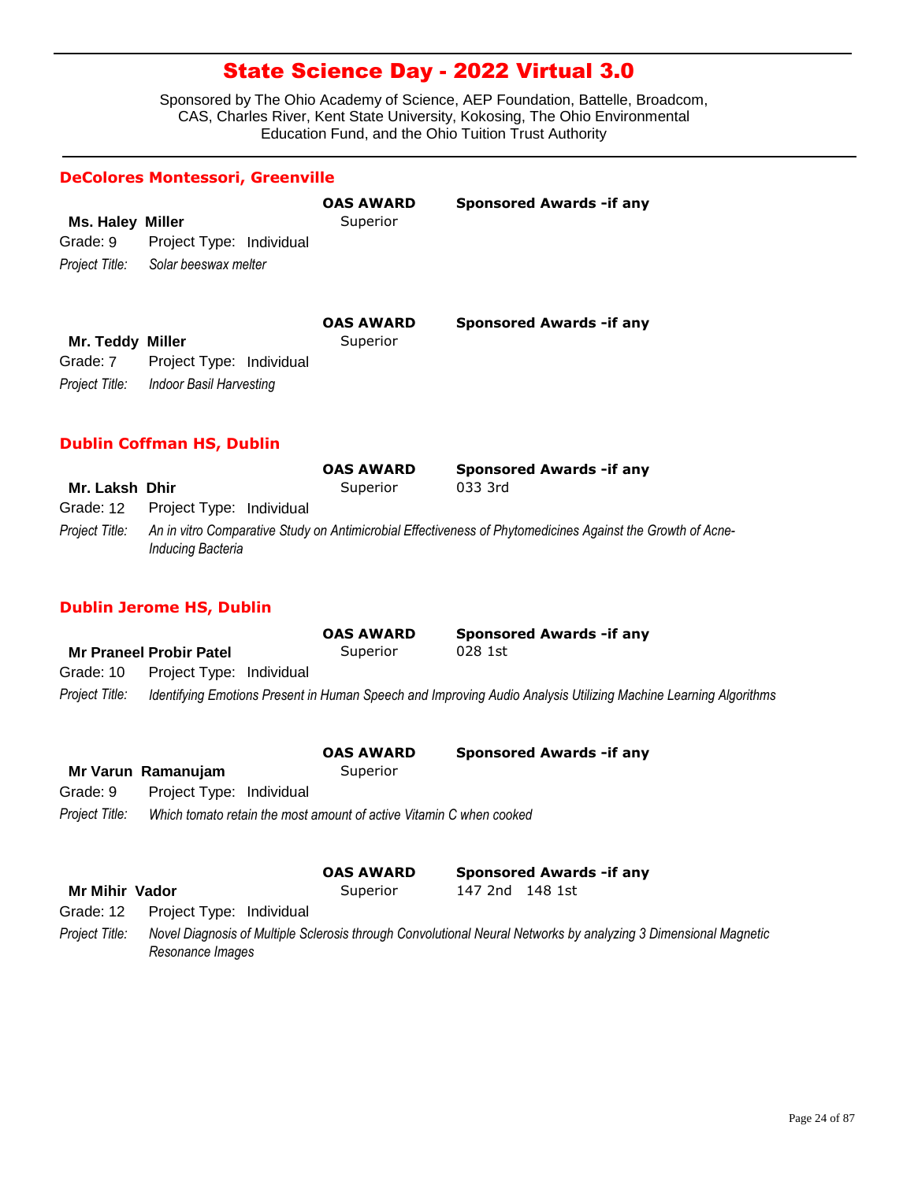# State Science Day - 2022 Virtual 3.0

Sponsored by The Ohio Academy of Science, AEP Foundation, Battelle, Broadcom, CAS, Charles River, Kent State University, Kokosing, The Ohio Environmental Education Fund, and the Ohio Tuition Trust Authority

## DeColores Montessori, Greenville

**Ms. Haley Miller**
Grade: 9 Project Type: Individual
*Project Title:* *Solar beeswax melter*

**OAS AWARD:** Superior
**Sponsored Awards -if any:**

**Mr. Teddy Miller**
Grade: 7 Project Type: Individual
*Project Title:* *Indoor Basil Harvesting*

**OAS AWARD:** Superior
**Sponsored Awards -if any:**

## Dublin Coffman HS, Dublin

**Mr. Laksh Dhir**
Grade: 12 Project Type: Individual
*Project Title:* *An in vitro Comparative Study on Antimicrobial Effectiveness of Phytomedicines Against the Growth of Acne-Inducing Bacteria*

**OAS AWARD:** Superior
**Sponsored Awards -if any:** 033 3rd

## Dublin Jerome HS, Dublin

**Mr Praneel Probir Patel**
Grade: 10 Project Type: Individual
*Project Title:* *Identifying Emotions Present in Human Speech and Improving Audio Analysis Utilizing Machine Learning Algorithms*

**OAS AWARD:** Superior
**Sponsored Awards -if any:** 028 1st

**Mr Varun Ramanujam**
Grade: 9 Project Type: Individual
*Project Title:* *Which tomato retain the most amount of active Vitamin C when cooked*

**OAS AWARD:** Superior
**Sponsored Awards -if any:**

**Mr Mihir Vador**
Grade: 12 Project Type: Individual
*Project Title:* *Novel Diagnosis of Multiple Sclerosis through Convolutional Neural Networks by analyzing 3 Dimensional Magnetic Resonance Images*

**OAS AWARD:** Superior
**Sponsored Awards -if any:** 147 2nd 148 1st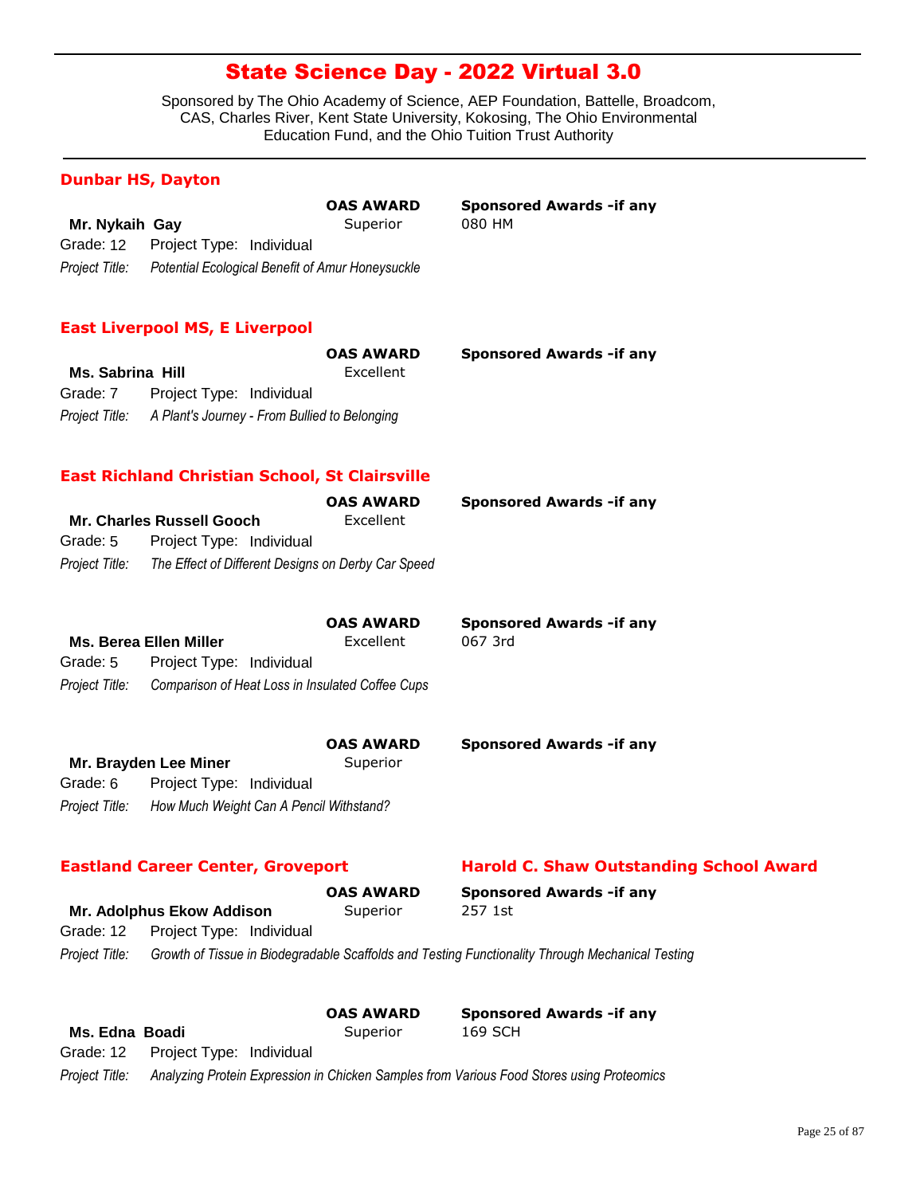# State Science Day - 2022 Virtual 3.0

Sponsored by The Ohio Academy of Science, AEP Foundation, Battelle, Broadcom, CAS, Charles River, Kent State University, Kokosing, The Ohio Environmental Education Fund, and the Ohio Tuition Trust Authority

## Dunbar HS, Dayton

**Mr. Nykaih Gay**
**OAS AWARD:** Superior
**Sponsored Awards -if any:** 080 HM
Grade: 12 Project Type: Individual
*Project Title:* *Potential Ecological Benefit of Amur Honeysuckle*

## East Liverpool MS, E Liverpool

**Ms. Sabrina Hill**
**OAS AWARD:** Excellent
**Sponsored Awards -if any:**
Grade: 7 Project Type: Individual
*Project Title:* *A Plant's Journey - From Bullied to Belonging*

## East Richland Christian School, St Clairsville

**Mr. Charles Russell Gooch**
**OAS AWARD:** Excellent
**Sponsored Awards -if any:**
Grade: 5 Project Type: Individual
*Project Title:* *The Effect of Different Designs on Derby Car Speed*

**Ms. Berea Ellen Miller**
**OAS AWARD:** Excellent
**Sponsored Awards -if any:** 067 3rd
Grade: 5 Project Type: Individual
*Project Title:* *Comparison of Heat Loss in Insulated Coffee Cups*

**Mr. Brayden Lee Miner**
**OAS AWARD:** Superior
**Sponsored Awards -if any:**
Grade: 6 Project Type: Individual
*Project Title:* *How Much Weight Can A Pencil Withstand?*

## Eastland Career Center, Groveport

**Harold C. Shaw Outstanding School Award**

**Mr. Adolphus Ekow Addison**
**OAS AWARD:** Superior
**Sponsored Awards -if any:** 257 1st
Grade: 12 Project Type: Individual
*Project Title:* *Growth of Tissue in Biodegradable Scaffolds and Testing Functionality Through Mechanical Testing*

**Ms. Edna Boadi**
**OAS AWARD:** Superior
**Sponsored Awards -if any:** 169 SCH
Grade: 12 Project Type: Individual
*Project Title:* *Analyzing Protein Expression in Chicken Samples from Various Food Stores using Proteomics*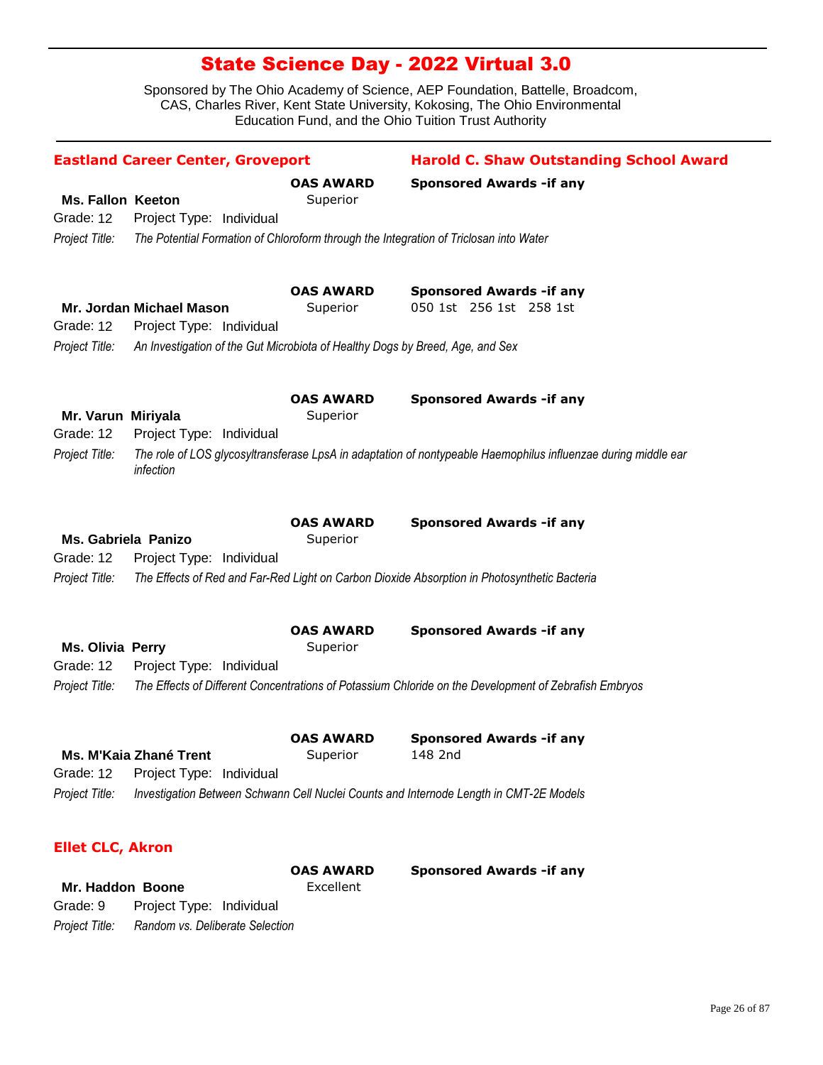# State Science Day - 2022 Virtual 3.0

Sponsored by The Ohio Academy of Science, AEP Foundation, Battelle, Broadcom, CAS, Charles River, Kent State University, Kokosing, The Ohio Environmental Education Fund, and the Ohio Tuition Trust Authority

## Eastland Career Center, Groveport

**Harold C. Shaw Outstanding School Award**

**Ms. Fallon Keeton**
OAS AWARD: Superior
Sponsored Awards -if any:
Grade: 12 Project Type: Individual
*Project Title: The Potential Formation of Chloroform through the Integration of Triclosan into Water*

**Mr. Jordan Michael Mason**
OAS AWARD: Superior
Sponsored Awards -if any: 050 1st 256 1st 258 1st
Grade: 12 Project Type: Individual
*Project Title: An Investigation of the Gut Microbiota of Healthy Dogs by Breed, Age, and Sex*

**Mr. Varun Miriyala**
OAS AWARD: Superior
Sponsored Awards -if any:
Grade: 12 Project Type: Individual
*Project Title: The role of LOS glycosyltransferase LpsA in adaptation of nontypeable Haemophilus influenzae during middle ear infection*

**Ms. Gabriela Panizo**
OAS AWARD: Superior
Sponsored Awards -if any:
Grade: 12 Project Type: Individual
*Project Title: The Effects of Red and Far-Red Light on Carbon Dioxide Absorption in Photosynthetic Bacteria*

**Ms. Olivia Perry**
OAS AWARD: Superior
Sponsored Awards -if any:
Grade: 12 Project Type: Individual
*Project Title: The Effects of Different Concentrations of Potassium Chloride on the Development of Zebrafish Embryos*

**Ms. M'Kaia Zhané Trent**
OAS AWARD: Superior
Sponsored Awards -if any: 148 2nd
Grade: 12 Project Type: Individual
*Project Title: Investigation Between Schwann Cell Nuclei Counts and Internode Length in CMT-2E Models*

## Ellet CLC, Akron

**Mr. Haddon Boone**
OAS AWARD: Excellent
Sponsored Awards -if any:
Grade: 9 Project Type: Individual
*Project Title: Random vs. Deliberate Selection*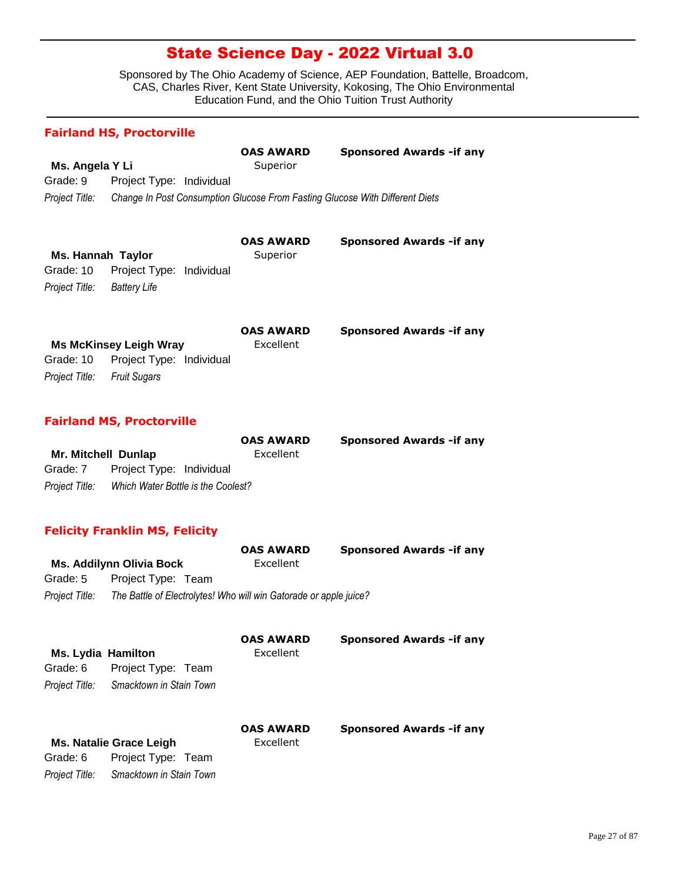# State Science Day - 2022 Virtual 3.0

Sponsored by The Ohio Academy of Science, AEP Foundation, Battelle, Broadcom, CAS, Charles River, Kent State University, Kokosing, The Ohio Environmental Education Fund, and the Ohio Tuition Trust Authority

## Fairland HS, Proctorville

**Ms. Angela Y Li**
Grade: 9 Project Type: Individual
*Project Title:* *Change In Post Consumption Glucose From Fasting Glucose With Different Diets*
**OAS AWARD:** Superior
**Sponsored Awards -if any:**

**Ms. Hannah Taylor**
Grade: 10 Project Type: Individual
*Project Title:* *Battery Life*
**OAS AWARD:** Superior
**Sponsored Awards -if any:**

**Ms McKinsey Leigh Wray**
Grade: 10 Project Type: Individual
*Project Title:* *Fruit Sugars*
**OAS AWARD:** Excellent
**Sponsored Awards -if any:**

## Fairland MS, Proctorville

**Mr. Mitchell Dunlap**
Grade: 7 Project Type: Individual
*Project Title:* *Which Water Bottle is the Coolest?*
**OAS AWARD:** Excellent
**Sponsored Awards -if any:**

## Felicity Franklin MS, Felicity

**Ms. Addilynn Olivia Bock**
Grade: 5 Project Type: Team
*Project Title:* *The Battle of Electrolytes! Who will win Gatorade or apple juice?*
**OAS AWARD:** Excellent
**Sponsored Awards -if any:**

**Ms. Lydia Hamilton**
Grade: 6 Project Type: Team
*Project Title:* *Smacktown in Stain Town*
**OAS AWARD:** Excellent
**Sponsored Awards -if any:**

**Ms. Natalie Grace Leigh**
Grade: 6 Project Type: Team
*Project Title:* *Smacktown in Stain Town*
**OAS AWARD:** Excellent
**Sponsored Awards -if any:**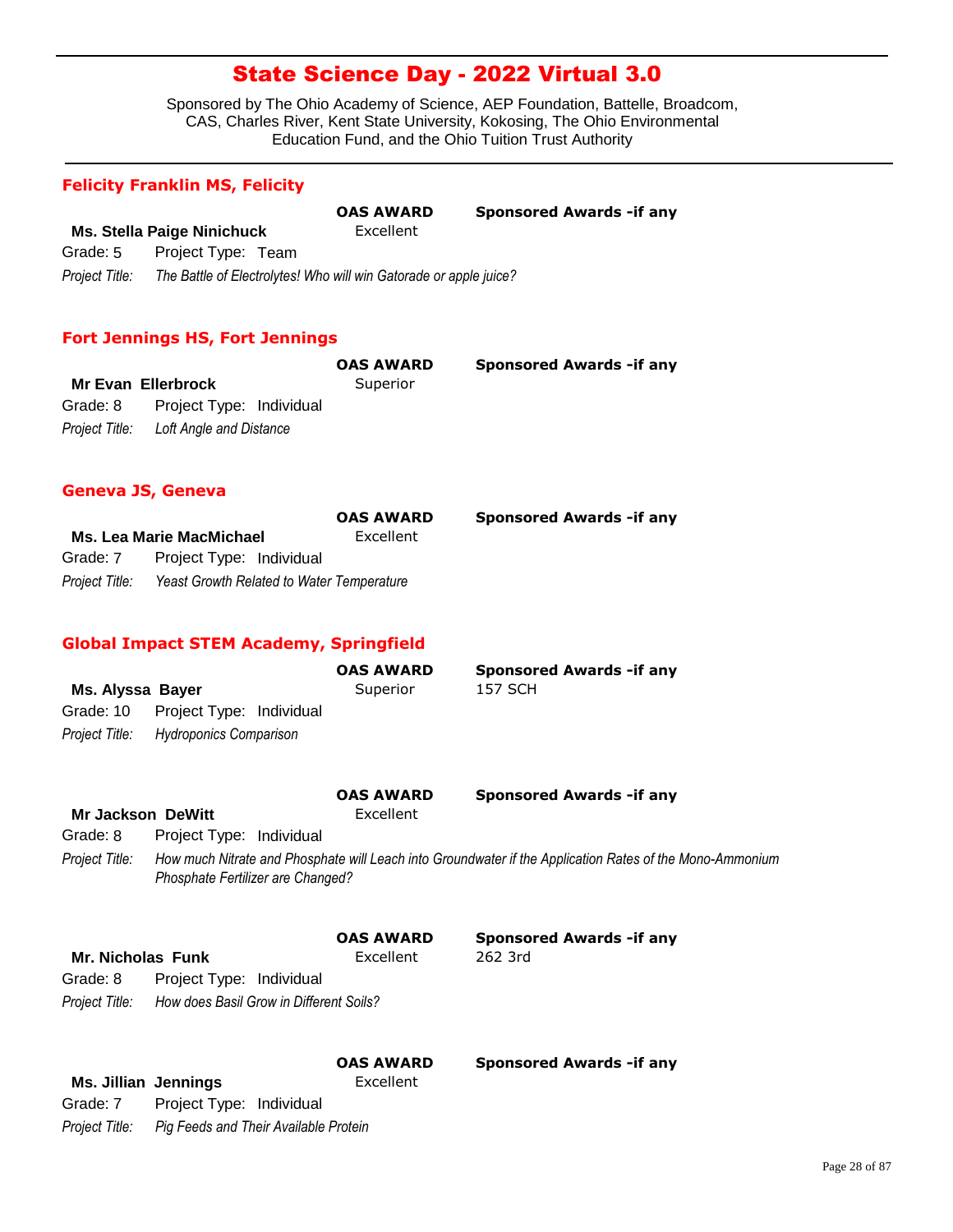# State Science Day - 2022 Virtual 3.0

Sponsored by The Ohio Academy of Science, AEP Foundation, Battelle, Broadcom, CAS, Charles River, Kent State University, Kokosing, The Ohio Environmental Education Fund, and the Ohio Tuition Trust Authority

## Felicity Franklin MS, Felicity

**Ms. Stella Paige Ninichuck**
**OAS AWARD:** Excellent
**Sponsored Awards -if any:**
Grade: 5 Project Type: Team
*Project Title: The Battle of Electrolytes! Who will win Gatorade or apple juice?*

## Fort Jennings HS, Fort Jennings

**Mr Evan Ellerbrock**
**OAS AWARD:** Superior
**Sponsored Awards -if any:**
Grade: 8 Project Type: Individual
*Project Title: Loft Angle and Distance*

## Geneva JS, Geneva

**Ms. Lea Marie MacMichael**
**OAS AWARD:** Excellent
**Sponsored Awards -if any:**
Grade: 7 Project Type: Individual
*Project Title: Yeast Growth Related to Water Temperature*

## Global Impact STEM Academy, Springfield

**Ms. Alyssa Bayer**
**OAS AWARD:** Superior
**Sponsored Awards -if any:** 157 SCH
Grade: 10 Project Type: Individual
*Project Title: Hydroponics Comparison*

**Mr Jackson DeWitt**
**OAS AWARD:** Excellent
**Sponsored Awards -if any:**
Grade: 8 Project Type: Individual
*Project Title: How much Nitrate and Phosphate will Leach into Groundwater if the Application Rates of the Mono-Ammonium Phosphate Fertilizer are Changed?*

**Mr. Nicholas Funk**
**OAS AWARD:** Excellent
**Sponsored Awards -if any:** 262 3rd
Grade: 8 Project Type: Individual
*Project Title: How does Basil Grow in Different Soils?*

**Ms. Jillian Jennings**
**OAS AWARD:** Excellent
**Sponsored Awards -if any:**
Grade: 7 Project Type: Individual
*Project Title: Pig Feeds and Their Available Protein*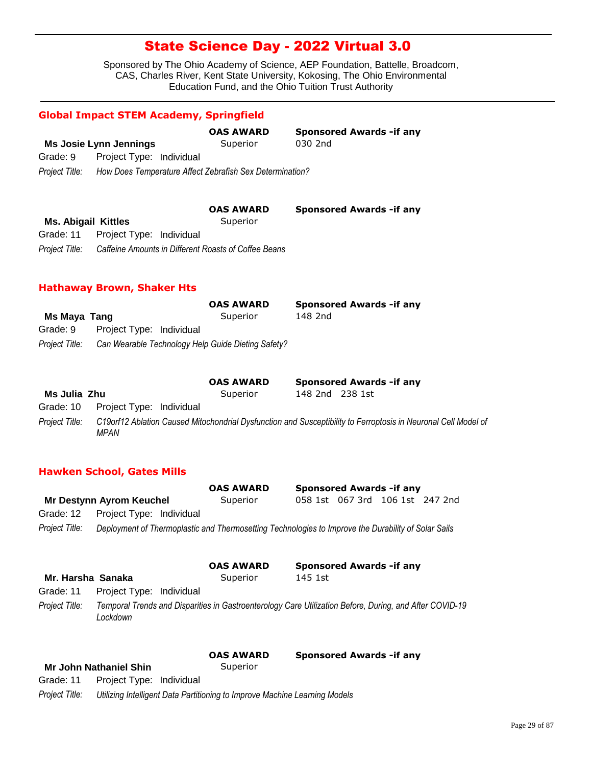# State Science Day - 2022 Virtual 3.0

Sponsored by The Ohio Academy of Science, AEP Foundation, Battelle, Broadcom, CAS, Charles River, Kent State University, Kokosing, The Ohio Environmental Education Fund, and the Ohio Tuition Trust Authority

## Global Impact STEM Academy, Springfield

**Ms Josie Lynn Jennings**
**OAS AWARD:** Superior
**Sponsored Awards -if any:** 030 2nd
Grade: 9 Project Type: Individual
*Project Title: How Does Temperature Affect Zebrafish Sex Determination?*

**Ms. Abigail Kittles**
**OAS AWARD:** Superior
**Sponsored Awards -if any:**
Grade: 11 Project Type: Individual
*Project Title: Caffeine Amounts in Different Roasts of Coffee Beans*

## Hathaway Brown, Shaker Hts

**Ms Maya Tang**
**OAS AWARD:** Superior
**Sponsored Awards -if any:** 148 2nd
Grade: 9 Project Type: Individual
*Project Title: Can Wearable Technology Help Guide Dieting Safety?*

**Ms Julia Zhu**
**OAS AWARD:** Superior
**Sponsored Awards -if any:** 148 2nd 238 1st
Grade: 10 Project Type: Individual
*Project Title: C19orf12 Ablation Caused Mitochondrial Dysfunction and Susceptibility to Ferroptosis in Neuronal Cell Model of MPAN*

## Hawken School, Gates Mills

**Mr Destynn Ayrom Keuchel**
**OAS AWARD:** Superior
**Sponsored Awards -if any:** 058 1st 067 3rd 106 1st 247 2nd
Grade: 12 Project Type: Individual
*Project Title: Deployment of Thermoplastic and Thermosetting Technologies to Improve the Durability of Solar Sails*

**Mr. Harsha Sanaka**
**OAS AWARD:** Superior
**Sponsored Awards -if any:** 145 1st
Grade: 11 Project Type: Individual
*Project Title: Temporal Trends and Disparities in Gastroenterology Care Utilization Before, During, and After COVID-19 Lockdown*

**Mr John Nathaniel Shin**
**OAS AWARD:** Superior
**Sponsored Awards -if any:**
Grade: 11 Project Type: Individual
*Project Title: Utilizing Intelligent Data Partitioning to Improve Machine Learning Models*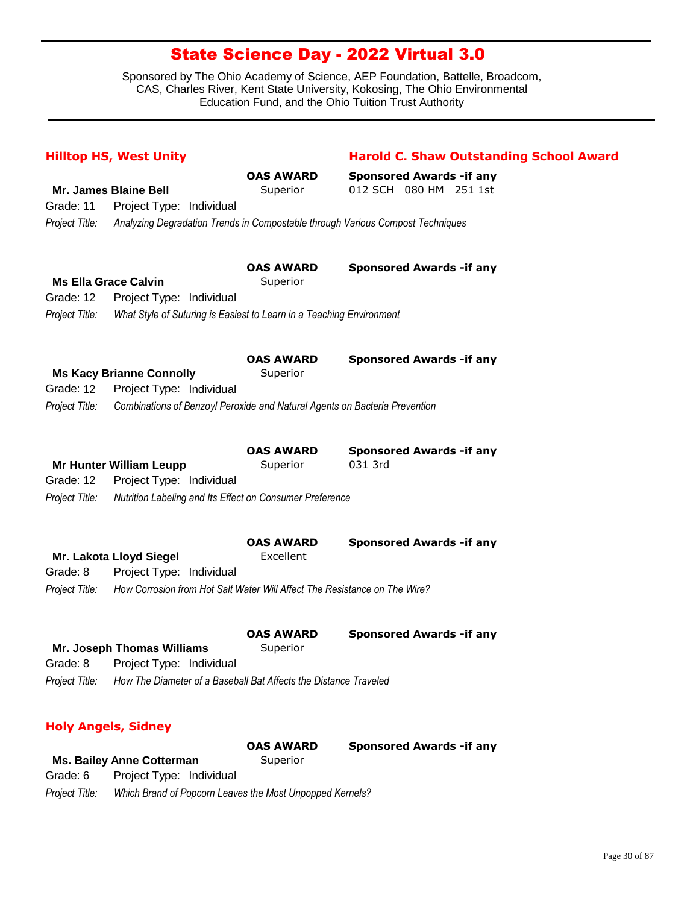# State Science Day - 2022 Virtual 3.0

Sponsored by The Ohio Academy of Science, AEP Foundation, Battelle, Broadcom, CAS, Charles River, Kent State University, Kokosing, The Ohio Environmental Education Fund, and the Ohio Tuition Trust Authority

## Hilltop HS, West Unity

**Harold C. Shaw Outstanding School Award**

**Mr. James Blaine Bell**
**OAS AWARD:** Superior
**Sponsored Awards -if any:** 012 SCH 080 HM 251 1st
Grade: 11 Project Type: Individual
*Project Title:* *Analyzing Degradation Trends in Compostable through Various Compost Techniques*

**Ms Ella Grace Calvin**
**OAS AWARD:** Superior
**Sponsored Awards -if any:**
Grade: 12 Project Type: Individual
*Project Title:* *What Style of Suturing is Easiest to Learn in a Teaching Environment*

**Ms Kacy Brianne Connolly**
**OAS AWARD:** Superior
**Sponsored Awards -if any:**
Grade: 12 Project Type: Individual
*Project Title:* *Combinations of Benzoyl Peroxide and Natural Agents on Bacteria Prevention*

**Mr Hunter William Leupp**
**OAS AWARD:** Superior
**Sponsored Awards -if any:** 031 3rd
Grade: 12 Project Type: Individual
*Project Title:* *Nutrition Labeling and Its Effect on Consumer Preference*

**Mr. Lakota Lloyd Siegel**
**OAS AWARD:** Excellent
**Sponsored Awards -if any:**
Grade: 8 Project Type: Individual
*Project Title:* *How Corrosion from Hot Salt Water Will Affect The Resistance on The Wire?*

**Mr. Joseph Thomas Williams**
**OAS AWARD:** Superior
**Sponsored Awards -if any:**
Grade: 8 Project Type: Individual
*Project Title:* *How The Diameter of a Baseball Bat Affects the Distance Traveled*

## Holy Angels, Sidney

**Ms. Bailey Anne Cotterman**
**OAS AWARD:** Superior
**Sponsored Awards -if any:**
Grade: 6 Project Type: Individual
*Project Title:* *Which Brand of Popcorn Leaves the Most Unpopped Kernels?*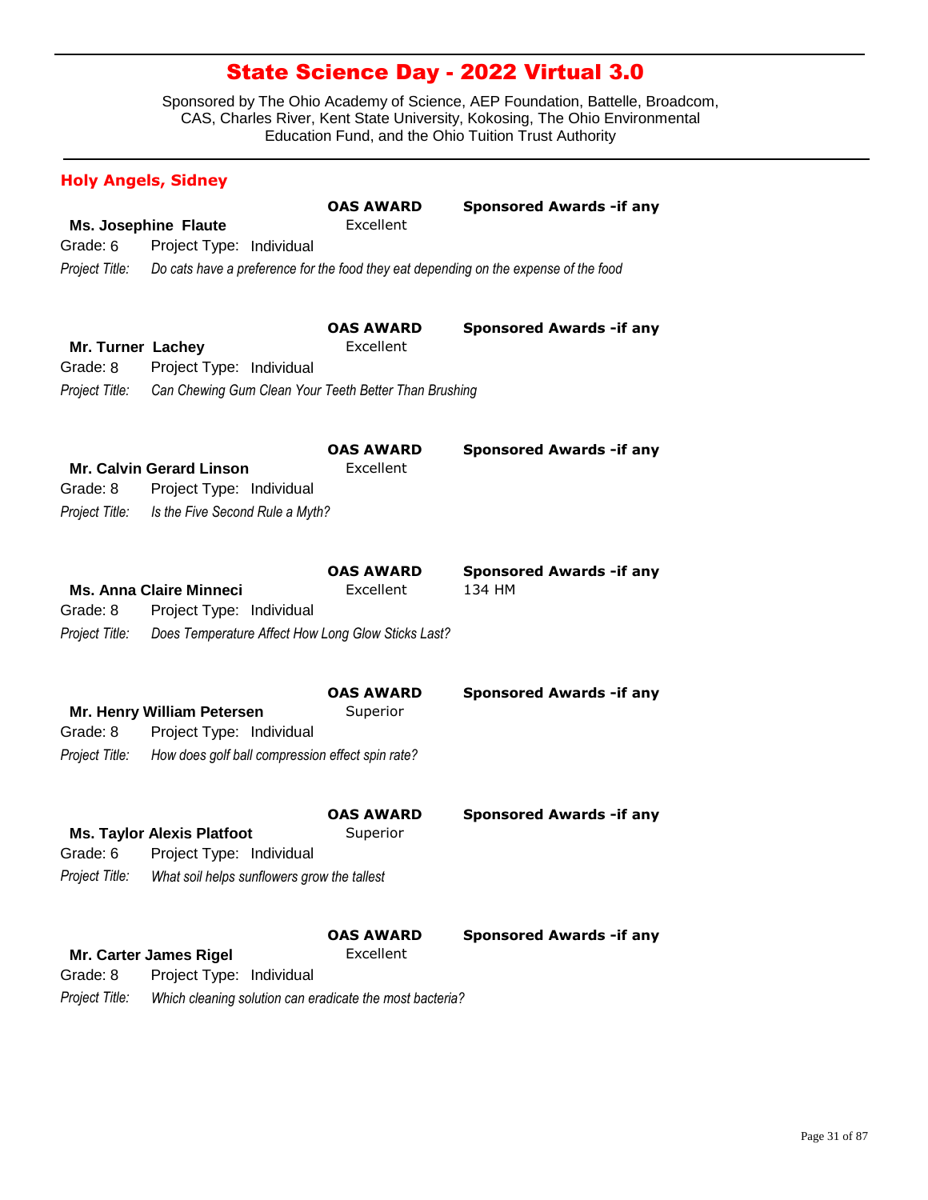# State Science Day - 2022 Virtual 3.0

Sponsored by The Ohio Academy of Science, AEP Foundation, Battelle, Broadcom, CAS, Charles River, Kent State University, Kokosing, The Ohio Environmental Education Fund, and the Ohio Tuition Trust Authority

## Holy Angels, Sidney

**Ms. Josephine Flaute**
**OAS AWARD:** Excellent
**Sponsored Awards -if any:**
Grade: 6 Project Type: Individual
*Project Title:* *Do cats have a preference for the food they eat depending on the expense of the food*

**Mr. Turner Lachey**
**OAS AWARD:** Excellent
**Sponsored Awards -if any:**
Grade: 8 Project Type: Individual
*Project Title:* *Can Chewing Gum Clean Your Teeth Better Than Brushing*

**Mr. Calvin Gerard Linson**
**OAS AWARD:** Excellent
**Sponsored Awards -if any:**
Grade: 8 Project Type: Individual
*Project Title:* *Is the Five Second Rule a Myth?*

**Ms. Anna Claire Minneci**
**OAS AWARD:** Excellent
**Sponsored Awards -if any:** 134 HM
Grade: 8 Project Type: Individual
*Project Title:* *Does Temperature Affect How Long Glow Sticks Last?*

**Mr. Henry William Petersen**
**OAS AWARD:** Superior
**Sponsored Awards -if any:**
Grade: 8 Project Type: Individual
*Project Title:* *How does golf ball compression effect spin rate?*

**Ms. Taylor Alexis Platfoot**
**OAS AWARD:** Superior
**Sponsored Awards -if any:**
Grade: 6 Project Type: Individual
*Project Title:* *What soil helps sunflowers grow the tallest*

**Mr. Carter James Rigel**
**OAS AWARD:** Excellent
**Sponsored Awards -if any:**
Grade: 8 Project Type: Individual
*Project Title:* *Which cleaning solution can eradicate the most bacteria?*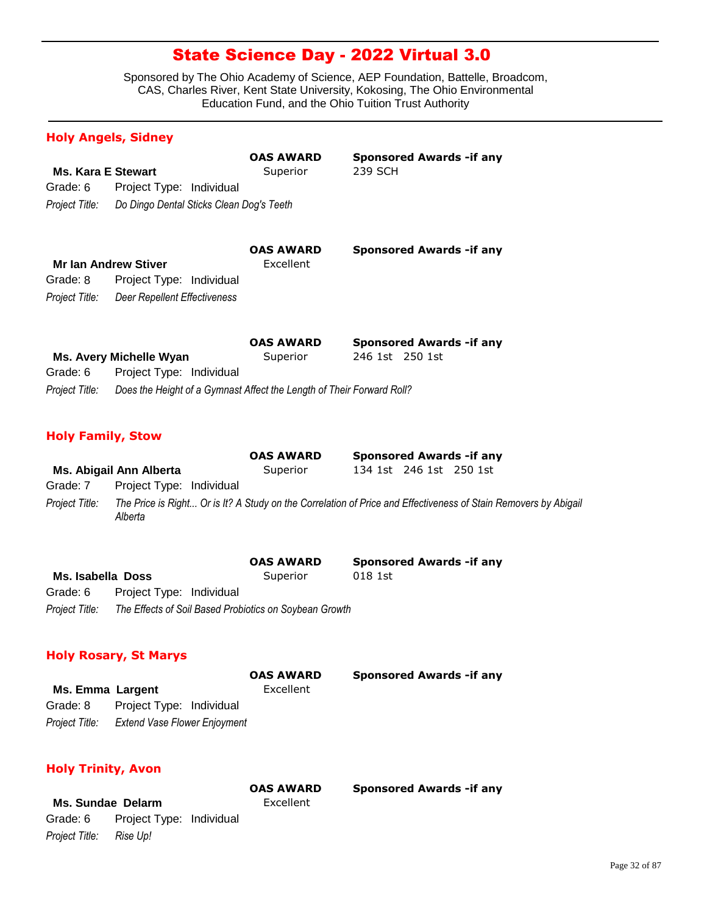# State Science Day - 2022 Virtual 3.0

Sponsored by The Ohio Academy of Science, AEP Foundation, Battelle, Broadcom, CAS, Charles River, Kent State University, Kokosing, The Ohio Environmental Education Fund, and the Ohio Tuition Trust Authority

## Holy Angels, Sidney

**Ms. Kara E Stewart**
**OAS AWARD:** Superior
**Sponsored Awards -if any:** 239 SCH
Grade: 6 Project Type: Individual
*Project Title:* *Do Dingo Dental Sticks Clean Dog's Teeth*

**Mr Ian Andrew Stiver**
**OAS AWARD:** Excellent
**Sponsored Awards -if any:**
Grade: 8 Project Type: Individual
*Project Title:* *Deer Repellent Effectiveness*

**Ms. Avery Michelle Wyan**
**OAS AWARD:** Superior
**Sponsored Awards -if any:** 246 1st 250 1st
Grade: 6 Project Type: Individual
*Project Title:* *Does the Height of a Gymnast Affect the Length of Their Forward Roll?*

## Holy Family, Stow

**Ms. Abigail Ann Alberta**
**OAS AWARD:** Superior
**Sponsored Awards -if any:** 134 1st 246 1st 250 1st
Grade: 7 Project Type: Individual
*Project Title:* *The Price is Right... Or is It? A Study on the Correlation of Price and Effectiveness of Stain Removers by Abigail Alberta*

**Ms. Isabella Doss**
**OAS AWARD:** Superior
**Sponsored Awards -if any:** 018 1st
Grade: 6 Project Type: Individual
*Project Title:* *The Effects of Soil Based Probiotics on Soybean Growth*

## Holy Rosary, St Marys

**Ms. Emma Largent**
**OAS AWARD:** Excellent
**Sponsored Awards -if any:**
Grade: 8 Project Type: Individual
*Project Title:* *Extend Vase Flower Enjoyment*

## Holy Trinity, Avon

**Ms. Sundae Delarm**
**OAS AWARD:** Excellent
**Sponsored Awards -if any:**
Grade: 6 Project Type: Individual
*Project Title:* *Rise Up!*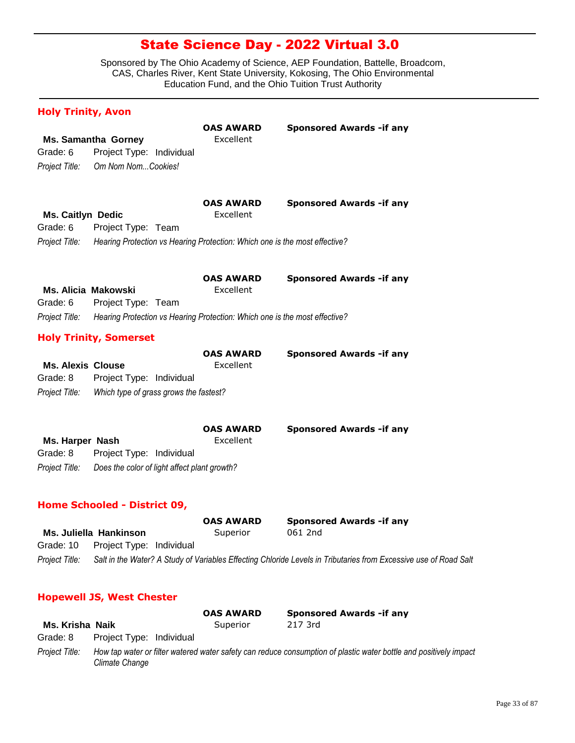# State Science Day - 2022 Virtual 3.0

Sponsored by The Ohio Academy of Science, AEP Foundation, Battelle, Broadcom, CAS, Charles River, Kent State University, Kokosing, The Ohio Environmental Education Fund, and the Ohio Tuition Trust Authority

## Holy Trinity, Avon

**Ms. Samantha Gorney**
Grade: 6 Project Type: Individual
*Project Title:* *Om Nom Nom...Cookies!*
**OAS AWARD:** Excellent
**Sponsored Awards -if any:**

**Ms. Caitlyn Dedic**
Grade: 6 Project Type: Team
*Project Title:* *Hearing Protection vs Hearing Protection: Which one is the most effective?*
**OAS AWARD:** Excellent
**Sponsored Awards -if any:**

**Ms. Alicia Makowski**
Grade: 6 Project Type: Team
*Project Title:* *Hearing Protection vs Hearing Protection: Which one is the most effective?*
**OAS AWARD:** Excellent
**Sponsored Awards -if any:**

## Holy Trinity, Somerset

**Ms. Alexis Clouse**
Grade: 8 Project Type: Individual
*Project Title:* *Which type of grass grows the fastest?*
**OAS AWARD:** Excellent
**Sponsored Awards -if any:**

**Ms. Harper Nash**
Grade: 8 Project Type: Individual
*Project Title:* *Does the color of light affect plant growth?*
**OAS AWARD:** Excellent
**Sponsored Awards -if any:**

## Home Schooled - District 09,

**Ms. Juliella Hankinson**
Grade: 10 Project Type: Individual
*Project Title:* *Salt in the Water? A Study of Variables Effecting Chloride Levels in Tributaries from Excessive use of Road Salt*
**OAS AWARD:** Superior
**Sponsored Awards -if any:** 061 2nd

## Hopewell JS, West Chester

**Ms. Krisha Naik**
Grade: 8 Project Type: Individual
*Project Title:* *How tap water or filter watered water safety can reduce consumption of plastic water bottle and positively impact Climate Change*
**OAS AWARD:** Superior
**Sponsored Awards -if any:** 217 3rd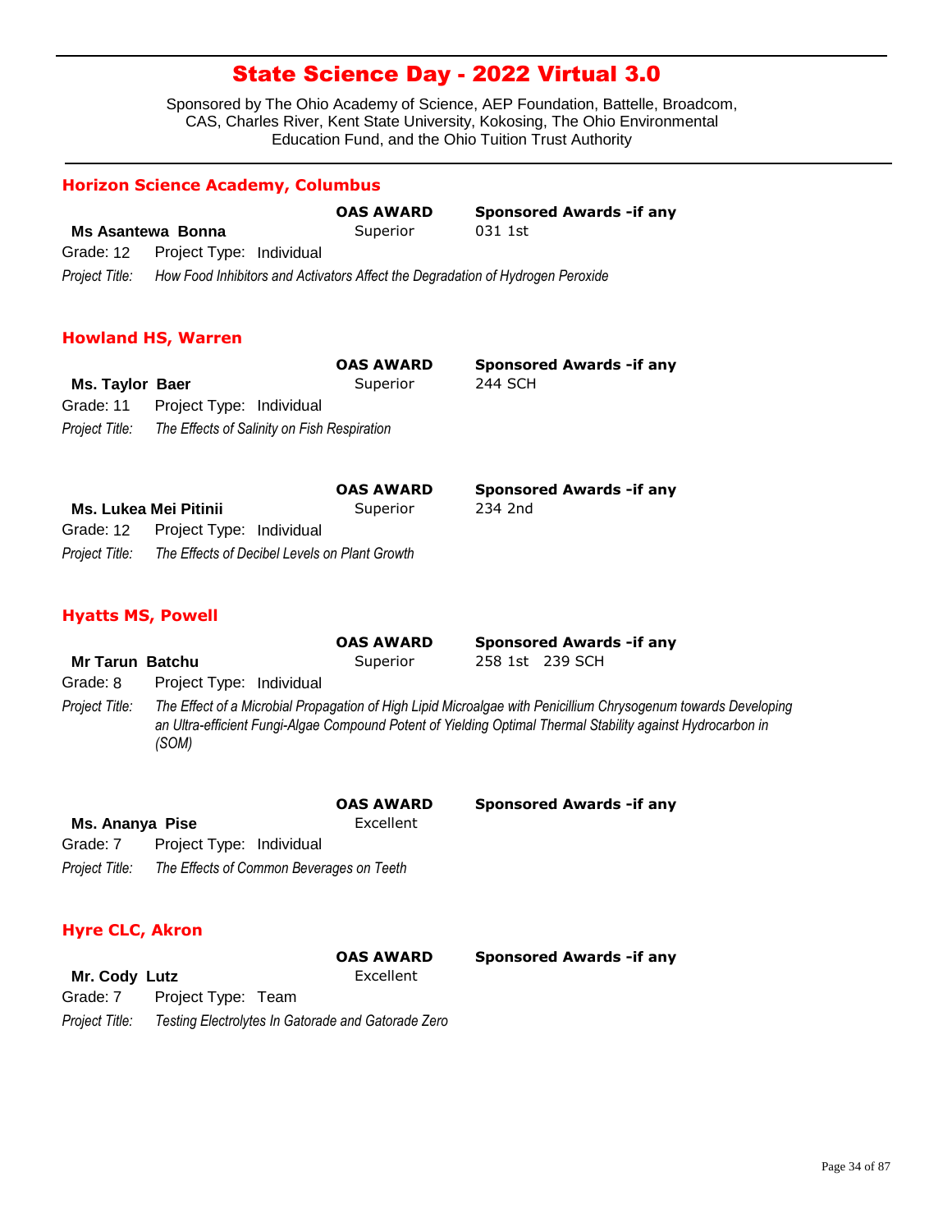# State Science Day - 2022 Virtual 3.0

Sponsored by The Ohio Academy of Science, AEP Foundation, Battelle, Broadcom, CAS, Charles River, Kent State University, Kokosing, The Ohio Environmental Education Fund, and the Ohio Tuition Trust Authority

## Horizon Science Academy, Columbus

| | OAS AWARD | Sponsored Awards -if any |
|---|---|---|
| **Ms Asantewa Bonna** | Superior | 031 1st |

Grade: 12 Project Type: Individual

*Project Title: How Food Inhibitors and Activators Affect the Degradation of Hydrogen Peroxide*

## Howland HS, Warren

| | OAS AWARD | Sponsored Awards -if any |
|---|---|---|
| **Ms. Taylor Baer** | Superior | 244 SCH |

Grade: 11 Project Type: Individual

*Project Title: The Effects of Salinity on Fish Respiration*

| | OAS AWARD | Sponsored Awards -if any |
|---|---|---|
| **Ms. Lukea Mei Pitinii** | Superior | 234 2nd |

Grade: 12 Project Type: Individual

*Project Title: The Effects of Decibel Levels on Plant Growth*

## Hyatts MS, Powell

| | OAS AWARD | Sponsored Awards -if any |
|---|---|---|
| **Mr Tarun Batchu** | Superior | 258 1st 239 SCH |

Grade: 8 Project Type: Individual

*Project Title: The Effect of a Microbial Propagation of High Lipid Microalgae with Penicillium Chrysogenum towards Developing an Ultra-efficient Fungi-Algae Compound Potent of Yielding Optimal Thermal Stability against Hydrocarbon in (SOM)*

| | OAS AWARD | Sponsored Awards -if any |
|---|---|---|
| **Ms. Ananya Pise** | Excellent | |

Grade: 7 Project Type: Individual

*Project Title: The Effects of Common Beverages on Teeth*

## Hyre CLC, Akron

| | OAS AWARD | Sponsored Awards -if any |
|---|---|---|
| **Mr. Cody Lutz** | Excellent | |

Grade: 7 Project Type: Team

*Project Title: Testing Electrolytes In Gatorade and Gatorade Zero*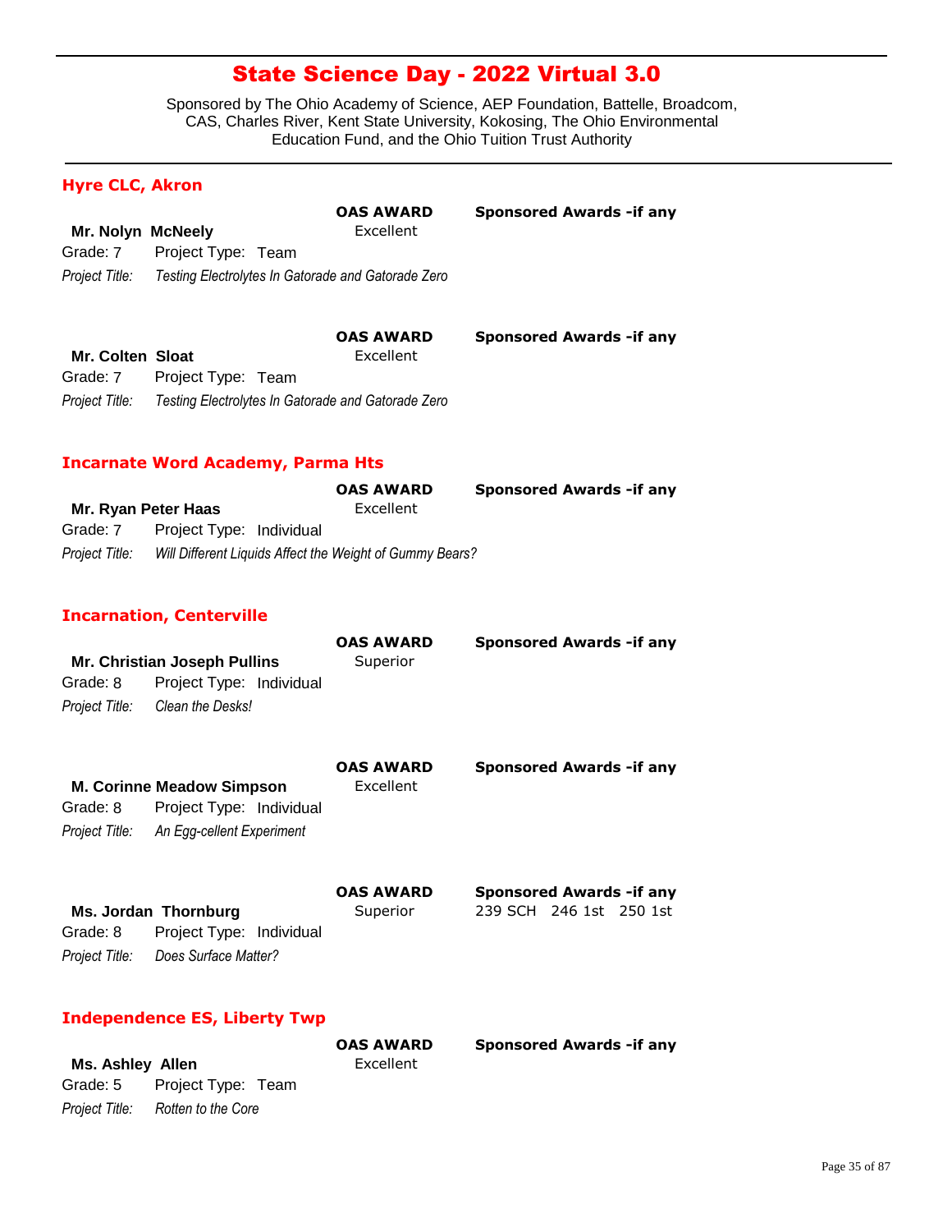# State Science Day - 2022 Virtual 3.0

Sponsored by The Ohio Academy of Science, AEP Foundation, Battelle, Broadcom, CAS, Charles River, Kent State University, Kokosing, The Ohio Environmental Education Fund, and the Ohio Tuition Trust Authority

## Hyre CLC, Akron

**Mr. Nolyn McNeely**
**OAS AWARD:** Excellent
**Sponsored Awards -if any:**
Grade: 7 Project Type: Team
*Project Title:* *Testing Electrolytes In Gatorade and Gatorade Zero*

**Mr. Colten Sloat**
**OAS AWARD:** Excellent
**Sponsored Awards -if any:**
Grade: 7 Project Type: Team
*Project Title:* *Testing Electrolytes In Gatorade and Gatorade Zero*

## Incarnate Word Academy, Parma Hts

**Mr. Ryan Peter Haas**
**OAS AWARD:** Excellent
**Sponsored Awards -if any:**
Grade: 7 Project Type: Individual
*Project Title:* *Will Different Liquids Affect the Weight of Gummy Bears?*

## Incarnation, Centerville

**Mr. Christian Joseph Pullins**
**OAS AWARD:** Superior
**Sponsored Awards -if any:**
Grade: 8 Project Type: Individual
*Project Title:* *Clean the Desks!*

**M. Corinne Meadow Simpson**
**OAS AWARD:** Excellent
**Sponsored Awards -if any:**
Grade: 8 Project Type: Individual
*Project Title:* *An Egg-cellent Experiment*

**Ms. Jordan Thornburg**
**OAS AWARD:** Superior
**Sponsored Awards -if any:** 239 SCH 246 1st 250 1st
Grade: 8 Project Type: Individual
*Project Title:* *Does Surface Matter?*

## Independence ES, Liberty Twp

**Ms. Ashley Allen**
**OAS AWARD:** Excellent
**Sponsored Awards -if any:**
Grade: 5 Project Type: Team
*Project Title:* *Rotten to the Core*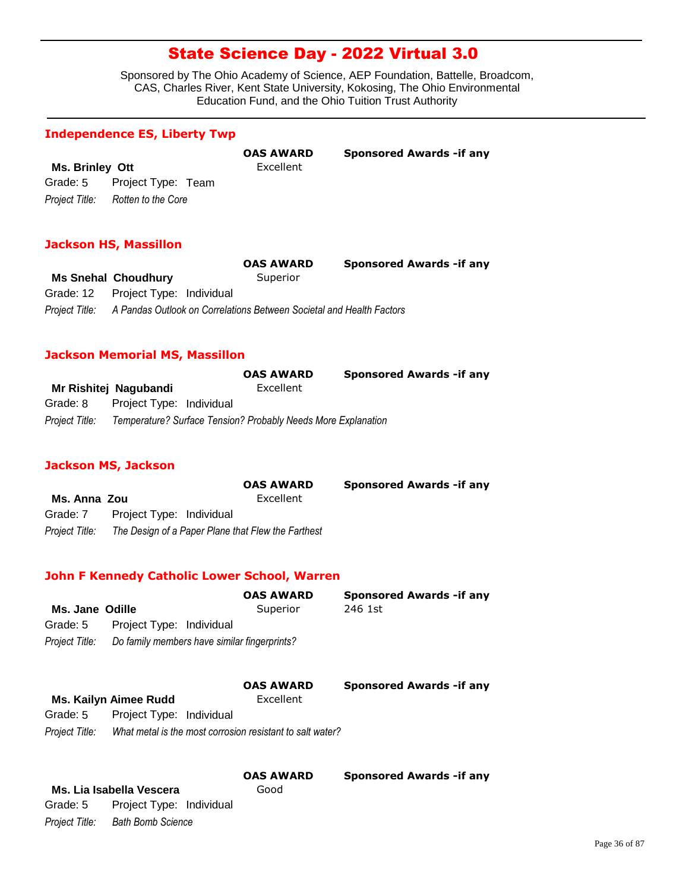# State Science Day - 2022 Virtual 3.0

Sponsored by The Ohio Academy of Science, AEP Foundation, Battelle, Broadcom, CAS, Charles River, Kent State University, Kokosing, The Ohio Environmental Education Fund, and the Ohio Tuition Trust Authority

## Independence ES, Liberty Twp

| | **OAS AWARD** | **Sponsored Awards -if any** |
|---|---|---|
| **Ms. Brinley Ott** | Excellent | |

Grade: 5    Project Type: Team

*Project Title:* *Rotten to the Core*

## Jackson HS, Massillon

| | **OAS AWARD** | **Sponsored Awards -if any** |
|---|---|---|
| **Ms Snehal Choudhury** | Superior | |

Grade: 12    Project Type: Individual

*Project Title:* *A Pandas Outlook on Correlations Between Societal and Health Factors*

## Jackson Memorial MS, Massillon

| | **OAS AWARD** | **Sponsored Awards -if any** |
|---|---|---|
| **Mr Rishitej Nagubandi** | Excellent | |

Grade: 8    Project Type: Individual

*Project Title:* *Temperature? Surface Tension? Probably Needs More Explanation*

## Jackson MS, Jackson

| | **OAS AWARD** | **Sponsored Awards -if any** |
|---|---|---|
| **Ms. Anna Zou** | Excellent | |

Grade: 7    Project Type: Individual

*Project Title:* *The Design of a Paper Plane that Flew the Farthest*

## John F Kennedy Catholic Lower School, Warren

| | **OAS AWARD** | **Sponsored Awards -if any** |
|---|---|---|
| **Ms. Jane Odille** | Superior | 246 1st |

Grade: 5    Project Type: Individual

*Project Title:* *Do family members have similar fingerprints?*

| | **OAS AWARD** | **Sponsored Awards -if any** |
|---|---|---|
| **Ms. Kailyn Aimee Rudd** | Excellent | |

Grade: 5    Project Type: Individual

*Project Title:* *What metal is the most corrosion resistant to salt water?*

| | **OAS AWARD** | **Sponsored Awards -if any** |
|---|---|---|
| **Ms. Lia Isabella Vescera** | Good | |

Grade: 5    Project Type: Individual

*Project Title:* *Bath Bomb Science*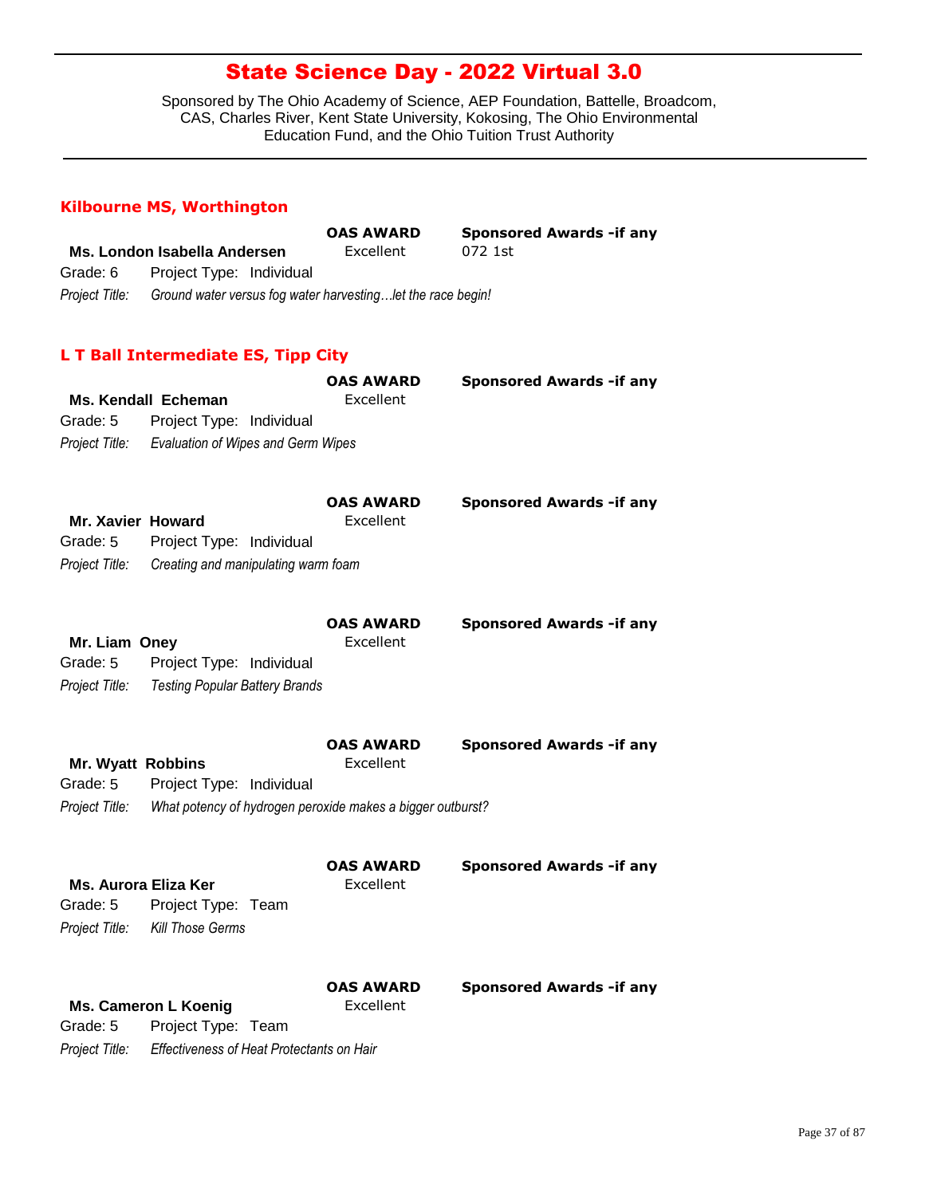# State Science Day - 2022 Virtual 3.0

Sponsored by The Ohio Academy of Science, AEP Foundation, Battelle, Broadcom, CAS, Charles River, Kent State University, Kokosing, The Ohio Environmental Education Fund, and the Ohio Tuition Trust Authority

## Kilbourne MS, Worthington

| | OAS AWARD | Sponsored Awards -if any |
|---|---|---|
| **Ms. London Isabella Andersen** | Excellent | 072 1st |

Grade: 6 Project Type: Individual

*Project Title:* *Ground water versus fog water harvesting…let the race begin!*

## L T Ball Intermediate ES, Tipp City

| | OAS AWARD | Sponsored Awards -if any |
|---|---|---|
| **Ms. Kendall Echeman** | Excellent | |

Grade: 5 Project Type: Individual

*Project Title:* *Evaluation of Wipes and Germ Wipes*

| | OAS AWARD | Sponsored Awards -if any |
|---|---|---|
| **Mr. Xavier Howard** | Excellent | |

Grade: 5 Project Type: Individual

*Project Title:* *Creating and manipulating warm foam*

| | OAS AWARD | Sponsored Awards -if any |
|---|---|---|
| **Mr. Liam Oney** | Excellent | |

Grade: 5 Project Type: Individual

*Project Title:* *Testing Popular Battery Brands*

| | OAS AWARD | Sponsored Awards -if any |
|---|---|---|
| **Mr. Wyatt Robbins** | Excellent | |

Grade: 5 Project Type: Individual

*Project Title:* *What potency of hydrogen peroxide makes a bigger outburst?*

| | OAS AWARD | Sponsored Awards -if any |
|---|---|---|
| **Ms. Aurora Eliza Ker** | Excellent | |

Grade: 5 Project Type: Team

*Project Title:* *Kill Those Germs*

| | OAS AWARD | Sponsored Awards -if any |
|---|---|---|
| **Ms. Cameron L Koenig** | Excellent | |

Grade: 5 Project Type: Team

*Project Title:* *Effectiveness of Heat Protectants on Hair*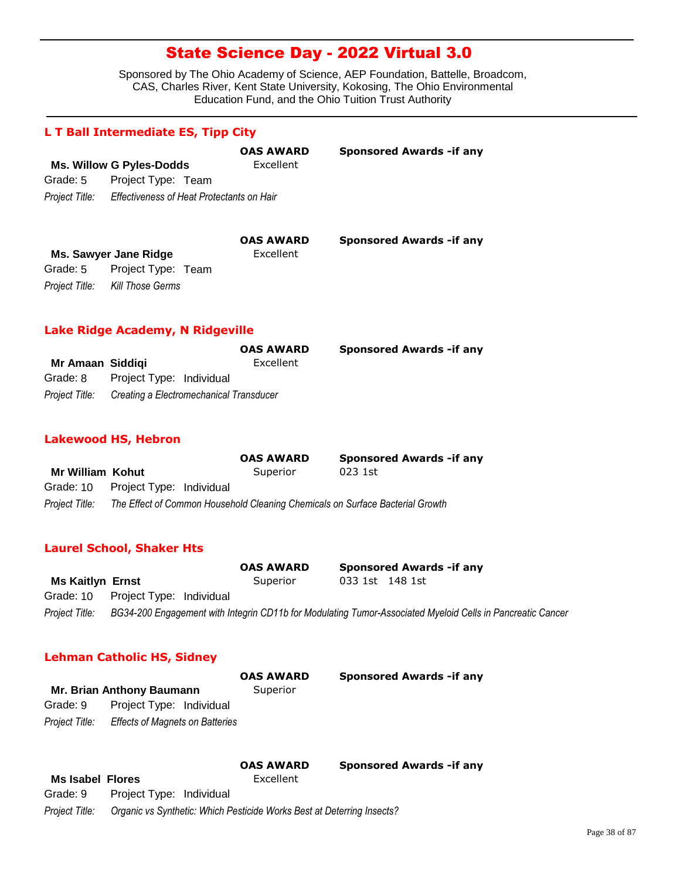# State Science Day - 2022 Virtual 3.0

Sponsored by The Ohio Academy of Science, AEP Foundation, Battelle, Broadcom, CAS, Charles River, Kent State University, Kokosing, The Ohio Environmental Education Fund, and the Ohio Tuition Trust Authority

## L T Ball Intermediate ES, Tipp City

**Ms. Willow G Pyles-Dodds**
**OAS AWARD:** Excellent
**Sponsored Awards -if any:**
Grade: 5 Project Type: Team
*Project Title:* *Effectiveness of Heat Protectants on Hair*

**Ms. Sawyer Jane Ridge**
**OAS AWARD:** Excellent
**Sponsored Awards -if any:**
Grade: 5 Project Type: Team
*Project Title:* *Kill Those Germs*

## Lake Ridge Academy, N Ridgeville

**Mr Amaan Siddiqi**
**OAS AWARD:** Excellent
**Sponsored Awards -if any:**
Grade: 8 Project Type: Individual
*Project Title:* *Creating a Electromechanical Transducer*

## Lakewood HS, Hebron

**Mr William Kohut**
**OAS AWARD:** Superior
**Sponsored Awards -if any:** 023 1st
Grade: 10 Project Type: Individual
*Project Title:* *The Effect of Common Household Cleaning Chemicals on Surface Bacterial Growth*

## Laurel School, Shaker Hts

**Ms Kaitlyn Ernst**
**OAS AWARD:** Superior
**Sponsored Awards -if any:** 033 1st 148 1st
Grade: 10 Project Type: Individual
*Project Title:* *BG34-200 Engagement with Integrin CD11b for Modulating Tumor-Associated Myeloid Cells in Pancreatic Cancer*

## Lehman Catholic HS, Sidney

**Mr. Brian Anthony Baumann**
**OAS AWARD:** Superior
**Sponsored Awards -if any:**
Grade: 9 Project Type: Individual
*Project Title:* *Effects of Magnets on Batteries*

**Ms Isabel Flores**
**OAS AWARD:** Excellent
**Sponsored Awards -if any:**
Grade: 9 Project Type: Individual
*Project Title:* *Organic vs Synthetic: Which Pesticide Works Best at Deterring Insects?*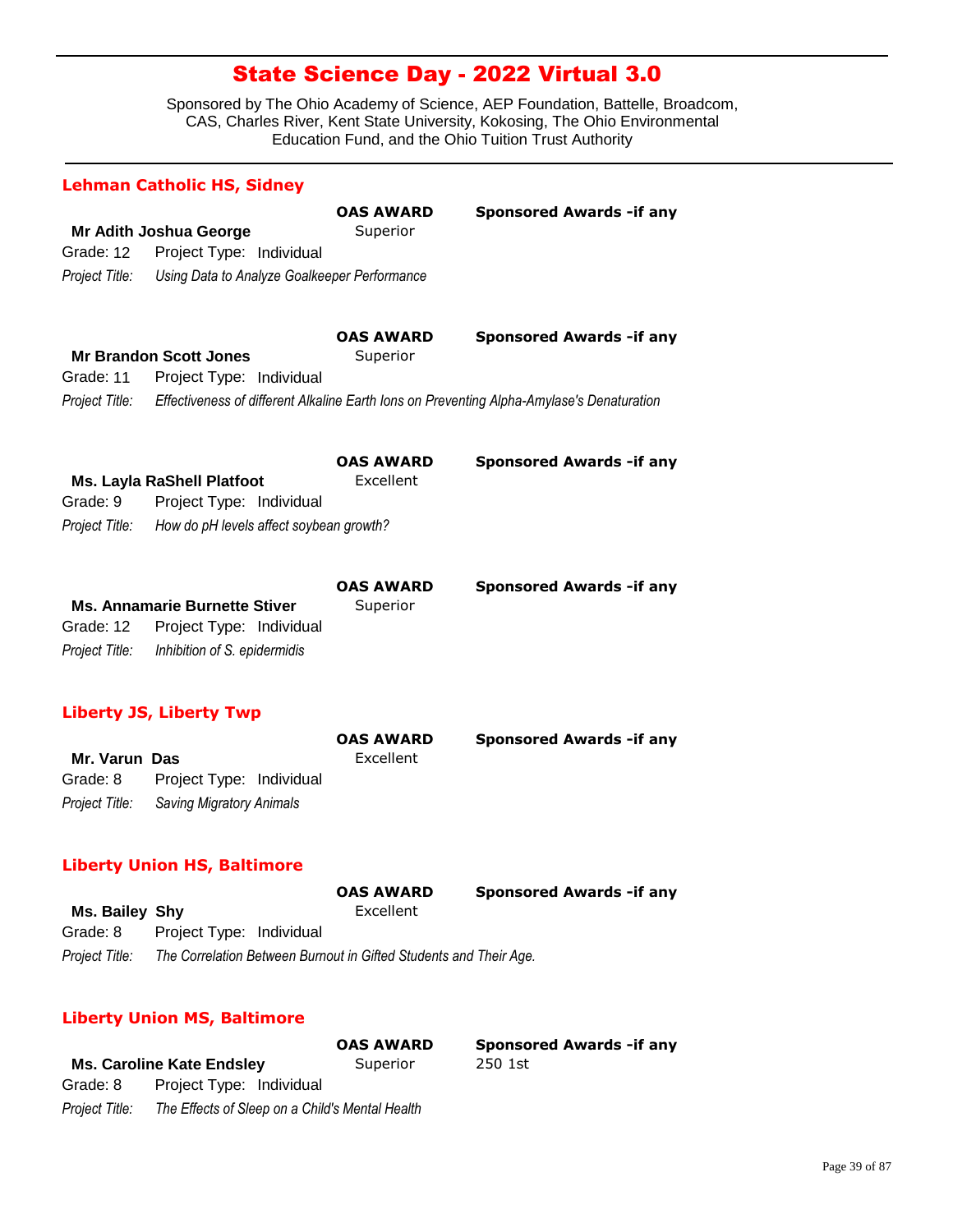# State Science Day - 2022 Virtual 3.0

Sponsored by The Ohio Academy of Science, AEP Foundation, Battelle, Broadcom, CAS, Charles River, Kent State University, Kokosing, The Ohio Environmental Education Fund, and the Ohio Tuition Trust Authority

## Lehman Catholic HS, Sidney

**Mr Adith Joshua George**
Grade: 12 Project Type: Individual
**OAS AWARD:** Superior
**Sponsored Awards -if any:**
*Project Title:* *Using Data to Analyze Goalkeeper Performance*

**Mr Brandon Scott Jones**
Grade: 11 Project Type: Individual
**OAS AWARD:** Superior
**Sponsored Awards -if any:**
*Project Title:* *Effectiveness of different Alkaline Earth Ions on Preventing Alpha-Amylase's Denaturation*

**Ms. Layla RaShell Platfoot**
Grade: 9 Project Type: Individual
**OAS AWARD:** Excellent
**Sponsored Awards -if any:**
*Project Title:* *How do pH levels affect soybean growth?*

**Ms. Annamarie Burnette Stiver**
Grade: 12 Project Type: Individual
**OAS AWARD:** Superior
**Sponsored Awards -if any:**
*Project Title:* *Inhibition of S. epidermidis*

## Liberty JS, Liberty Twp

**Mr. Varun Das**
Grade: 8 Project Type: Individual
**OAS AWARD:** Excellent
**Sponsored Awards -if any:**
*Project Title:* *Saving Migratory Animals*

## Liberty Union HS, Baltimore

**Ms. Bailey Shy**
Grade: 8 Project Type: Individual
**OAS AWARD:** Excellent
**Sponsored Awards -if any:**
*Project Title:* *The Correlation Between Burnout in Gifted Students and Their Age.*

## Liberty Union MS, Baltimore

**Ms. Caroline Kate Endsley**
Grade: 8 Project Type: Individual
**OAS AWARD:** Superior
**Sponsored Awards -if any:** 250 1st
*Project Title:* *The Effects of Sleep on a Child's Mental Health*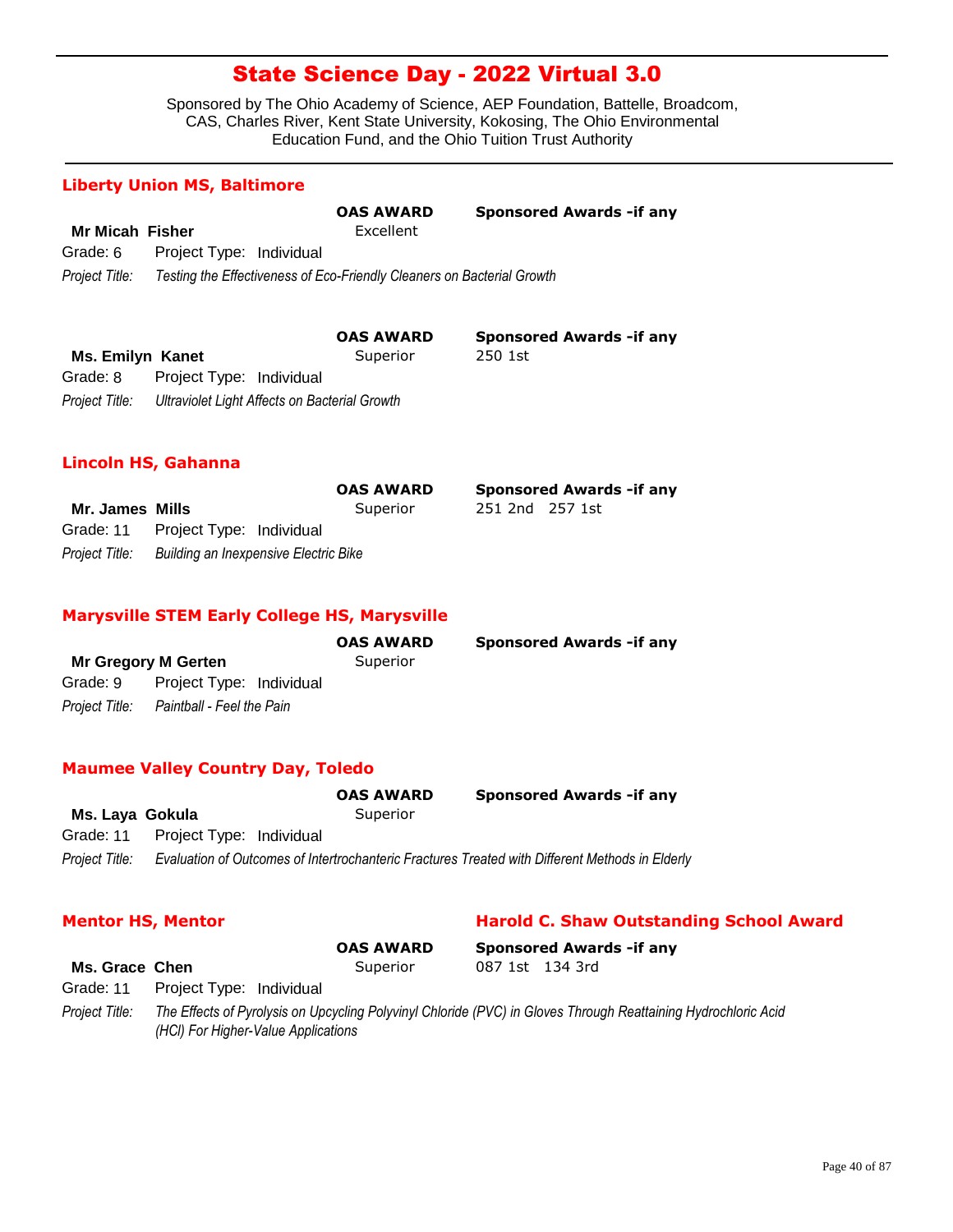# State Science Day - 2022 Virtual 3.0

Sponsored by The Ohio Academy of Science, AEP Foundation, Battelle, Broadcom, CAS, Charles River, Kent State University, Kokosing, The Ohio Environmental Education Fund, and the Ohio Tuition Trust Authority

## Liberty Union MS, Baltimore

**Mr Micah Fisher**
Grade: 6 Project Type: Individual
*Project Title:* *Testing the Effectiveness of Eco-Friendly Cleaners on Bacterial Growth*

**OAS AWARD:** Excellent
**Sponsored Awards -if any:**

**Ms. Emilyn Kanet**
Grade: 8 Project Type: Individual
*Project Title:* *Ultraviolet Light Affects on Bacterial Growth*

**OAS AWARD:** Superior
**Sponsored Awards -if any:** 250 1st

## Lincoln HS, Gahanna

**Mr. James Mills**
Grade: 11 Project Type: Individual
*Project Title:* *Building an Inexpensive Electric Bike*

**OAS AWARD:** Superior
**Sponsored Awards -if any:** 251 2nd 257 1st

## Marysville STEM Early College HS, Marysville

**Mr Gregory M Gerten**
Grade: 9 Project Type: Individual
*Project Title:* *Paintball - Feel the Pain*

**OAS AWARD:** Superior
**Sponsored Awards -if any:**

## Maumee Valley Country Day, Toledo

**Ms. Laya Gokula**
Grade: 11 Project Type: Individual
*Project Title:* *Evaluation of Outcomes of Intertrochanteric Fractures Treated with Different Methods in Elderly*

**OAS AWARD:** Superior
**Sponsored Awards -if any:**

## Mentor HS, Mentor

**Harold C. Shaw Outstanding School Award**

**Ms. Grace Chen**
Grade: 11 Project Type: Individual
*Project Title:* *The Effects of Pyrolysis on Upcycling Polyvinyl Chloride (PVC) in Gloves Through Reattaining Hydrochloric Acid (HCl) For Higher-Value Applications*

**OAS AWARD:** Superior
**Sponsored Awards -if any:** 087 1st 134 3rd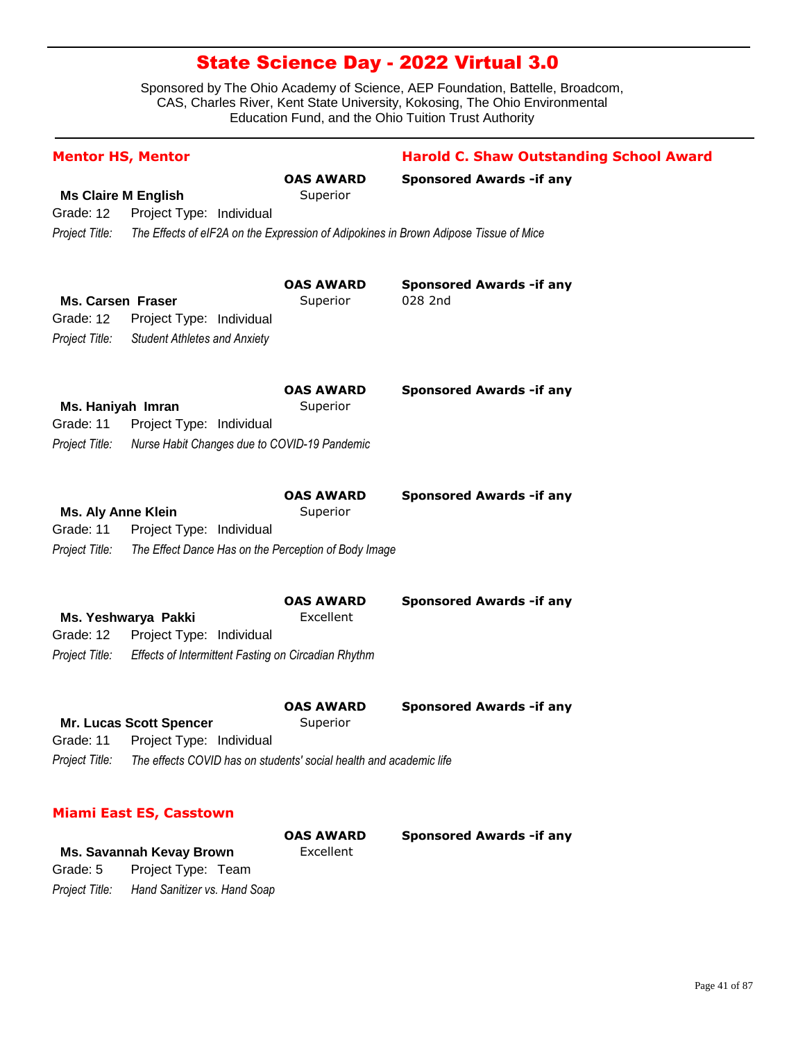# State Science Day - 2022 Virtual 3.0

Sponsored by The Ohio Academy of Science, AEP Foundation, Battelle, Broadcom, CAS, Charles River, Kent State University, Kokosing, The Ohio Environmental Education Fund, and the Ohio Tuition Trust Authority

## Mentor HS, Mentor

**Harold C. Shaw Outstanding School Award**

**Ms Claire M English**
Grade: 12 Project Type: Individual
*Project Title:* *The Effects of eIF2A on the Expression of Adipokines in Brown Adipose Tissue of Mice*
**OAS AWARD:** Superior
**Sponsored Awards -if any:**

**Ms. Carsen Fraser**
Grade: 12 Project Type: Individual
*Project Title:* *Student Athletes and Anxiety*
**OAS AWARD:** Superior
**Sponsored Awards -if any:** 028 2nd

**Ms. Haniyah Imran**
Grade: 11 Project Type: Individual
*Project Title:* *Nurse Habit Changes due to COVID-19 Pandemic*
**OAS AWARD:** Superior
**Sponsored Awards -if any:**

**Ms. Aly Anne Klein**
Grade: 11 Project Type: Individual
*Project Title:* *The Effect Dance Has on the Perception of Body Image*
**OAS AWARD:** Superior
**Sponsored Awards -if any:**

**Ms. Yeshwarya Pakki**
Grade: 12 Project Type: Individual
*Project Title:* *Effects of Intermittent Fasting on Circadian Rhythm*
**OAS AWARD:** Excellent
**Sponsored Awards -if any:**

**Mr. Lucas Scott Spencer**
Grade: 11 Project Type: Individual
*Project Title:* *The effects COVID has on students' social health and academic life*
**OAS AWARD:** Superior
**Sponsored Awards -if any:**

## Miami East ES, Casstown

**Ms. Savannah Kevay Brown**
Grade: 5 Project Type: Team
*Project Title:* *Hand Sanitizer vs. Hand Soap*
**OAS AWARD:** Excellent
**Sponsored Awards -if any:**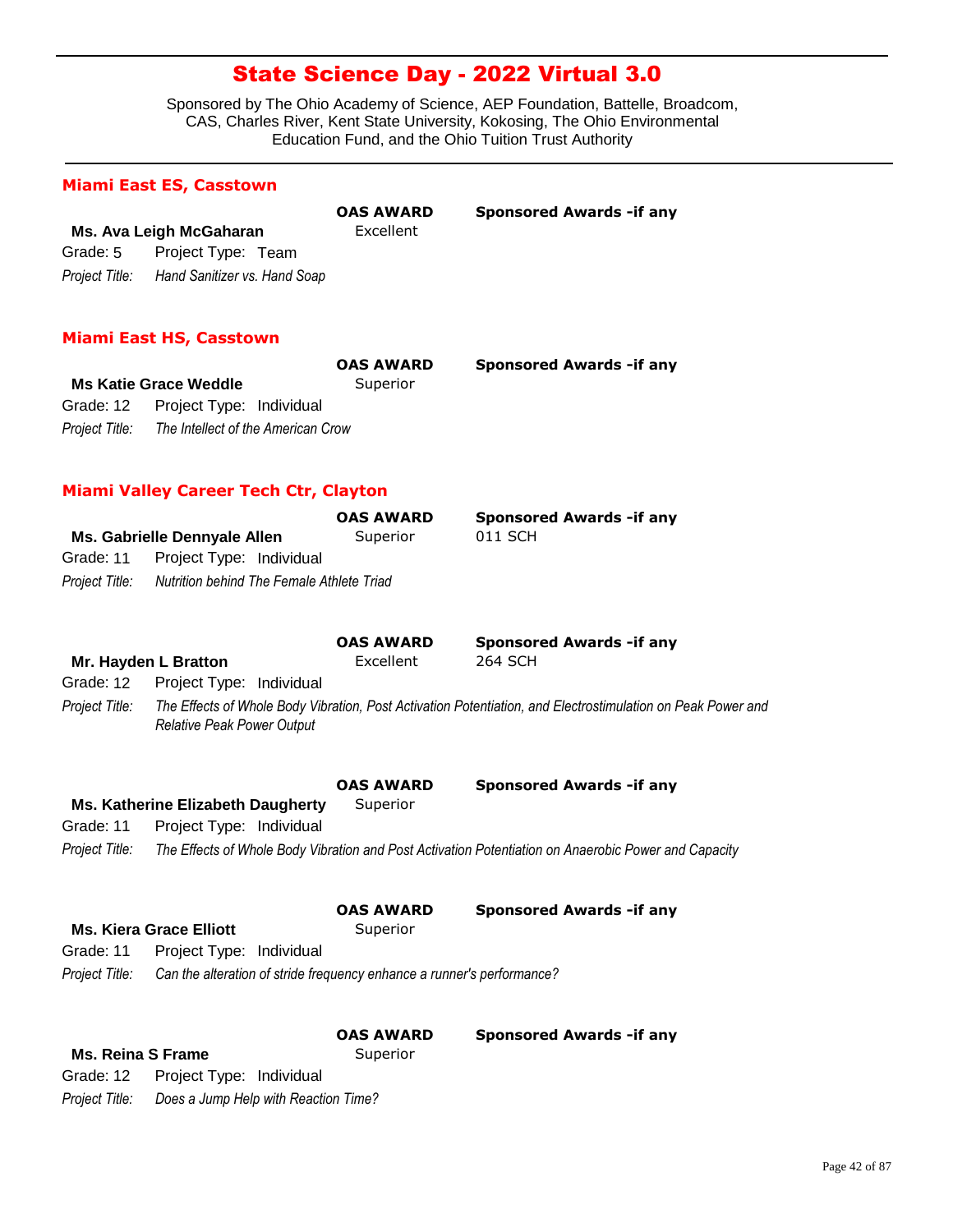# State Science Day - 2022 Virtual 3.0

Sponsored by The Ohio Academy of Science, AEP Foundation, Battelle, Broadcom, CAS, Charles River, Kent State University, Kokosing, The Ohio Environmental Education Fund, and the Ohio Tuition Trust Authority

## Miami East ES, Casstown

**Ms. Ava Leigh McGaharan**
**OAS AWARD:** Excellent
**Sponsored Awards -if any:**
Grade: 5 Project Type: Team
*Project Title:* *Hand Sanitizer vs. Hand Soap*

## Miami East HS, Casstown

**Ms Katie Grace Weddle**
**OAS AWARD:** Superior
**Sponsored Awards -if any:**
Grade: 12 Project Type: Individual
*Project Title:* *The Intellect of the American Crow*

## Miami Valley Career Tech Ctr, Clayton

**Ms. Gabrielle Dennyale Allen**
**OAS AWARD:** Superior
**Sponsored Awards -if any:** 011 SCH
Grade: 11 Project Type: Individual
*Project Title:* *Nutrition behind The Female Athlete Triad*

**Mr. Hayden L Bratton**
**OAS AWARD:** Excellent
**Sponsored Awards -if any:** 264 SCH
Grade: 12 Project Type: Individual
*Project Title:* *The Effects of Whole Body Vibration, Post Activation Potentiation, and Electrostimulation on Peak Power and Relative Peak Power Output*

**Ms. Katherine Elizabeth Daugherty**
**OAS AWARD:** Superior
**Sponsored Awards -if any:**
Grade: 11 Project Type: Individual
*Project Title:* *The Effects of Whole Body Vibration and Post Activation Potentiation on Anaerobic Power and Capacity*

**Ms. Kiera Grace Elliott**
**OAS AWARD:** Superior
**Sponsored Awards -if any:**
Grade: 11 Project Type: Individual
*Project Title:* *Can the alteration of stride frequency enhance a runner's performance?*

**Ms. Reina S Frame**
**OAS AWARD:** Superior
**Sponsored Awards -if any:**
Grade: 12 Project Type: Individual
*Project Title:* *Does a Jump Help with Reaction Time?*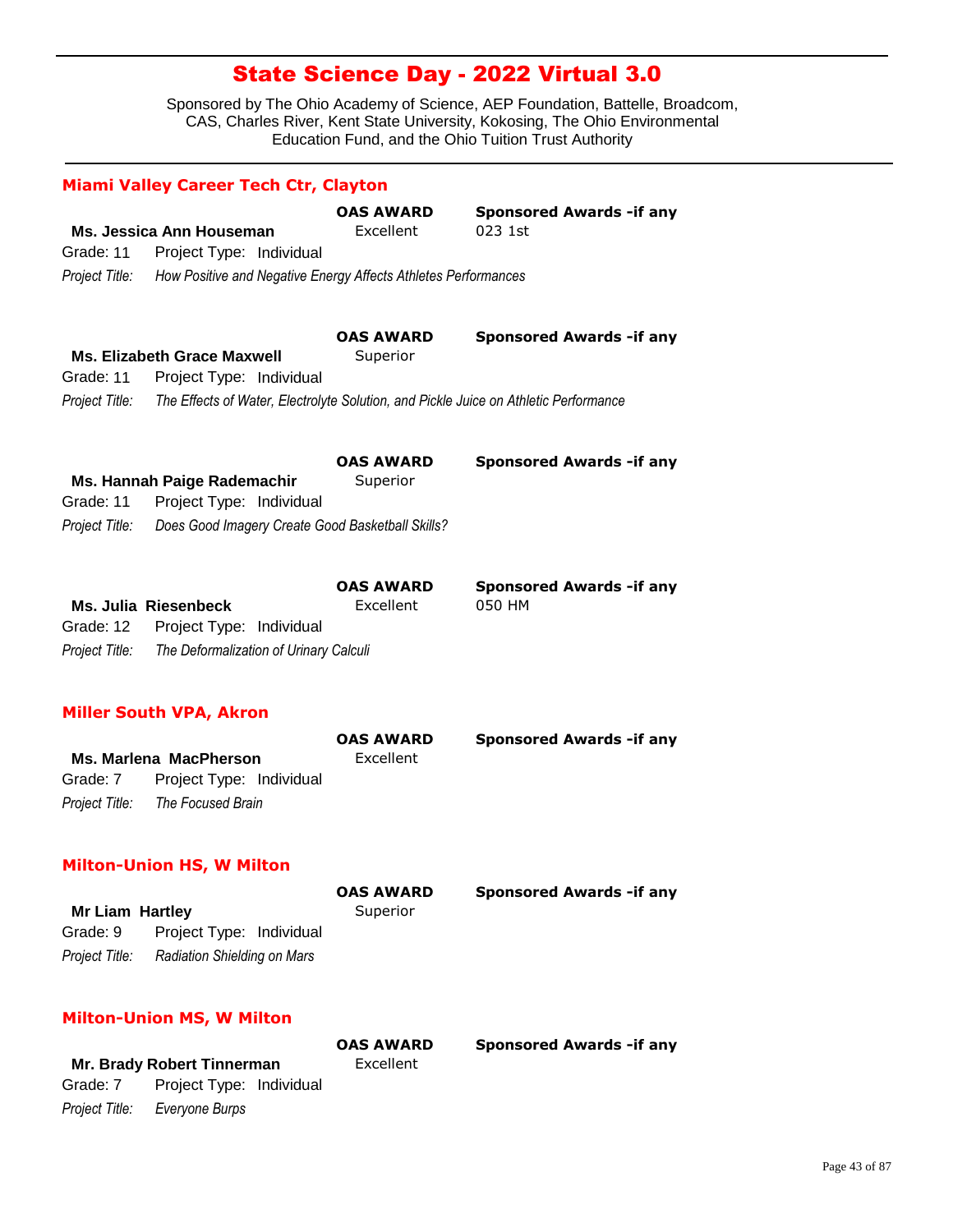# State Science Day - 2022 Virtual 3.0

Sponsored by The Ohio Academy of Science, AEP Foundation, Battelle, Broadcom, CAS, Charles River, Kent State University, Kokosing, The Ohio Environmental Education Fund, and the Ohio Tuition Trust Authority

## Miami Valley Career Tech Ctr, Clayton

**Ms. Jessica Ann Houseman**
**OAS AWARD:** Excellent
**Sponsored Awards -if any:** 023 1st
Grade: 11 Project Type: Individual
*Project Title:* *How Positive and Negative Energy Affects Athletes Performances*

**Ms. Elizabeth Grace Maxwell**
**OAS AWARD:** Superior
**Sponsored Awards -if any:**
Grade: 11 Project Type: Individual
*Project Title:* *The Effects of Water, Electrolyte Solution, and Pickle Juice on Athletic Performance*

**Ms. Hannah Paige Rademachir**
**OAS AWARD:** Superior
**Sponsored Awards -if any:**
Grade: 11 Project Type: Individual
*Project Title:* *Does Good Imagery Create Good Basketball Skills?*

**Ms. Julia Riesenbeck**
**OAS AWARD:** Excellent
**Sponsored Awards -if any:** 050 HM
Grade: 12 Project Type: Individual
*Project Title:* *The Deformalization of Urinary Calculi*

## Miller South VPA, Akron

**Ms. Marlena MacPherson**
**OAS AWARD:** Excellent
**Sponsored Awards -if any:**
Grade: 7 Project Type: Individual
*Project Title:* *The Focused Brain*

## Milton-Union HS, W Milton

**Mr Liam Hartley**
**OAS AWARD:** Superior
**Sponsored Awards -if any:**
Grade: 9 Project Type: Individual
*Project Title:* *Radiation Shielding on Mars*

## Milton-Union MS, W Milton

**Mr. Brady Robert Tinnerman**
**OAS AWARD:** Excellent
**Sponsored Awards -if any:**
Grade: 7 Project Type: Individual
*Project Title:* *Everyone Burps*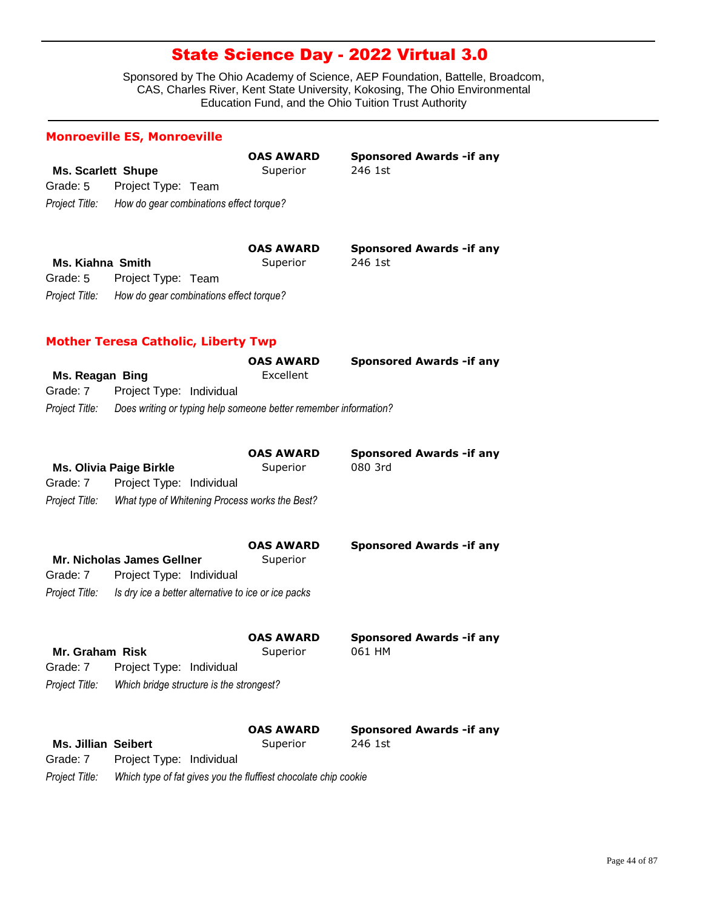# State Science Day - 2022 Virtual 3.0

Sponsored by The Ohio Academy of Science, AEP Foundation, Battelle, Broadcom, CAS, Charles River, Kent State University, Kokosing, The Ohio Environmental Education Fund, and the Ohio Tuition Trust Authority

## Monroeville ES, Monroeville

**Ms. Scarlett Shupe**
**OAS AWARD:** Superior
**Sponsored Awards -if any:** 246 1st
Grade: 5 Project Type: Team
*Project Title:* *How do gear combinations effect torque?*

**Ms. Kiahna Smith**
**OAS AWARD:** Superior
**Sponsored Awards -if any:** 246 1st
Grade: 5 Project Type: Team
*Project Title:* *How do gear combinations effect torque?*

## Mother Teresa Catholic, Liberty Twp

**Ms. Reagan Bing**
**OAS AWARD:** Excellent
**Sponsored Awards -if any:**
Grade: 7 Project Type: Individual
*Project Title:* *Does writing or typing help someone better remember information?*

**Ms. Olivia Paige Birkle**
**OAS AWARD:** Superior
**Sponsored Awards -if any:** 080 3rd
Grade: 7 Project Type: Individual
*Project Title:* *What type of Whitening Process works the Best?*

**Mr. Nicholas James Gellner**
**OAS AWARD:** Superior
**Sponsored Awards -if any:**
Grade: 7 Project Type: Individual
*Project Title:* *Is dry ice a better alternative to ice or ice packs*

**Mr. Graham Risk**
**OAS AWARD:** Superior
**Sponsored Awards -if any:** 061 HM
Grade: 7 Project Type: Individual
*Project Title:* *Which bridge structure is the strongest?*

**Ms. Jillian Seibert**
**OAS AWARD:** Superior
**Sponsored Awards -if any:** 246 1st
Grade: 7 Project Type: Individual
*Project Title:* *Which type of fat gives you the fluffiest chocolate chip cookie*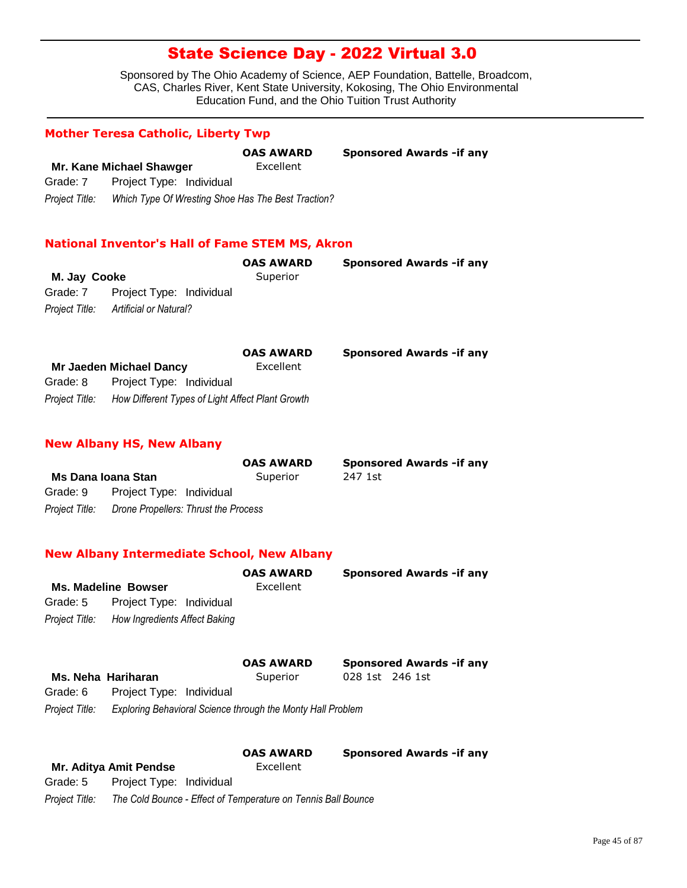# State Science Day - 2022 Virtual 3.0

Sponsored by The Ohio Academy of Science, AEP Foundation, Battelle, Broadcom, CAS, Charles River, Kent State University, Kokosing, The Ohio Environmental Education Fund, and the Ohio Tuition Trust Authority

## Mother Teresa Catholic, Liberty Twp

**Mr. Kane Michael Shawger**
**OAS AWARD:** Excellent
**Sponsored Awards -if any:**
Grade: 7 Project Type: Individual
*Project Title:* *Which Type Of Wresting Shoe Has The Best Traction?*

## National Inventor's Hall of Fame STEM MS, Akron

**M. Jay Cooke**
**OAS AWARD:** Superior
**Sponsored Awards -if any:**
Grade: 7 Project Type: Individual
*Project Title:* *Artificial or Natural?*

**Mr Jaeden Michael Dancy**
**OAS AWARD:** Excellent
**Sponsored Awards -if any:**
Grade: 8 Project Type: Individual
*Project Title:* *How Different Types of Light Affect Plant Growth*

## New Albany HS, New Albany

**Ms Dana Ioana Stan**
**OAS AWARD:** Superior
**Sponsored Awards -if any:** 247 1st
Grade: 9 Project Type: Individual
*Project Title:* *Drone Propellers: Thrust the Process*

## New Albany Intermediate School, New Albany

**Ms. Madeline Bowser**
**OAS AWARD:** Excellent
**Sponsored Awards -if any:**
Grade: 5 Project Type: Individual
*Project Title:* *How Ingredients Affect Baking*

**Ms. Neha Hariharan**
**OAS AWARD:** Superior
**Sponsored Awards -if any:** 028 1st 246 1st
Grade: 6 Project Type: Individual
*Project Title:* *Exploring Behavioral Science through the Monty Hall Problem*

**Mr. Aditya Amit Pendse**
**OAS AWARD:** Excellent
**Sponsored Awards -if any:**
Grade: 5 Project Type: Individual
*Project Title:* *The Cold Bounce - Effect of Temperature on Tennis Ball Bounce*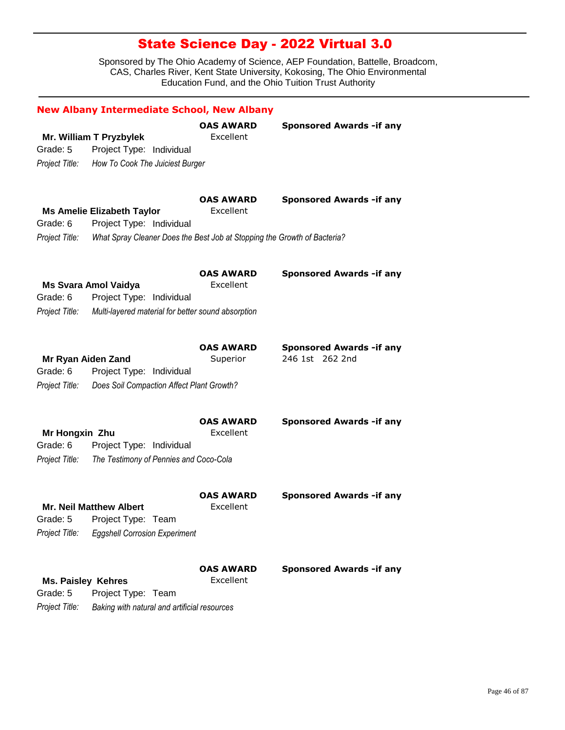# State Science Day - 2022 Virtual 3.0

Sponsored by The Ohio Academy of Science, AEP Foundation, Battelle, Broadcom, CAS, Charles River, Kent State University, Kokosing, The Ohio Environmental Education Fund, and the Ohio Tuition Trust Authority

## New Albany Intermediate School, New Albany

**Mr. William T Pryzbylek**
**OAS AWARD:** Excellent
**Sponsored Awards -if any:**
Grade: 5 Project Type: Individual
*Project Title:* *How To Cook The Juiciest Burger*

**Ms Amelie Elizabeth Taylor**
**OAS AWARD:** Excellent
**Sponsored Awards -if any:**
Grade: 6 Project Type: Individual
*Project Title:* *What Spray Cleaner Does the Best Job at Stopping the Growth of Bacteria?*

**Ms Svara Amol Vaidya**
**OAS AWARD:** Excellent
**Sponsored Awards -if any:**
Grade: 6 Project Type: Individual
*Project Title:* *Multi-layered material for better sound absorption*

**Mr Ryan Aiden Zand**
**OAS AWARD:** Superior
**Sponsored Awards -if any:** 246 1st 262 2nd
Grade: 6 Project Type: Individual
*Project Title:* *Does Soil Compaction Affect Plant Growth?*

**Mr Hongxin Zhu**
**OAS AWARD:** Excellent
**Sponsored Awards -if any:**
Grade: 6 Project Type: Individual
*Project Title:* *The Testimony of Pennies and Coco-Cola*

**Mr. Neil Matthew Albert**
**OAS AWARD:** Excellent
**Sponsored Awards -if any:**
Grade: 5 Project Type: Team
*Project Title:* *Eggshell Corrosion Experiment*

**Ms. Paisley Kehres**
**OAS AWARD:** Excellent
**Sponsored Awards -if any:**
Grade: 5 Project Type: Team
*Project Title:* *Baking with natural and artificial resources*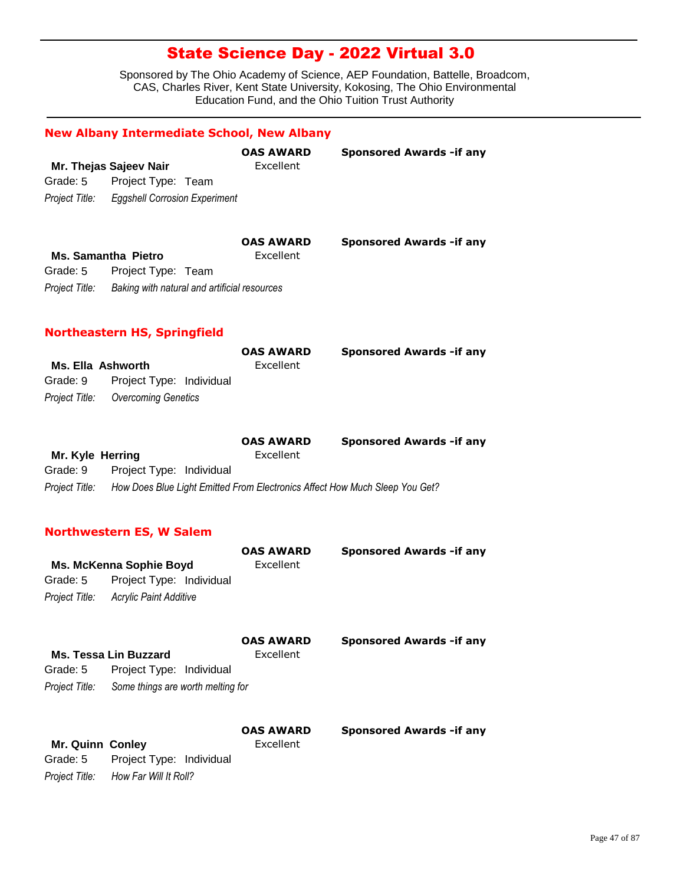# State Science Day - 2022 Virtual 3.0

Sponsored by The Ohio Academy of Science, AEP Foundation, Battelle, Broadcom, CAS, Charles River, Kent State University, Kokosing, The Ohio Environmental Education Fund, and the Ohio Tuition Trust Authority

## New Albany Intermediate School, New Albany

**Mr. Thejas Sajeev Nair**
**OAS AWARD:** Excellent
**Sponsored Awards -if any**
Grade: 5 Project Type: Team
*Project Title:* *Eggshell Corrosion Experiment*

**Ms. Samantha Pietro**
**OAS AWARD:** Excellent
**Sponsored Awards -if any**
Grade: 5 Project Type: Team
*Project Title:* *Baking with natural and artificial resources*

## Northeastern HS, Springfield

**Ms. Ella Ashworth**
**OAS AWARD:** Excellent
**Sponsored Awards -if any**
Grade: 9 Project Type: Individual
*Project Title:* *Overcoming Genetics*

**Mr. Kyle Herring**
**OAS AWARD:** Excellent
**Sponsored Awards -if any**
Grade: 9 Project Type: Individual
*Project Title:* *How Does Blue Light Emitted From Electronics Affect How Much Sleep You Get?*

## Northwestern ES, W Salem

**Ms. McKenna Sophie Boyd**
**OAS AWARD:** Excellent
**Sponsored Awards -if any**
Grade: 5 Project Type: Individual
*Project Title:* *Acrylic Paint Additive*

**Ms. Tessa Lin Buzzard**
**OAS AWARD:** Excellent
**Sponsored Awards -if any**
Grade: 5 Project Type: Individual
*Project Title:* *Some things are worth melting for*

**Mr. Quinn Conley**
**OAS AWARD:** Excellent
**Sponsored Awards -if any**
Grade: 5 Project Type: Individual
*Project Title:* *How Far Will It Roll?*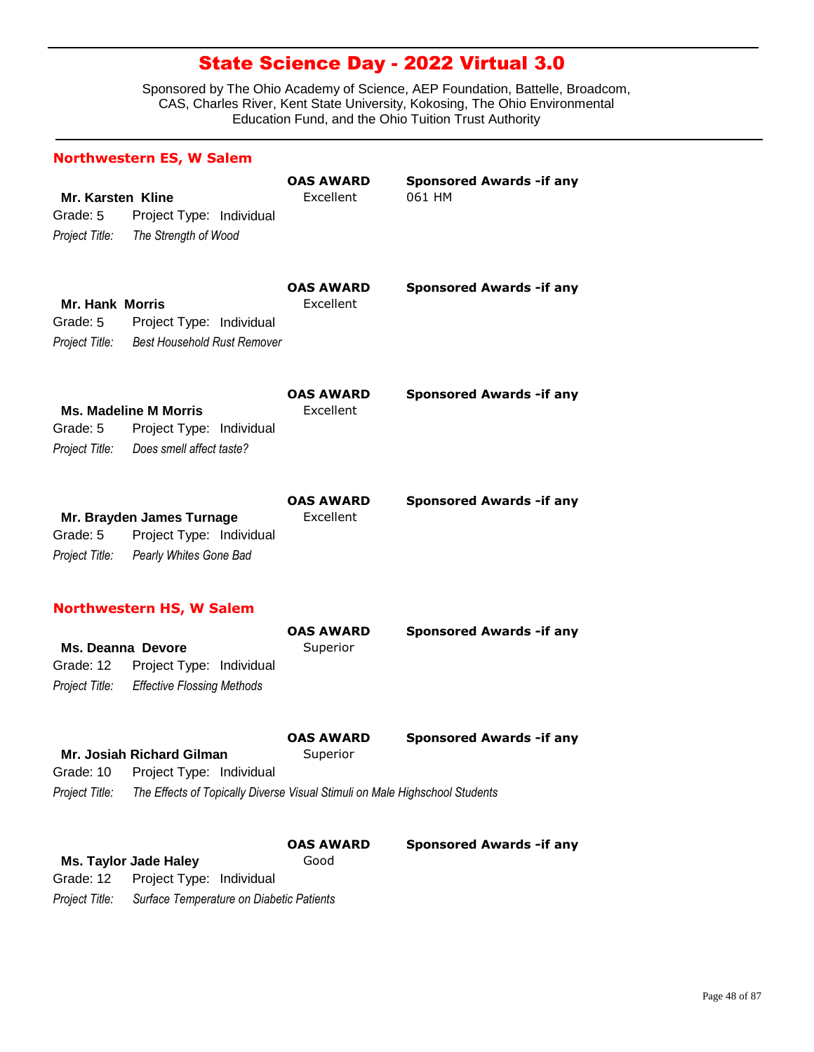# State Science Day - 2022 Virtual 3.0

Sponsored by The Ohio Academy of Science, AEP Foundation, Battelle, Broadcom, CAS, Charles River, Kent State University, Kokosing, The Ohio Environmental Education Fund, and the Ohio Tuition Trust Authority

## Northwestern ES, W Salem

**Mr. Karsten Kline**
Grade: 5 Project Type: Individual
*Project Title:* *The Strength of Wood*
**OAS AWARD:** Excellent
**Sponsored Awards -if any:** 061 HM

**Mr. Hank Morris**
Grade: 5 Project Type: Individual
*Project Title:* *Best Household Rust Remover*
**OAS AWARD:** Excellent
**Sponsored Awards -if any:**

**Ms. Madeline M Morris**
Grade: 5 Project Type: Individual
*Project Title:* *Does smell affect taste?*
**OAS AWARD:** Excellent
**Sponsored Awards -if any:**

**Mr. Brayden James Turnage**
Grade: 5 Project Type: Individual
*Project Title:* *Pearly Whites Gone Bad*
**OAS AWARD:** Excellent
**Sponsored Awards -if any:**

## Northwestern HS, W Salem

**Ms. Deanna Devore**
Grade: 12 Project Type: Individual
*Project Title:* *Effective Flossing Methods*
**OAS AWARD:** Superior
**Sponsored Awards -if any:**

**Mr. Josiah Richard Gilman**
Grade: 10 Project Type: Individual
*Project Title:* *The Effects of Topically Diverse Visual Stimuli on Male Highschool Students*
**OAS AWARD:** Superior
**Sponsored Awards -if any:**

**Ms. Taylor Jade Haley**
Grade: 12 Project Type: Individual
*Project Title:* *Surface Temperature on Diabetic Patients*
**OAS AWARD:** Good
**Sponsored Awards -if any:**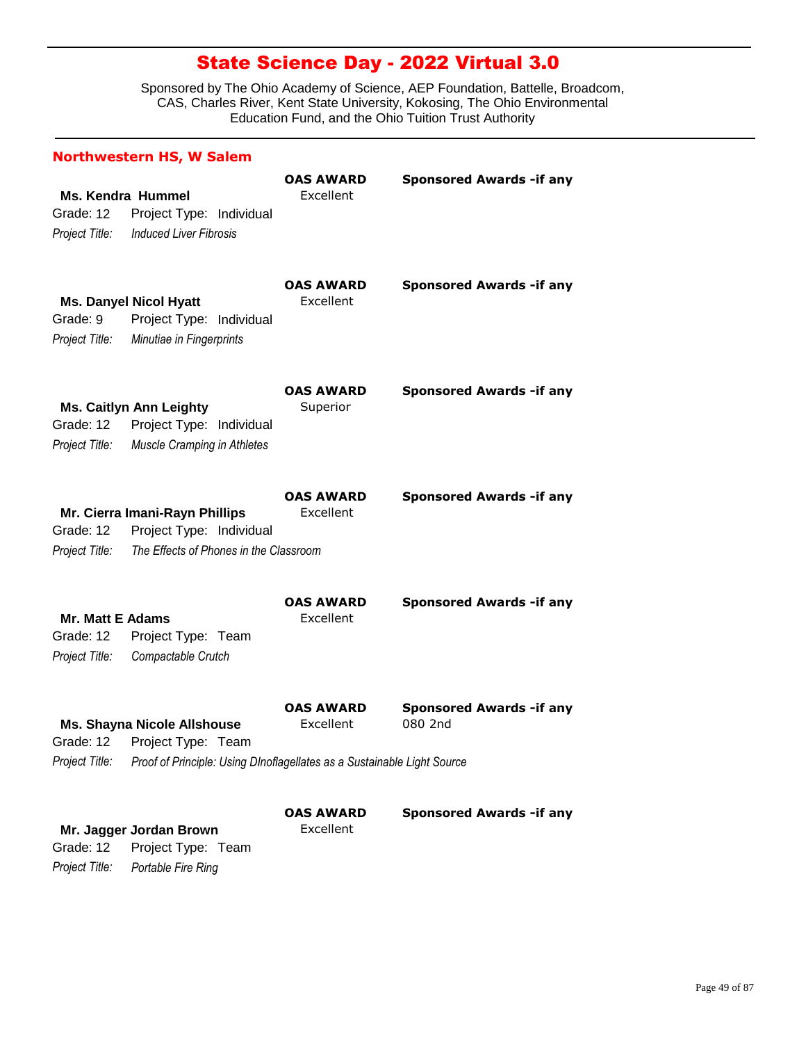# State Science Day - 2022 Virtual 3.0

Sponsored by The Ohio Academy of Science, AEP Foundation, Battelle, Broadcom, CAS, Charles River, Kent State University, Kokosing, The Ohio Environmental Education Fund, and the Ohio Tuition Trust Authority

## Northwestern HS, W Salem

**Ms. Kendra Hummel**
Grade: 12 Project Type: Individual
*Project Title:* *Induced Liver Fibrosis*
**OAS AWARD:** Excellent
**Sponsored Awards -if any:**

**Ms. Danyel Nicol Hyatt**
Grade: 9 Project Type: Individual
*Project Title:* *Minutiae in Fingerprints*
**OAS AWARD:** Excellent
**Sponsored Awards -if any:**

**Ms. Caitlyn Ann Leighty**
Grade: 12 Project Type: Individual
*Project Title:* *Muscle Cramping in Athletes*
**OAS AWARD:** Superior
**Sponsored Awards -if any:**

**Mr. Cierra Imani-Rayn Phillips**
Grade: 12 Project Type: Individual
*Project Title:* *The Effects of Phones in the Classroom*
**OAS AWARD:** Excellent
**Sponsored Awards -if any:**

**Mr. Matt E Adams**
Grade: 12 Project Type: Team
*Project Title:* *Compactable Crutch*
**OAS AWARD:** Excellent
**Sponsored Awards -if any:**

**Ms. Shayna Nicole Allshouse**
Grade: 12 Project Type: Team
*Project Title:* *Proof of Principle: Using DInoflagellates as a Sustainable Light Source*
**OAS AWARD:** Excellent
**Sponsored Awards -if any:** 080 2nd

**Mr. Jagger Jordan Brown**
Grade: 12 Project Type: Team
*Project Title:* *Portable Fire Ring*
**OAS AWARD:** Excellent
**Sponsored Awards -if any:**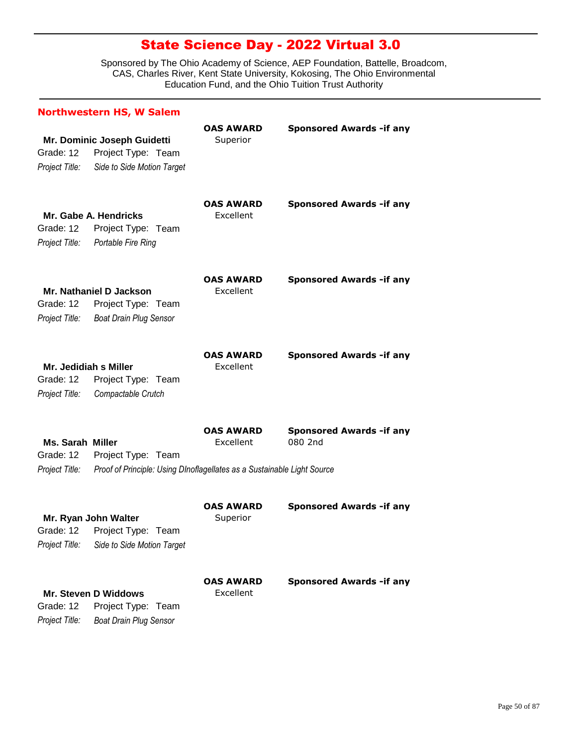# State Science Day - 2022 Virtual 3.0

Sponsored by The Ohio Academy of Science, AEP Foundation, Battelle, Broadcom, CAS, Charles River, Kent State University, Kokosing, The Ohio Environmental Education Fund, and the Ohio Tuition Trust Authority

## Northwestern HS, W Salem

**Mr. Dominic Joseph Guidetti**
Grade: 12 Project Type: Team
*Project Title:* *Side to Side Motion Target*
**OAS AWARD:** Superior
**Sponsored Awards -if any:**

**Mr. Gabe A. Hendricks**
Grade: 12 Project Type: Team
*Project Title:* *Portable Fire Ring*
**OAS AWARD:** Excellent
**Sponsored Awards -if any:**

**Mr. Nathaniel D Jackson**
Grade: 12 Project Type: Team
*Project Title:* *Boat Drain Plug Sensor*
**OAS AWARD:** Excellent
**Sponsored Awards -if any:**

**Mr. Jedidiah s Miller**
Grade: 12 Project Type: Team
*Project Title:* *Compactable Crutch*
**OAS AWARD:** Excellent
**Sponsored Awards -if any:**

**Ms. Sarah Miller**
Grade: 12 Project Type: Team
*Project Title:* *Proof of Principle: Using DInoflagellates as a Sustainable Light Source*
**OAS AWARD:** Excellent
**Sponsored Awards -if any:** 080 2nd

**Mr. Ryan John Walter**
Grade: 12 Project Type: Team
*Project Title:* *Side to Side Motion Target*
**OAS AWARD:** Superior
**Sponsored Awards -if any:**

**Mr. Steven D Widdows**
Grade: 12 Project Type: Team
*Project Title:* *Boat Drain Plug Sensor*
**OAS AWARD:** Excellent
**Sponsored Awards -if any:**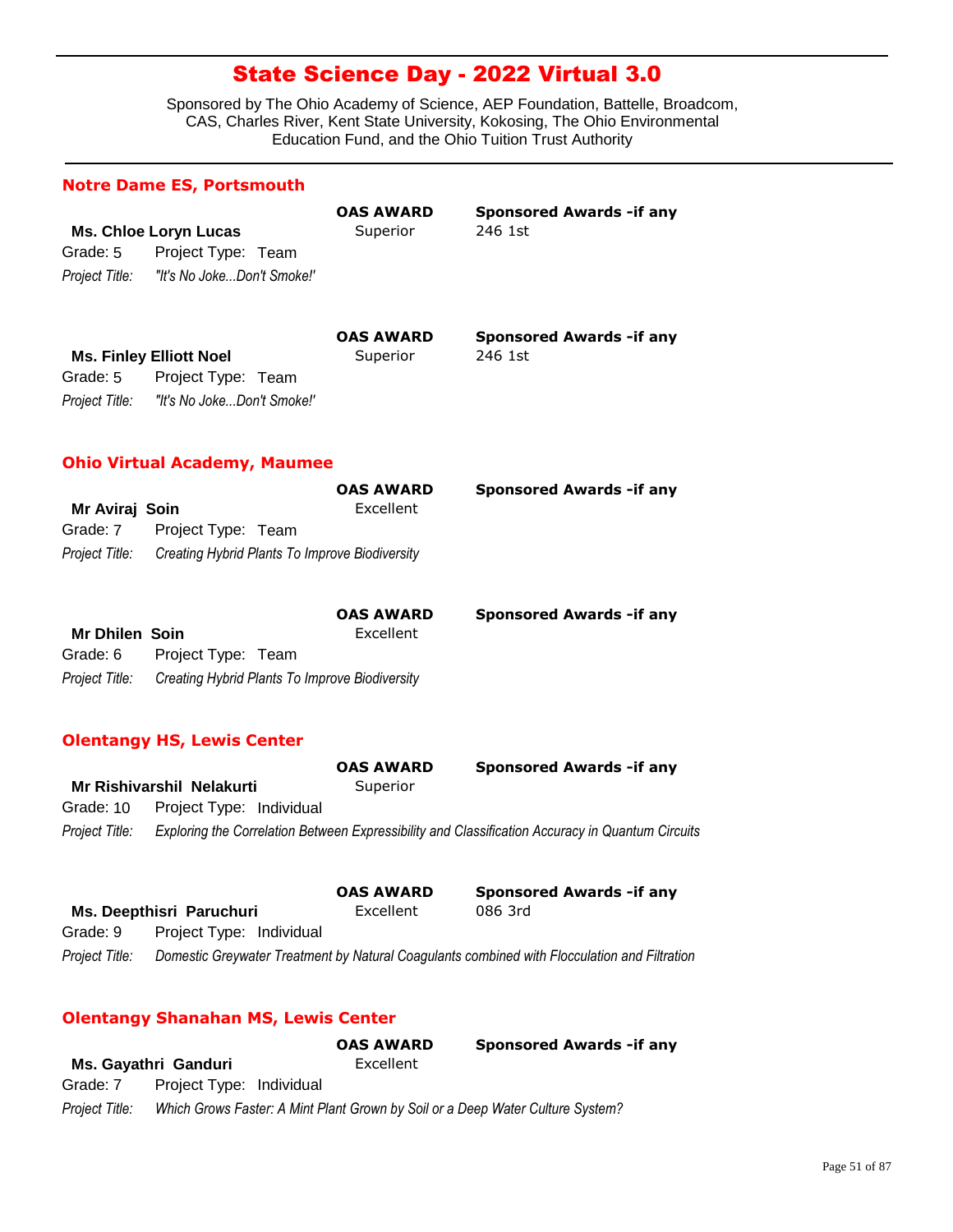# State Science Day - 2022 Virtual 3.0

Sponsored by The Ohio Academy of Science, AEP Foundation, Battelle, Broadcom, CAS, Charles River, Kent State University, Kokosing, The Ohio Environmental Education Fund, and the Ohio Tuition Trust Authority

## Notre Dame ES, Portsmouth

**Ms. Chloe Loryn Lucas**
Grade: 5 Project Type: Team
*Project Title: "It's No Joke...Don't Smoke!'*
**OAS AWARD:** Superior
**Sponsored Awards -if any:** 246 1st

**Ms. Finley Elliott Noel**
Grade: 5 Project Type: Team
*Project Title: "It's No Joke...Don't Smoke!'*
**OAS AWARD:** Superior
**Sponsored Awards -if any:** 246 1st

## Ohio Virtual Academy, Maumee

**Mr Aviraj Soin**
Grade: 7 Project Type: Team
*Project Title: Creating Hybrid Plants To Improve Biodiversity*
**OAS AWARD:** Excellent
**Sponsored Awards -if any:**

**Mr Dhilen Soin**
Grade: 6 Project Type: Team
*Project Title: Creating Hybrid Plants To Improve Biodiversity*
**OAS AWARD:** Excellent
**Sponsored Awards -if any:**

## Olentangy HS, Lewis Center

**Mr Rishivarshil Nelakurti**
Grade: 10 Project Type: Individual
*Project Title: Exploring the Correlation Between Expressibility and Classification Accuracy in Quantum Circuits*
**OAS AWARD:** Superior
**Sponsored Awards -if any:**

**Ms. Deepthisri Paruchuri**
Grade: 9 Project Type: Individual
*Project Title: Domestic Greywater Treatment by Natural Coagulants combined with Flocculation and Filtration*
**OAS AWARD:** Excellent
**Sponsored Awards -if any:** 086 3rd

## Olentangy Shanahan MS, Lewis Center

**Ms. Gayathri Ganduri**
Grade: 7 Project Type: Individual
*Project Title: Which Grows Faster: A Mint Plant Grown by Soil or a Deep Water Culture System?*
**OAS AWARD:** Excellent
**Sponsored Awards -if any:**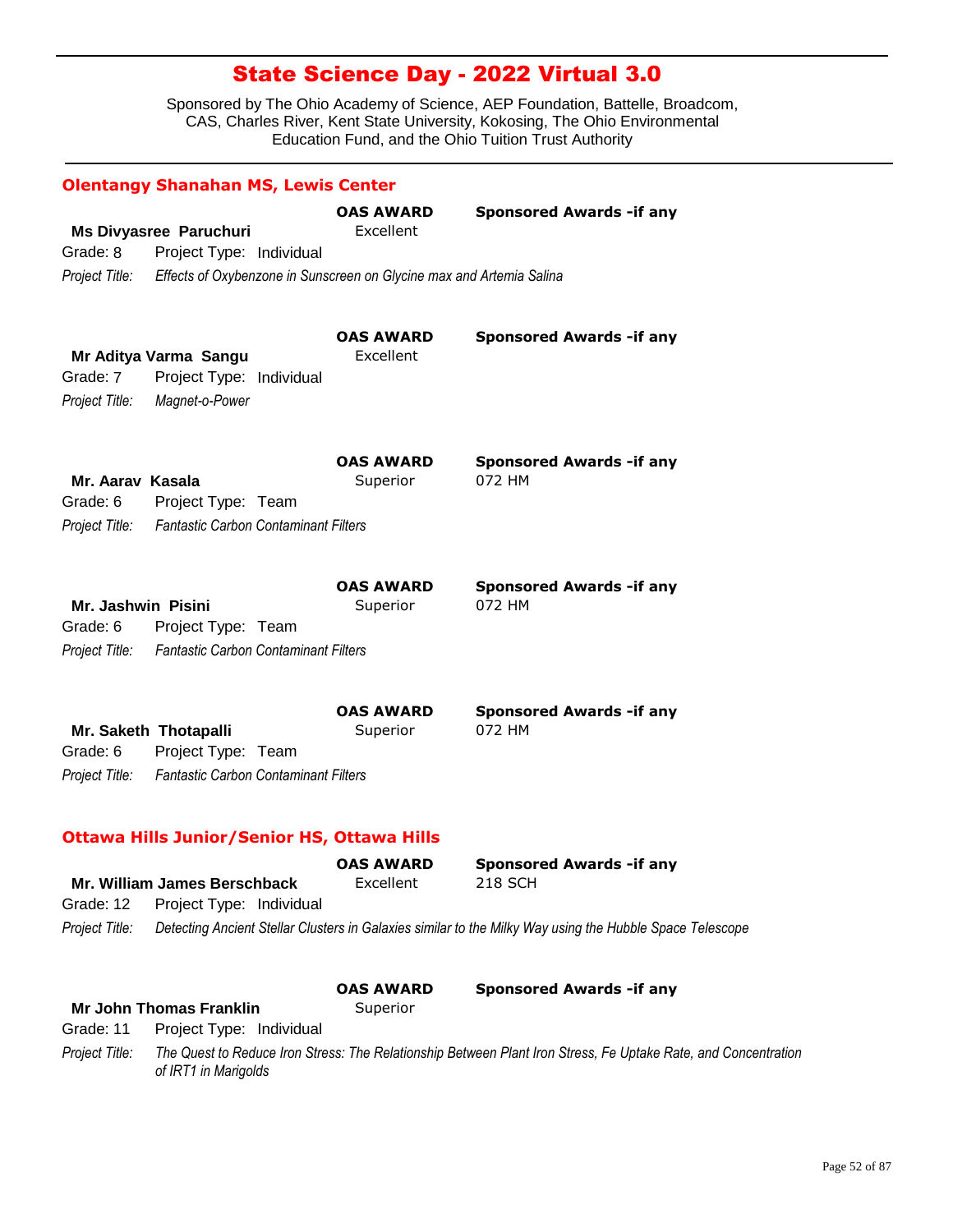# State Science Day - 2022 Virtual 3.0

Sponsored by The Ohio Academy of Science, AEP Foundation, Battelle, Broadcom, CAS, Charles River, Kent State University, Kokosing, The Ohio Environmental Education Fund, and the Ohio Tuition Trust Authority

## Olentangy Shanahan MS, Lewis Center

**Ms Divyasree Paruchuri**
**OAS AWARD:** Excellent
**Sponsored Awards -if any:**
Grade: 8 Project Type: Individual
*Project Title:* *Effects of Oxybenzone in Sunscreen on Glycine max and Artemia Salina*

**Mr Aditya Varma Sangu**
**OAS AWARD:** Excellent
**Sponsored Awards -if any:**
Grade: 7 Project Type: Individual
*Project Title:* *Magnet-o-Power*

**Mr. Aarav Kasala**
**OAS AWARD:** Superior
**Sponsored Awards -if any:** 072 HM
Grade: 6 Project Type: Team
*Project Title:* *Fantastic Carbon Contaminant Filters*

**Mr. Jashwin Pisini**
**OAS AWARD:** Superior
**Sponsored Awards -if any:** 072 HM
Grade: 6 Project Type: Team
*Project Title:* *Fantastic Carbon Contaminant Filters*

**Mr. Saketh Thotapalli**
**OAS AWARD:** Superior
**Sponsored Awards -if any:** 072 HM
Grade: 6 Project Type: Team
*Project Title:* *Fantastic Carbon Contaminant Filters*

## Ottawa Hills Junior/Senior HS, Ottawa Hills

**Mr. William James Berschback**
**OAS AWARD:** Excellent
**Sponsored Awards -if any:** 218 SCH
Grade: 12 Project Type: Individual
*Project Title:* *Detecting Ancient Stellar Clusters in Galaxies similar to the Milky Way using the Hubble Space Telescope*

**Mr John Thomas Franklin**
**OAS AWARD:** Superior
**Sponsored Awards -if any:**
Grade: 11 Project Type: Individual
*Project Title:* *The Quest to Reduce Iron Stress: The Relationship Between Plant Iron Stress, Fe Uptake Rate, and Concentration of IRT1 in Marigolds*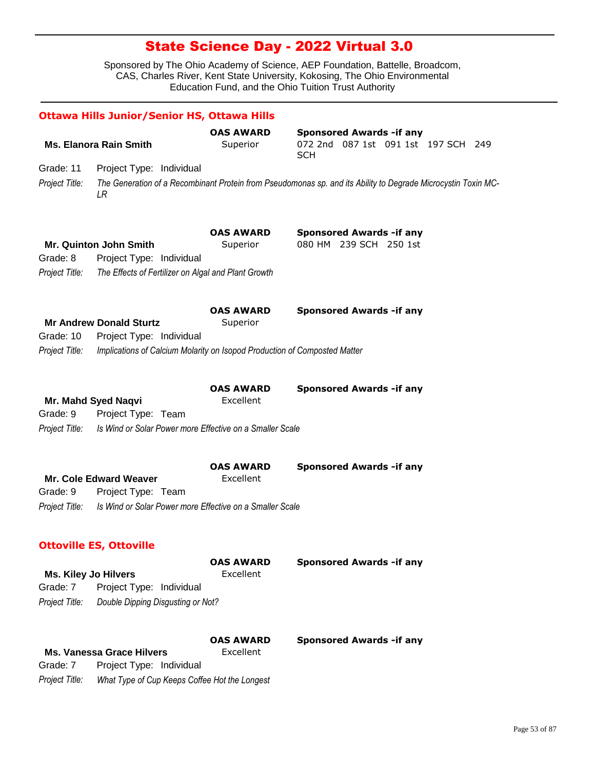# State Science Day - 2022 Virtual 3.0

Sponsored by The Ohio Academy of Science, AEP Foundation, Battelle, Broadcom, CAS, Charles River, Kent State University, Kokosing, The Ohio Environmental Education Fund, and the Ohio Tuition Trust Authority

## Ottawa Hills Junior/Senior HS, Ottawa Hills

**Ms. Elanora Rain Smith**
**OAS AWARD:** Superior
**Sponsored Awards -if any:** 072 2nd 087 1st 091 1st 197 SCH 249 SCH
Grade: 11 Project Type: Individual
*Project Title:* *The Generation of a Recombinant Protein from Pseudomonas sp. and its Ability to Degrade Microcystin Toxin MC-LR*

**Mr. Quinton John Smith**
**OAS AWARD:** Superior
**Sponsored Awards -if any:** 080 HM 239 SCH 250 1st
Grade: 8 Project Type: Individual
*Project Title:* *The Effects of Fertilizer on Algal and Plant Growth*

**Mr Andrew Donald Sturtz**
**OAS AWARD:** Superior
**Sponsored Awards -if any:**
Grade: 10 Project Type: Individual
*Project Title:* *Implications of Calcium Molarity on Isopod Production of Composted Matter*

**Mr. Mahd Syed Naqvi**
**OAS AWARD:** Excellent
**Sponsored Awards -if any:**
Grade: 9 Project Type: Team
*Project Title:* *Is Wind or Solar Power more Effective on a Smaller Scale*

**Mr. Cole Edward Weaver**
**OAS AWARD:** Excellent
**Sponsored Awards -if any:**
Grade: 9 Project Type: Team
*Project Title:* *Is Wind or Solar Power more Effective on a Smaller Scale*

## Ottoville ES, Ottoville

**Ms. Kiley Jo Hilvers**
**OAS AWARD:** Excellent
**Sponsored Awards -if any:**
Grade: 7 Project Type: Individual
*Project Title:* *Double Dipping Disgusting or Not?*

**Ms. Vanessa Grace Hilvers**
**OAS AWARD:** Excellent
**Sponsored Awards -if any:**
Grade: 7 Project Type: Individual
*Project Title:* *What Type of Cup Keeps Coffee Hot the Longest*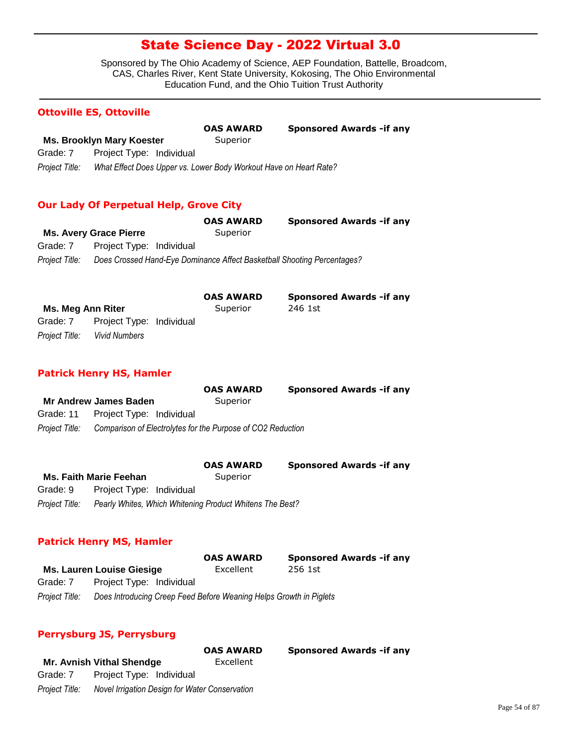# State Science Day - 2022 Virtual 3.0

Sponsored by The Ohio Academy of Science, AEP Foundation, Battelle, Broadcom, CAS, Charles River, Kent State University, Kokosing, The Ohio Environmental Education Fund, and the Ohio Tuition Trust Authority

## Ottoville ES, Ottoville

| | OAS AWARD | Sponsored Awards -if any |
|---|---|---|
| **Ms. Brooklyn Mary Koester** | Superior | |

Grade: 7  Project Type: Individual

*Project Title: What Effect Does Upper vs. Lower Body Workout Have on Heart Rate?*

## Our Lady Of Perpetual Help, Grove City

| | OAS AWARD | Sponsored Awards -if any |
|---|---|---|
| **Ms. Avery Grace Pierre** | Superior | |

Grade: 7  Project Type: Individual

*Project Title: Does Crossed Hand-Eye Dominance Affect Basketball Shooting Percentages?*

| | OAS AWARD | Sponsored Awards -if any |
|---|---|---|
| **Ms. Meg Ann Riter** | Superior | 246 1st |

Grade: 7  Project Type: Individual

*Project Title: Vivid Numbers*

## Patrick Henry HS, Hamler

| | OAS AWARD | Sponsored Awards -if any |
|---|---|---|
| **Mr Andrew James Baden** | Superior | |

Grade: 11  Project Type: Individual

*Project Title: Comparison of Electrolytes for the Purpose of CO2 Reduction*

| | OAS AWARD | Sponsored Awards -if any |
|---|---|---|
| **Ms. Faith Marie Feehan** | Superior | |

Grade: 9  Project Type: Individual

*Project Title: Pearly Whites, Which Whitening Product Whitens The Best?*

## Patrick Henry MS, Hamler

| | OAS AWARD | Sponsored Awards -if any |
|---|---|---|
| **Ms. Lauren Louise Giesige** | Excellent | 256 1st |

Grade: 7  Project Type: Individual

*Project Title: Does Introducing Creep Feed Before Weaning Helps Growth in Piglets*

## Perrysburg JS, Perrysburg

| | OAS AWARD | Sponsored Awards -if any |
|---|---|---|
| **Mr. Avnish Vithal Shendge** | Excellent | |

Grade: 7  Project Type: Individual

*Project Title: Novel Irrigation Design for Water Conservation*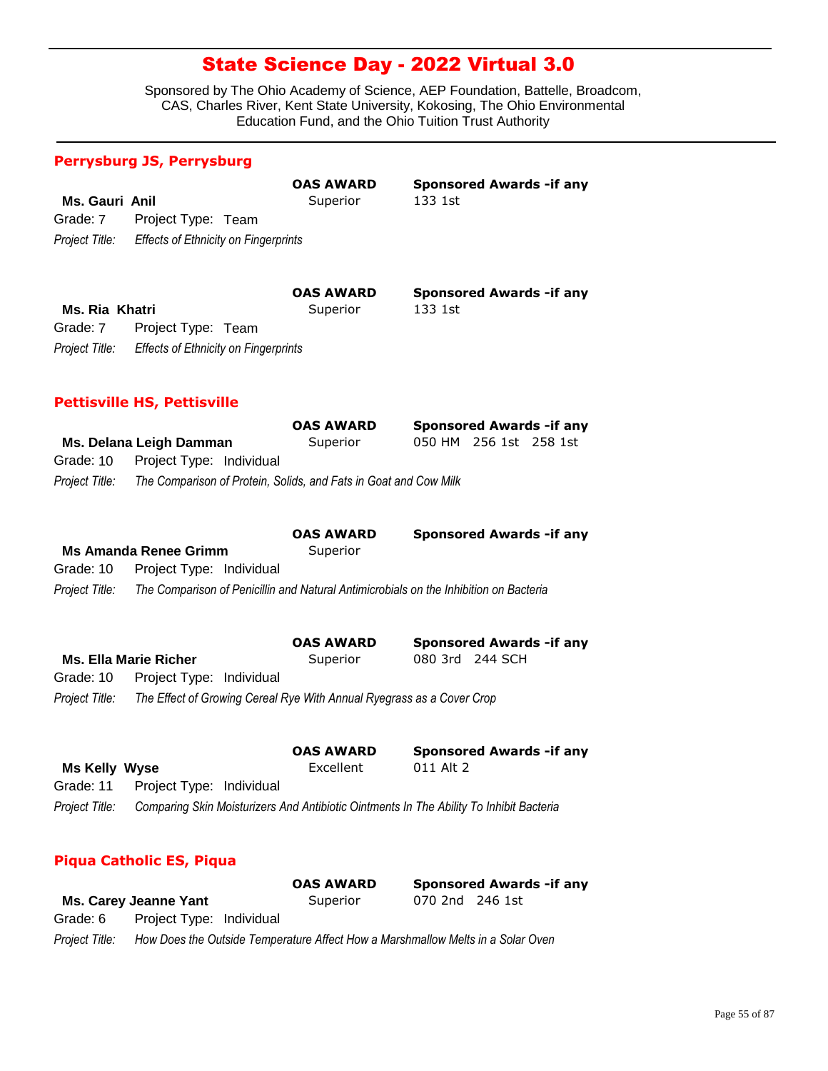# State Science Day - 2022 Virtual 3.0

Sponsored by The Ohio Academy of Science, AEP Foundation, Battelle, Broadcom, CAS, Charles River, Kent State University, Kokosing, The Ohio Environmental Education Fund, and the Ohio Tuition Trust Authority

## Perrysburg JS, Perrysburg

| | OAS AWARD | Sponsored Awards -if any |
|---|---|---|
| **Ms. Gauri Anil** | Superior | 133 1st |

Grade: 7 Project Type: Team

*Project Title:* *Effects of Ethnicity on Fingerprints*

| | OAS AWARD | Sponsored Awards -if any |
|---|---|---|
| **Ms. Ria Khatri** | Superior | 133 1st |

Grade: 7 Project Type: Team

*Project Title:* *Effects of Ethnicity on Fingerprints*

## Pettisville HS, Pettisville

| | OAS AWARD | Sponsored Awards -if any |
|---|---|---|
| **Ms. Delana Leigh Damman** | Superior | 050 HM 256 1st 258 1st |

Grade: 10 Project Type: Individual

*Project Title:* *The Comparison of Protein, Solids, and Fats in Goat and Cow Milk*

| | OAS AWARD | Sponsored Awards -if any |
|---|---|---|
| **Ms Amanda Renee Grimm** | Superior | |

Grade: 10 Project Type: Individual

*Project Title:* *The Comparison of Penicillin and Natural Antimicrobials on the Inhibition on Bacteria*

| | OAS AWARD | Sponsored Awards -if any |
|---|---|---|
| **Ms. Ella Marie Richer** | Superior | 080 3rd 244 SCH |

Grade: 10 Project Type: Individual

*Project Title:* *The Effect of Growing Cereal Rye With Annual Ryegrass as a Cover Crop*

| | OAS AWARD | Sponsored Awards -if any |
|---|---|---|
| **Ms Kelly Wyse** | Excellent | 011 Alt 2 |

Grade: 11 Project Type: Individual

*Project Title:* *Comparing Skin Moisturizers And Antibiotic Ointments In The Ability To Inhibit Bacteria*

## Piqua Catholic ES, Piqua

| | OAS AWARD | Sponsored Awards -if any |
|---|---|---|
| **Ms. Carey Jeanne Yant** | Superior | 070 2nd 246 1st |

Grade: 6 Project Type: Individual

*Project Title:* *How Does the Outside Temperature Affect How a Marshmallow Melts in a Solar Oven*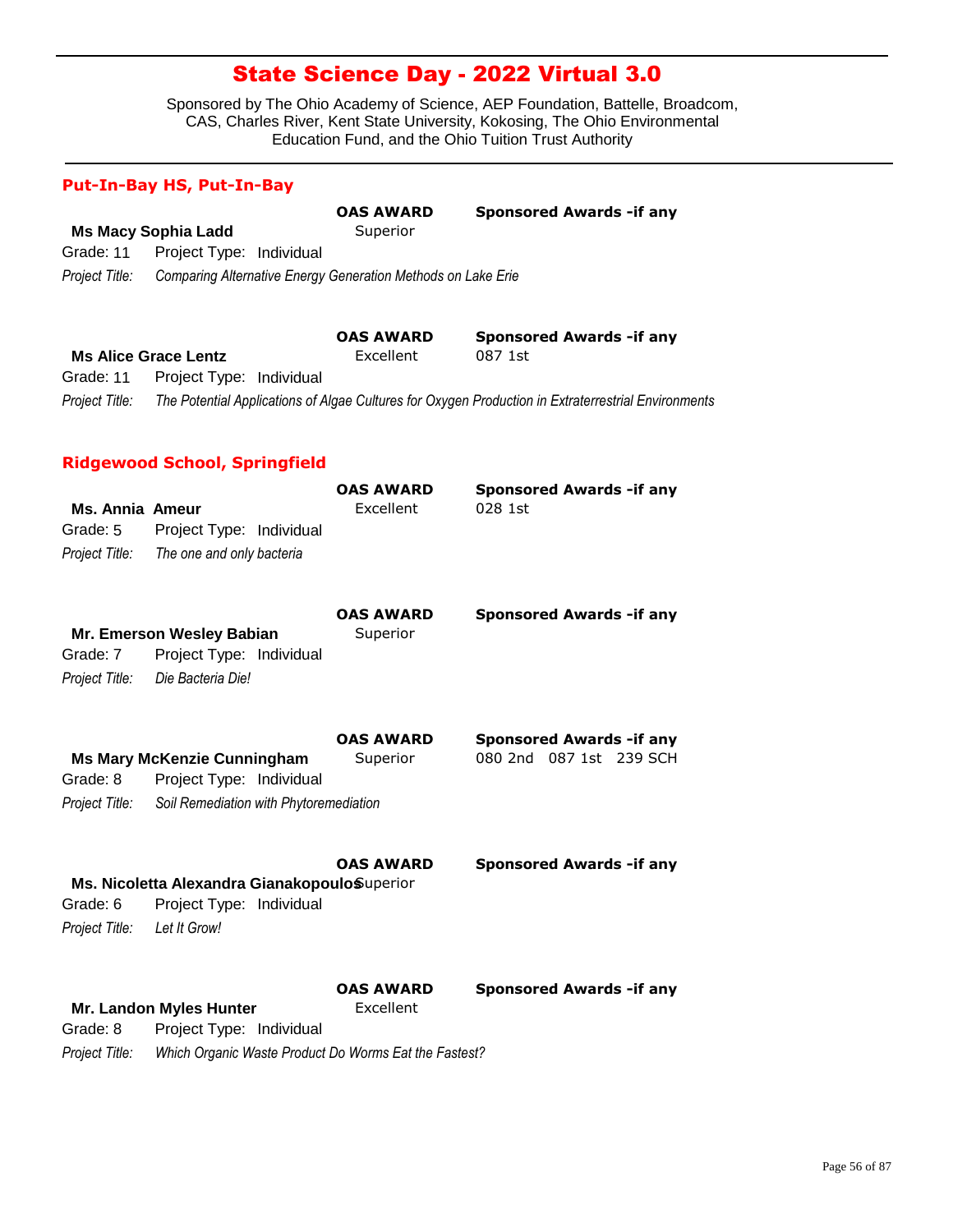# State Science Day - 2022 Virtual 3.0

Sponsored by The Ohio Academy of Science, AEP Foundation, Battelle, Broadcom, CAS, Charles River, Kent State University, Kokosing, The Ohio Environmental Education Fund, and the Ohio Tuition Trust Authority

## Put-In-Bay HS, Put-In-Bay

**Ms Macy Sophia Ladd**
**OAS AWARD:** Superior
**Sponsored Awards -if any:**
Grade: 11 Project Type: Individual
*Project Title:* *Comparing Alternative Energy Generation Methods on Lake Erie*

**Ms Alice Grace Lentz**
**OAS AWARD:** Excellent
**Sponsored Awards -if any:** 087 1st
Grade: 11 Project Type: Individual
*Project Title:* *The Potential Applications of Algae Cultures for Oxygen Production in Extraterrestrial Environments*

## Ridgewood School, Springfield

**Ms. Annia Ameur**
**OAS AWARD:** Excellent
**Sponsored Awards -if any:** 028 1st
Grade: 5 Project Type: Individual
*Project Title:* *The one and only bacteria*

**Mr. Emerson Wesley Babian**
**OAS AWARD:** Superior
**Sponsored Awards -if any:**
Grade: 7 Project Type: Individual
*Project Title:* *Die Bacteria Die!*

**Ms Mary McKenzie Cunningham**
**OAS AWARD:** Superior
**Sponsored Awards -if any:** 080 2nd 087 1st 239 SCH
Grade: 8 Project Type: Individual
*Project Title:* *Soil Remediation with Phytoremediation*

**Ms. Nicoletta Alexandra Gianakopoulos**
**OAS AWARD:** Superior
**Sponsored Awards -if any:**
Grade: 6 Project Type: Individual
*Project Title:* *Let It Grow!*

**Mr. Landon Myles Hunter**
**OAS AWARD:** Excellent
**Sponsored Awards -if any:**
Grade: 8 Project Type: Individual
*Project Title:* *Which Organic Waste Product Do Worms Eat the Fastest?*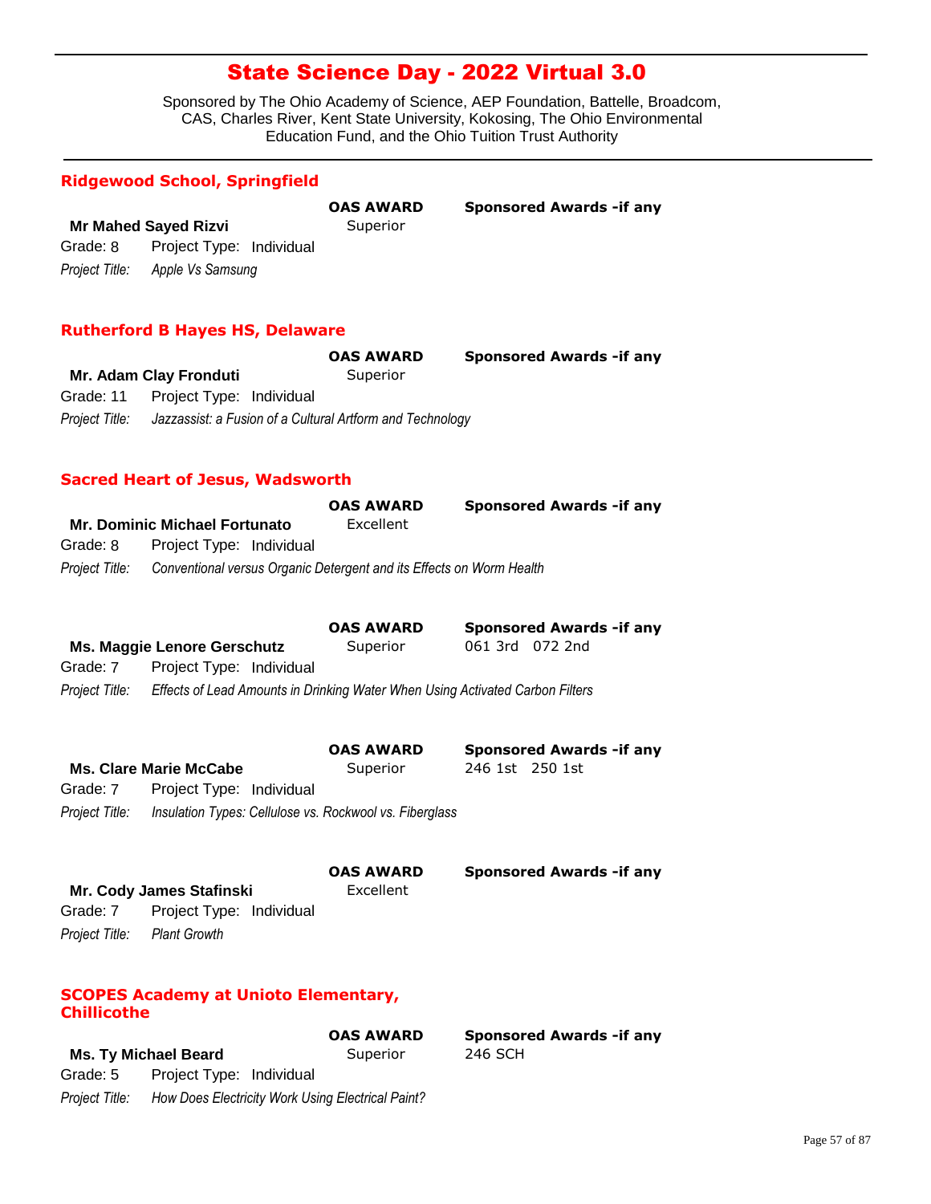# State Science Day - 2022 Virtual 3.0

Sponsored by The Ohio Academy of Science, AEP Foundation, Battelle, Broadcom, CAS, Charles River, Kent State University, Kokosing, The Ohio Environmental Education Fund, and the Ohio Tuition Trust Authority

## Ridgewood School, Springfield

| | OAS AWARD | Sponsored Awards -if any |
|---|---|---|
| **Mr Mahed Sayed Rizvi** | Superior | |

Grade: 8 Project Type: Individual

*Project Title: Apple Vs Samsung*

## Rutherford B Hayes HS, Delaware

| | OAS AWARD | Sponsored Awards -if any |
|---|---|---|
| **Mr. Adam Clay Fronduti** | Superior | |

Grade: 11 Project Type: Individual

*Project Title: Jazzassist: a Fusion of a Cultural Artform and Technology*

## Sacred Heart of Jesus, Wadsworth

| | OAS AWARD | Sponsored Awards -if any |
|---|---|---|
| **Mr. Dominic Michael Fortunato** | Excellent | |

Grade: 8 Project Type: Individual

*Project Title: Conventional versus Organic Detergent and its Effects on Worm Health*

| | OAS AWARD | Sponsored Awards -if any |
|---|---|---|
| **Ms. Maggie Lenore Gerschutz** | Superior | 061 3rd 072 2nd |

Grade: 7 Project Type: Individual

*Project Title: Effects of Lead Amounts in Drinking Water When Using Activated Carbon Filters*

| | OAS AWARD | Sponsored Awards -if any |
|---|---|---|
| **Ms. Clare Marie McCabe** | Superior | 246 1st 250 1st |

Grade: 7 Project Type: Individual

*Project Title: Insulation Types: Cellulose vs. Rockwool vs. Fiberglass*

| | OAS AWARD | Sponsored Awards -if any |
|---|---|---|
| **Mr. Cody James Stafinski** | Excellent | |

Grade: 7 Project Type: Individual

*Project Title: Plant Growth*

## SCOPES Academy at Unioto Elementary, Chillicothe

| | OAS AWARD | Sponsored Awards -if any |
|---|---|---|
| **Ms. Ty Michael Beard** | Superior | 246 SCH |

Grade: 5 Project Type: Individual

*Project Title: How Does Electricity Work Using Electrical Paint?*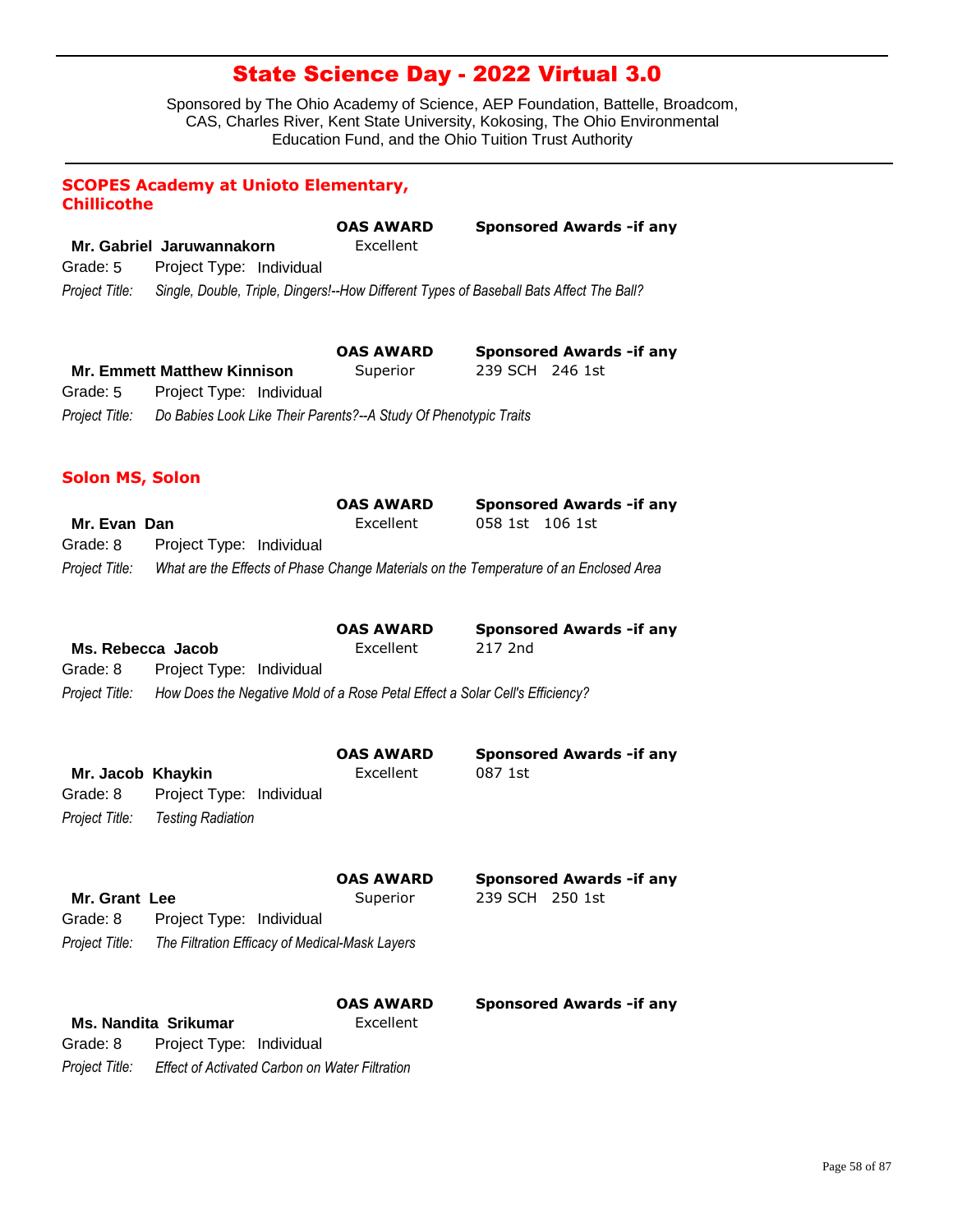# State Science Day - 2022 Virtual 3.0

Sponsored by The Ohio Academy of Science, AEP Foundation, Battelle, Broadcom, CAS, Charles River, Kent State University, Kokosing, The Ohio Environmental Education Fund, and the Ohio Tuition Trust Authority

## SCOPES Academy at Unioto Elementary, Chillicothe

**Mr. Gabriel Jaruwannakorn**
**OAS AWARD:** Excellent
**Sponsored Awards -if any:**
Grade: 5 Project Type: Individual
*Project Title:* *Single, Double, Triple, Dingers!--How Different Types of Baseball Bats Affect The Ball?*

**Mr. Emmett Matthew Kinnison**
**OAS AWARD:** Superior
**Sponsored Awards -if any:** 239 SCH 246 1st
Grade: 5 Project Type: Individual
*Project Title:* *Do Babies Look Like Their Parents?--A Study Of Phenotypic Traits*

## Solon MS, Solon

**Mr. Evan Dan**
**OAS AWARD:** Excellent
**Sponsored Awards -if any:** 058 1st 106 1st
Grade: 8 Project Type: Individual
*Project Title:* *What are the Effects of Phase Change Materials on the Temperature of an Enclosed Area*

**Ms. Rebecca Jacob**
**OAS AWARD:** Excellent
**Sponsored Awards -if any:** 217 2nd
Grade: 8 Project Type: Individual
*Project Title:* *How Does the Negative Mold of a Rose Petal Effect a Solar Cell's Efficiency?*

**Mr. Jacob Khaykin**
**OAS AWARD:** Excellent
**Sponsored Awards -if any:** 087 1st
Grade: 8 Project Type: Individual
*Project Title:* *Testing Radiation*

**Mr. Grant Lee**
**OAS AWARD:** Superior
**Sponsored Awards -if any:** 239 SCH 250 1st
Grade: 8 Project Type: Individual
*Project Title:* *The Filtration Efficacy of Medical-Mask Layers*

**Ms. Nandita Srikumar**
**OAS AWARD:** Excellent
**Sponsored Awards -if any:**
Grade: 8 Project Type: Individual
*Project Title:* *Effect of Activated Carbon on Water Filtration*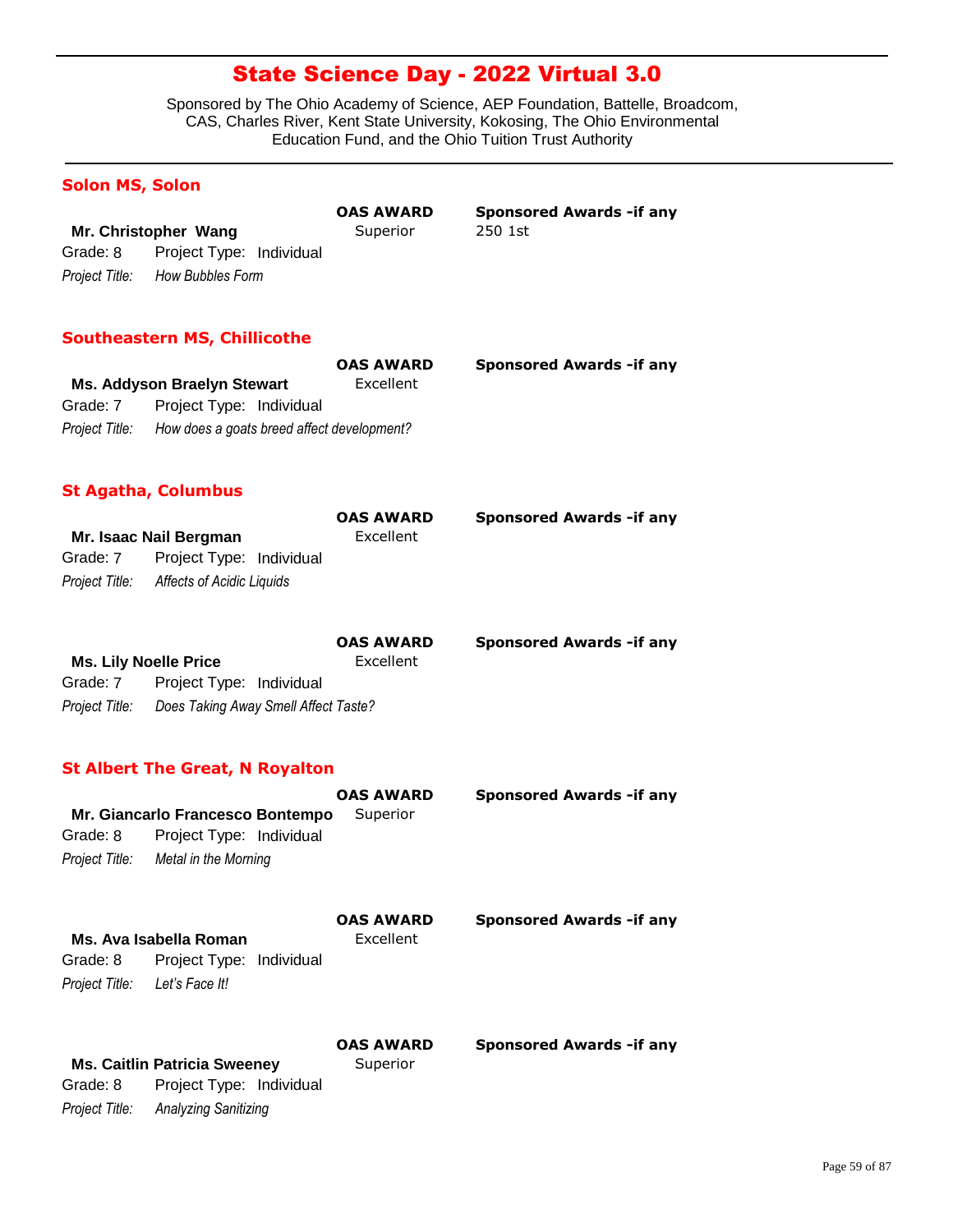# State Science Day - 2022 Virtual 3.0

Sponsored by The Ohio Academy of Science, AEP Foundation, Battelle, Broadcom, CAS, Charles River, Kent State University, Kokosing, The Ohio Environmental Education Fund, and the Ohio Tuition Trust Authority

## Solon MS, Solon

**Mr. Christopher Wang**
**OAS AWARD:** Superior
**Sponsored Awards -if any:** 250 1st
Grade: 8 Project Type: Individual
*Project Title:* *How Bubbles Form*

## Southeastern MS, Chillicothe

**Ms. Addyson Braelyn Stewart**
**OAS AWARD:** Excellent
**Sponsored Awards -if any:**
Grade: 7 Project Type: Individual
*Project Title:* *How does a goats breed affect development?*

## St Agatha, Columbus

**Mr. Isaac Nail Bergman**
**OAS AWARD:** Excellent
**Sponsored Awards -if any:**
Grade: 7 Project Type: Individual
*Project Title:* *Affects of Acidic Liquids*

**Ms. Lily Noelle Price**
**OAS AWARD:** Excellent
**Sponsored Awards -if any:**
Grade: 7 Project Type: Individual
*Project Title:* *Does Taking Away Smell Affect Taste?*

## St Albert The Great, N Royalton

**Mr. Giancarlo Francesco Bontempo**
**OAS AWARD:** Superior
**Sponsored Awards -if any:**
Grade: 8 Project Type: Individual
*Project Title:* *Metal in the Morning*

**Ms. Ava Isabella Roman**
**OAS AWARD:** Excellent
**Sponsored Awards -if any:**
Grade: 8 Project Type: Individual
*Project Title:* *Let's Face It!*

**Ms. Caitlin Patricia Sweeney**
**OAS AWARD:** Superior
**Sponsored Awards -if any:**
Grade: 8 Project Type: Individual
*Project Title:* *Analyzing Sanitizing*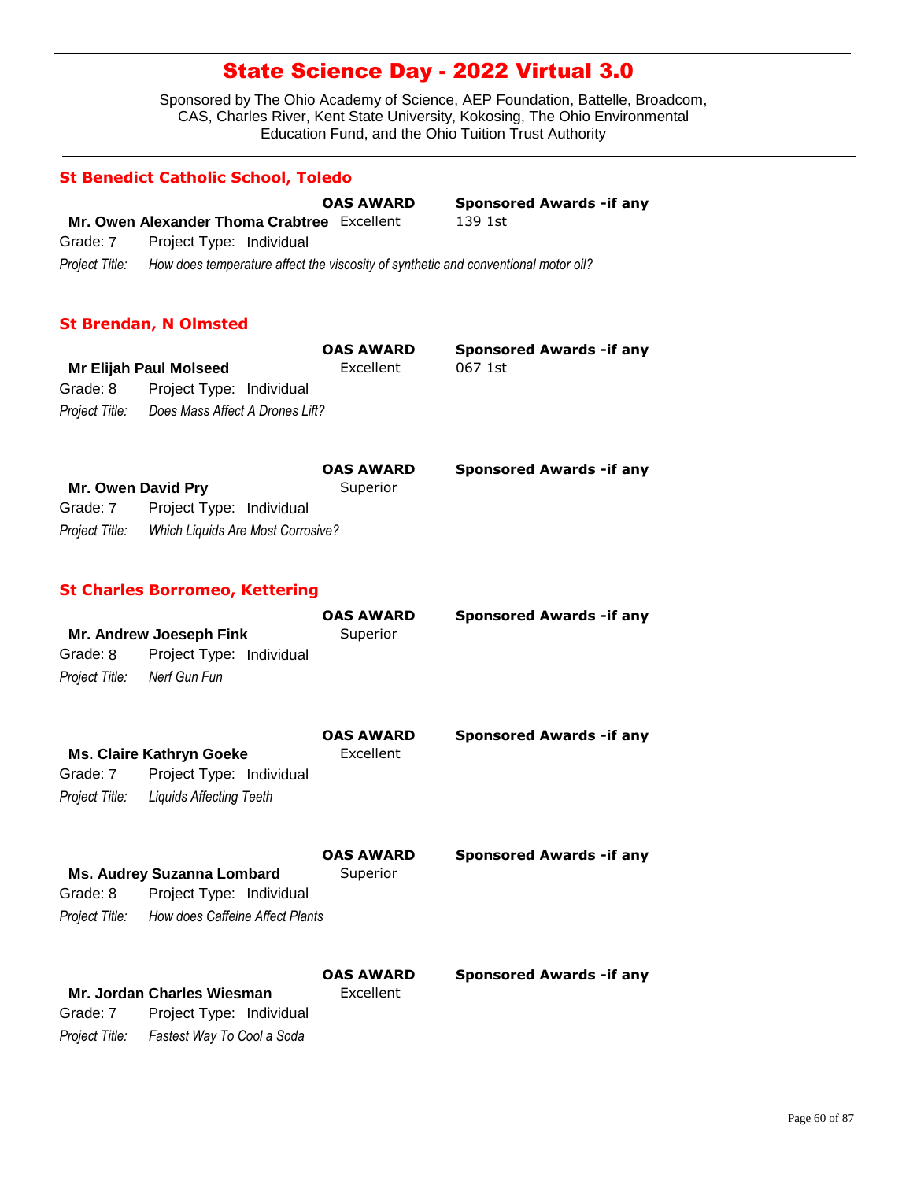# State Science Day - 2022 Virtual 3.0

Sponsored by The Ohio Academy of Science, AEP Foundation, Battelle, Broadcom, CAS, Charles River, Kent State University, Kokosing, The Ohio Environmental Education Fund, and the Ohio Tuition Trust Authority

## St Benedict Catholic School, Toledo

| | OAS AWARD | Sponsored Awards -if any |
|---|---|---|
| **Mr. Owen Alexander Thoma Crabtree** | Excellent | 139 1st |

Grade: 7 Project Type: Individual

*Project Title:* *How does temperature affect the viscosity of synthetic and conventional motor oil?*

## St Brendan, N Olmsted

| | OAS AWARD | Sponsored Awards -if any |
|---|---|---|
| **Mr Elijah Paul Molseed** | Excellent | 067 1st |

Grade: 8 Project Type: Individual

*Project Title:* *Does Mass Affect A Drones Lift?*

| | OAS AWARD | Sponsored Awards -if any |
|---|---|---|
| **Mr. Owen David Pry** | Superior | |

Grade: 7 Project Type: Individual

*Project Title:* *Which Liquids Are Most Corrosive?*

## St Charles Borromeo, Kettering

| | OAS AWARD | Sponsored Awards -if any |
|---|---|---|
| **Mr. Andrew Joeseph Fink** | Superior | |

Grade: 8 Project Type: Individual

*Project Title:* *Nerf Gun Fun*

| | OAS AWARD | Sponsored Awards -if any |
|---|---|---|
| **Ms. Claire Kathryn Goeke** | Excellent | |

Grade: 7 Project Type: Individual

*Project Title:* *Liquids Affecting Teeth*

| | OAS AWARD | Sponsored Awards -if any |
|---|---|---|
| **Ms. Audrey Suzanna Lombard** | Superior | |

Grade: 8 Project Type: Individual

*Project Title:* *How does Caffeine Affect Plants*

| | OAS AWARD | Sponsored Awards -if any |
|---|---|---|
| **Mr. Jordan Charles Wiesman** | Excellent | |

Grade: 7 Project Type: Individual

*Project Title:* *Fastest Way To Cool a Soda*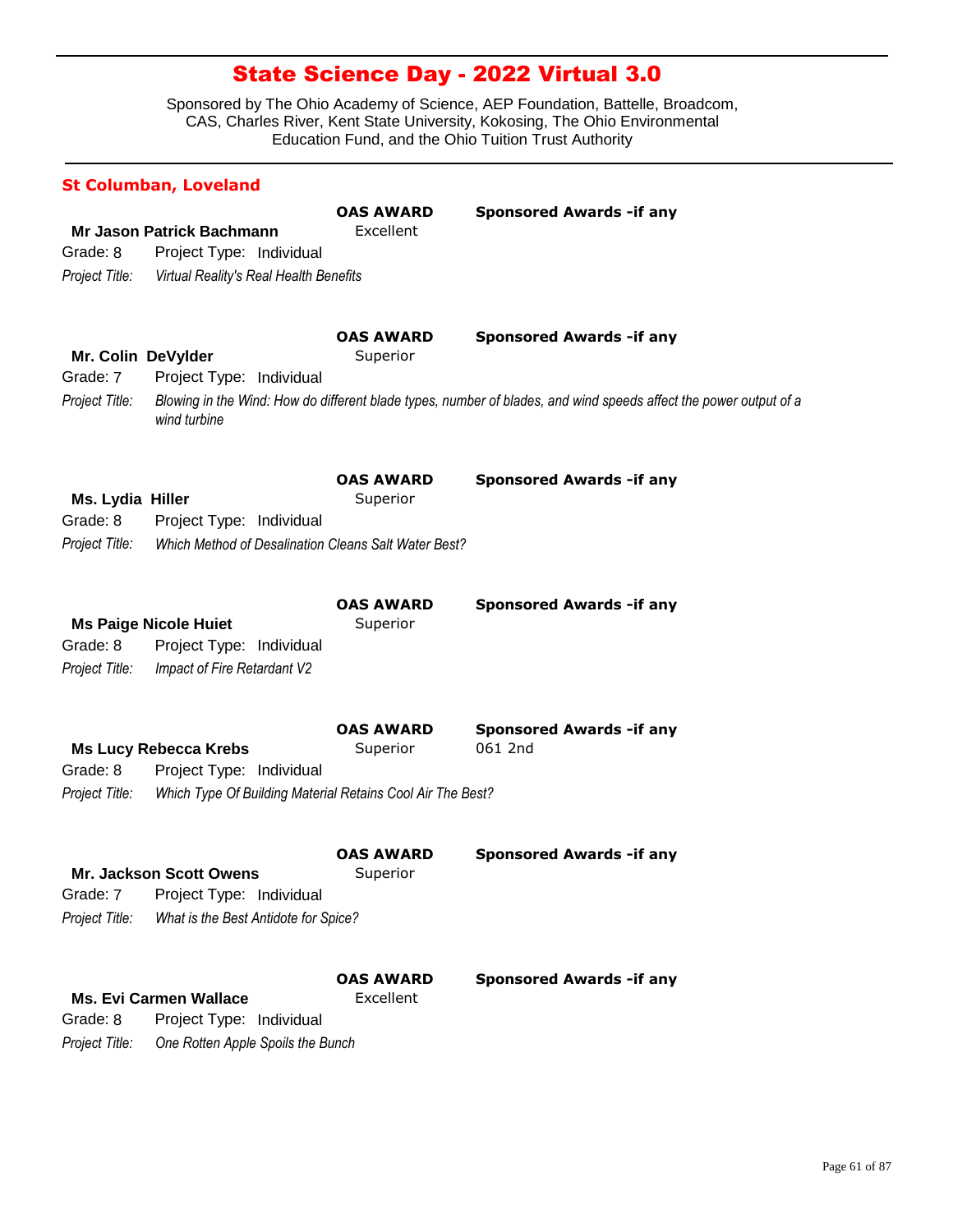# State Science Day - 2022 Virtual 3.0

Sponsored by The Ohio Academy of Science, AEP Foundation, Battelle, Broadcom, CAS, Charles River, Kent State University, Kokosing, The Ohio Environmental Education Fund, and the Ohio Tuition Trust Authority

## St Columban, Loveland

**Mr Jason Patrick Bachmann**
**OAS AWARD:** Excellent
**Sponsored Awards -if any:**
Grade: 8 Project Type: Individual
*Project Title:* *Virtual Reality's Real Health Benefits*

**Mr. Colin DeVylder**
**OAS AWARD:** Superior
**Sponsored Awards -if any:**
Grade: 7 Project Type: Individual
*Project Title:* *Blowing in the Wind: How do different blade types, number of blades, and wind speeds affect the power output of a wind turbine*

**Ms. Lydia Hiller**
**OAS AWARD:** Superior
**Sponsored Awards -if any:**
Grade: 8 Project Type: Individual
*Project Title:* *Which Method of Desalination Cleans Salt Water Best?*

**Ms Paige Nicole Huiet**
**OAS AWARD:** Superior
**Sponsored Awards -if any:**
Grade: 8 Project Type: Individual
*Project Title:* *Impact of Fire Retardant V2*

**Ms Lucy Rebecca Krebs**
**OAS AWARD:** Superior
**Sponsored Awards -if any:** 061 2nd
Grade: 8 Project Type: Individual
*Project Title:* *Which Type Of Building Material Retains Cool Air The Best?*

**Mr. Jackson Scott Owens**
**OAS AWARD:** Superior
**Sponsored Awards -if any:**
Grade: 7 Project Type: Individual
*Project Title:* *What is the Best Antidote for Spice?*

**Ms. Evi Carmen Wallace**
**OAS AWARD:** Excellent
**Sponsored Awards -if any:**
Grade: 8 Project Type: Individual
*Project Title:* *One Rotten Apple Spoils the Bunch*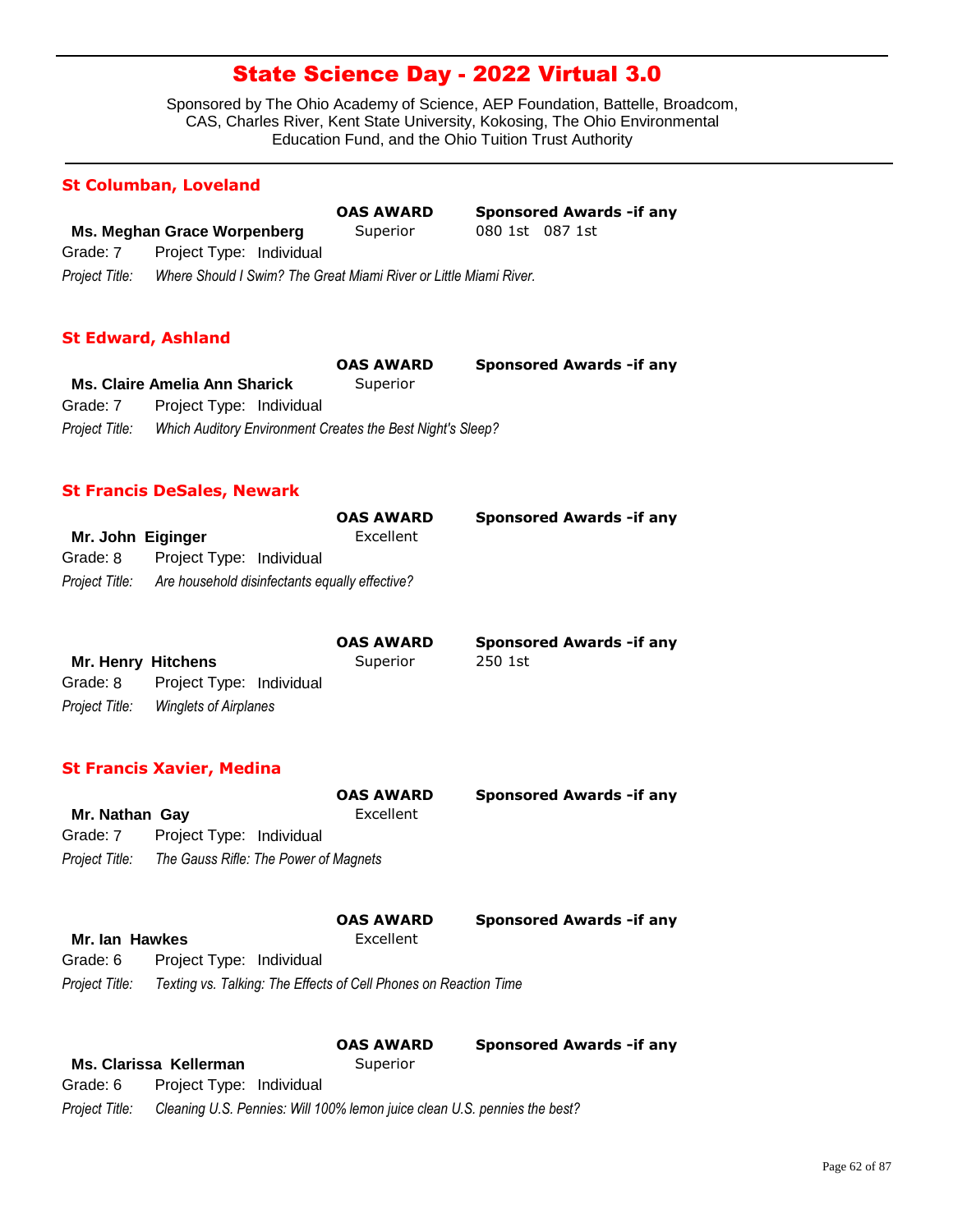# State Science Day - 2022 Virtual 3.0

Sponsored by The Ohio Academy of Science, AEP Foundation, Battelle, Broadcom, CAS, Charles River, Kent State University, Kokosing, The Ohio Environmental Education Fund, and the Ohio Tuition Trust Authority

## St Columban, Loveland

| | OAS AWARD | Sponsored Awards -if any |
|---|---|---|
| **Ms. Meghan Grace Worpenberg** | Superior | 080 1st 087 1st |

Grade: 7 Project Type: Individual

*Project Title: Where Should I Swim? The Great Miami River or Little Miami River.*

## St Edward, Ashland

| | OAS AWARD | Sponsored Awards -if any |
|---|---|---|
| **Ms. Claire Amelia Ann Sharick** | Superior | |

Grade: 7 Project Type: Individual

*Project Title: Which Auditory Environment Creates the Best Night's Sleep?*

## St Francis DeSales, Newark

| | OAS AWARD | Sponsored Awards -if any |
|---|---|---|
| **Mr. John Eiginger** | Excellent | |

Grade: 8 Project Type: Individual

*Project Title: Are household disinfectants equally effective?*

| | OAS AWARD | Sponsored Awards -if any |
|---|---|---|
| **Mr. Henry Hitchens** | Superior | 250 1st |

Grade: 8 Project Type: Individual

*Project Title: Winglets of Airplanes*

## St Francis Xavier, Medina

| | OAS AWARD | Sponsored Awards -if any |
|---|---|---|
| **Mr. Nathan Gay** | Excellent | |

Grade: 7 Project Type: Individual

*Project Title: The Gauss Rifle: The Power of Magnets*

| | OAS AWARD | Sponsored Awards -if any |
|---|---|---|
| **Mr. Ian Hawkes** | Excellent | |

Grade: 6 Project Type: Individual

*Project Title: Texting vs. Talking: The Effects of Cell Phones on Reaction Time*

| | OAS AWARD | Sponsored Awards -if any |
|---|---|---|
| **Ms. Clarissa Kellerman** | Superior | |

Grade: 6 Project Type: Individual

*Project Title: Cleaning U.S. Pennies: Will 100% lemon juice clean U.S. pennies the best?*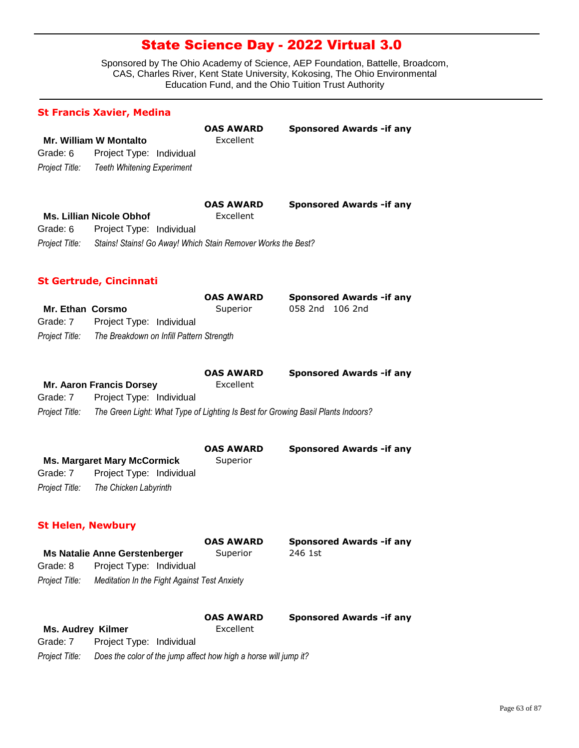# State Science Day - 2022 Virtual 3.0

Sponsored by The Ohio Academy of Science, AEP Foundation, Battelle, Broadcom, CAS, Charles River, Kent State University, Kokosing, The Ohio Environmental Education Fund, and the Ohio Tuition Trust Authority

## St Francis Xavier, Medina

**Mr. William W Montalto**
Grade: 6 Project Type: Individual
*Project Title:* *Teeth Whitening Experiment*
**OAS AWARD:** Excellent
**Sponsored Awards -if any:**

**Ms. Lillian Nicole Obhof**
Grade: 6 Project Type: Individual
*Project Title:* *Stains! Stains! Go Away! Which Stain Remover Works the Best?*
**OAS AWARD:** Excellent
**Sponsored Awards -if any:**

## St Gertrude, Cincinnati

**Mr. Ethan Corsmo**
Grade: 7 Project Type: Individual
*Project Title:* *The Breakdown on Infill Pattern Strength*
**OAS AWARD:** Superior
**Sponsored Awards -if any:** 058 2nd 106 2nd

**Mr. Aaron Francis Dorsey**
Grade: 7 Project Type: Individual
*Project Title:* *The Green Light: What Type of Lighting Is Best for Growing Basil Plants Indoors?*
**OAS AWARD:** Excellent
**Sponsored Awards -if any:**

**Ms. Margaret Mary McCormick**
Grade: 7 Project Type: Individual
*Project Title:* *The Chicken Labyrinth*
**OAS AWARD:** Superior
**Sponsored Awards -if any:**

## St Helen, Newbury

**Ms Natalie Anne Gerstenberger**
Grade: 8 Project Type: Individual
*Project Title:* *Meditation In the Fight Against Test Anxiety*
**OAS AWARD:** Superior
**Sponsored Awards -if any:** 246 1st

**Ms. Audrey Kilmer**
Grade: 7 Project Type: Individual
*Project Title:* *Does the color of the jump affect how high a horse will jump it?*
**OAS AWARD:** Excellent
**Sponsored Awards -if any:**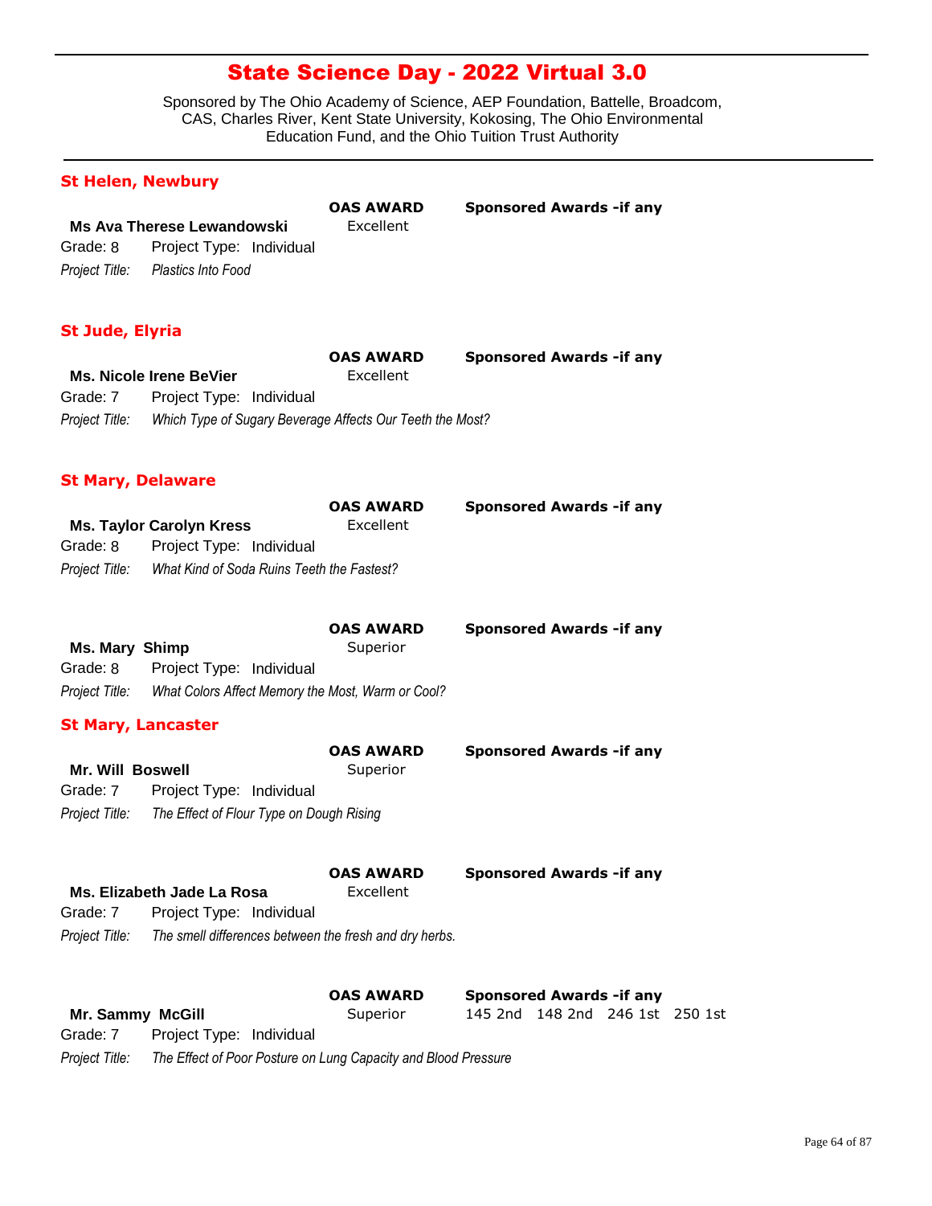# State Science Day - 2022 Virtual 3.0

Sponsored by The Ohio Academy of Science, AEP Foundation, Battelle, Broadcom, CAS, Charles River, Kent State University, Kokosing, The Ohio Environmental Education Fund, and the Ohio Tuition Trust Authority

## St Helen, Newbury

**Ms Ava Therese Lewandowski**
**OAS AWARD:** Excellent
**Sponsored Awards -if any:**
Grade: 8 Project Type: Individual
*Project Title:* *Plastics Into Food*

## St Jude, Elyria

**Ms. Nicole Irene BeVier**
**OAS AWARD:** Excellent
**Sponsored Awards -if any:**
Grade: 7 Project Type: Individual
*Project Title:* *Which Type of Sugary Beverage Affects Our Teeth the Most?*

## St Mary, Delaware

**Ms. Taylor Carolyn Kress**
**OAS AWARD:** Excellent
**Sponsored Awards -if any:**
Grade: 8 Project Type: Individual
*Project Title:* *What Kind of Soda Ruins Teeth the Fastest?*

**Ms. Mary Shimp**
**OAS AWARD:** Superior
**Sponsored Awards -if any:**
Grade: 8 Project Type: Individual
*Project Title:* *What Colors Affect Memory the Most, Warm or Cool?*

## St Mary, Lancaster

**Mr. Will Boswell**
**OAS AWARD:** Superior
**Sponsored Awards -if any:**
Grade: 7 Project Type: Individual
*Project Title:* *The Effect of Flour Type on Dough Rising*

**Ms. Elizabeth Jade La Rosa**
**OAS AWARD:** Excellent
**Sponsored Awards -if any:**
Grade: 7 Project Type: Individual
*Project Title:* *The smell differences between the fresh and dry herbs.*

**Mr. Sammy McGill**
**OAS AWARD:** Superior
**Sponsored Awards -if any:** 145 2nd 148 2nd 246 1st 250 1st
Grade: 7 Project Type: Individual
*Project Title:* *The Effect of Poor Posture on Lung Capacity and Blood Pressure*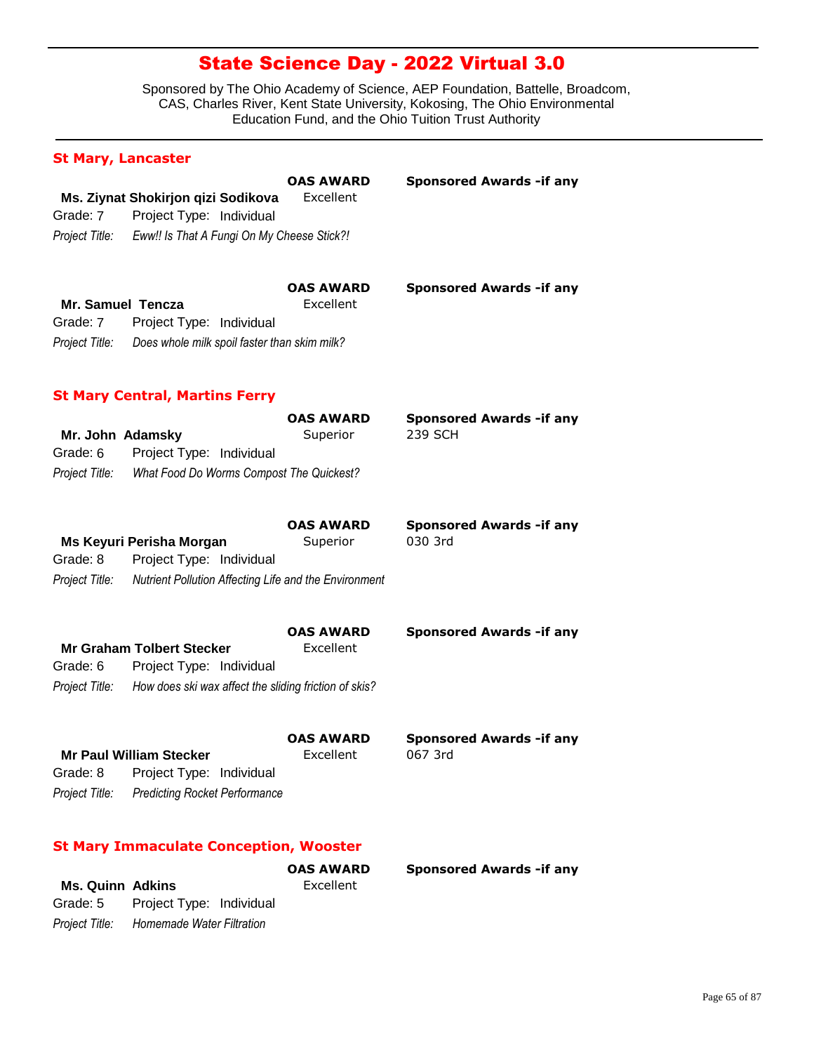# State Science Day - 2022 Virtual 3.0

Sponsored by The Ohio Academy of Science, AEP Foundation, Battelle, Broadcom, CAS, Charles River, Kent State University, Kokosing, The Ohio Environmental Education Fund, and the Ohio Tuition Trust Authority

## St Mary, Lancaster

**Ms. Ziynat Shokirjon qizi Sodikova**
**OAS AWARD:** Excellent
**Sponsored Awards -if any:**
Grade: 7 Project Type: Individual
*Project Title:* *Eww!! Is That A Fungi On My Cheese Stick?!*

**Mr. Samuel Tencza**
**OAS AWARD:** Excellent
**Sponsored Awards -if any:**
Grade: 7 Project Type: Individual
*Project Title:* *Does whole milk spoil faster than skim milk?*

## St Mary Central, Martins Ferry

**Mr. John Adamsky**
**OAS AWARD:** Superior
**Sponsored Awards -if any:** 239 SCH
Grade: 6 Project Type: Individual
*Project Title:* *What Food Do Worms Compost The Quickest?*

**Ms Keyuri Perisha Morgan**
**OAS AWARD:** Superior
**Sponsored Awards -if any:** 030 3rd
Grade: 8 Project Type: Individual
*Project Title:* *Nutrient Pollution Affecting Life and the Environment*

**Mr Graham Tolbert Stecker**
**OAS AWARD:** Excellent
**Sponsored Awards -if any:**
Grade: 6 Project Type: Individual
*Project Title:* *How does ski wax affect the sliding friction of skis?*

**Mr Paul William Stecker**
**OAS AWARD:** Excellent
**Sponsored Awards -if any:** 067 3rd
Grade: 8 Project Type: Individual
*Project Title:* *Predicting Rocket Performance*

## St Mary Immaculate Conception, Wooster

**Ms. Quinn Adkins**
**OAS AWARD:** Excellent
**Sponsored Awards -if any:**
Grade: 5 Project Type: Individual
*Project Title:* *Homemade Water Filtration*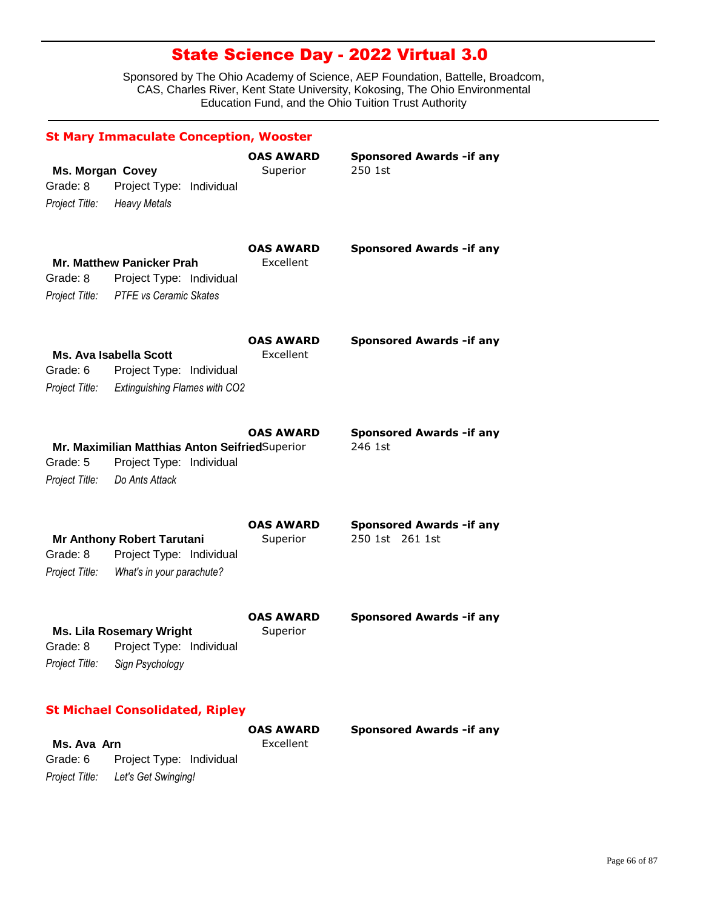# State Science Day - 2022 Virtual 3.0

Sponsored by The Ohio Academy of Science, AEP Foundation, Battelle, Broadcom, CAS, Charles River, Kent State University, Kokosing, The Ohio Environmental Education Fund, and the Ohio Tuition Trust Authority

## St Mary Immaculate Conception, Wooster

**Ms. Morgan Covey**
Grade: 8 Project Type: Individual
*Project Title:* *Heavy Metals*
**OAS AWARD:** Superior
**Sponsored Awards -if any:** 250 1st

**Mr. Matthew Panicker Prah**
Grade: 8 Project Type: Individual
*Project Title:* *PTFE vs Ceramic Skates*
**OAS AWARD:** Excellent
**Sponsored Awards -if any:**

**Ms. Ava Isabella Scott**
Grade: 6 Project Type: Individual
*Project Title:* *Extinguishing Flames with CO2*
**OAS AWARD:** Excellent
**Sponsored Awards -if any:**

**Mr. Maximilian Matthias Anton Seifried**
Grade: 5 Project Type: Individual
*Project Title:* *Do Ants Attack*
**OAS AWARD:** Superior
**Sponsored Awards -if any:** 246 1st

**Mr Anthony Robert Tarutani**
Grade: 8 Project Type: Individual
*Project Title:* *What's in your parachute?*
**OAS AWARD:** Superior
**Sponsored Awards -if any:** 250 1st 261 1st

**Ms. Lila Rosemary Wright**
Grade: 8 Project Type: Individual
*Project Title:* *Sign Psychology*
**OAS AWARD:** Superior
**Sponsored Awards -if any:**

## St Michael Consolidated, Ripley

**Ms. Ava Arn**
Grade: 6 Project Type: Individual
*Project Title:* *Let's Get Swinging!*
**OAS AWARD:** Excellent
**Sponsored Awards -if any:**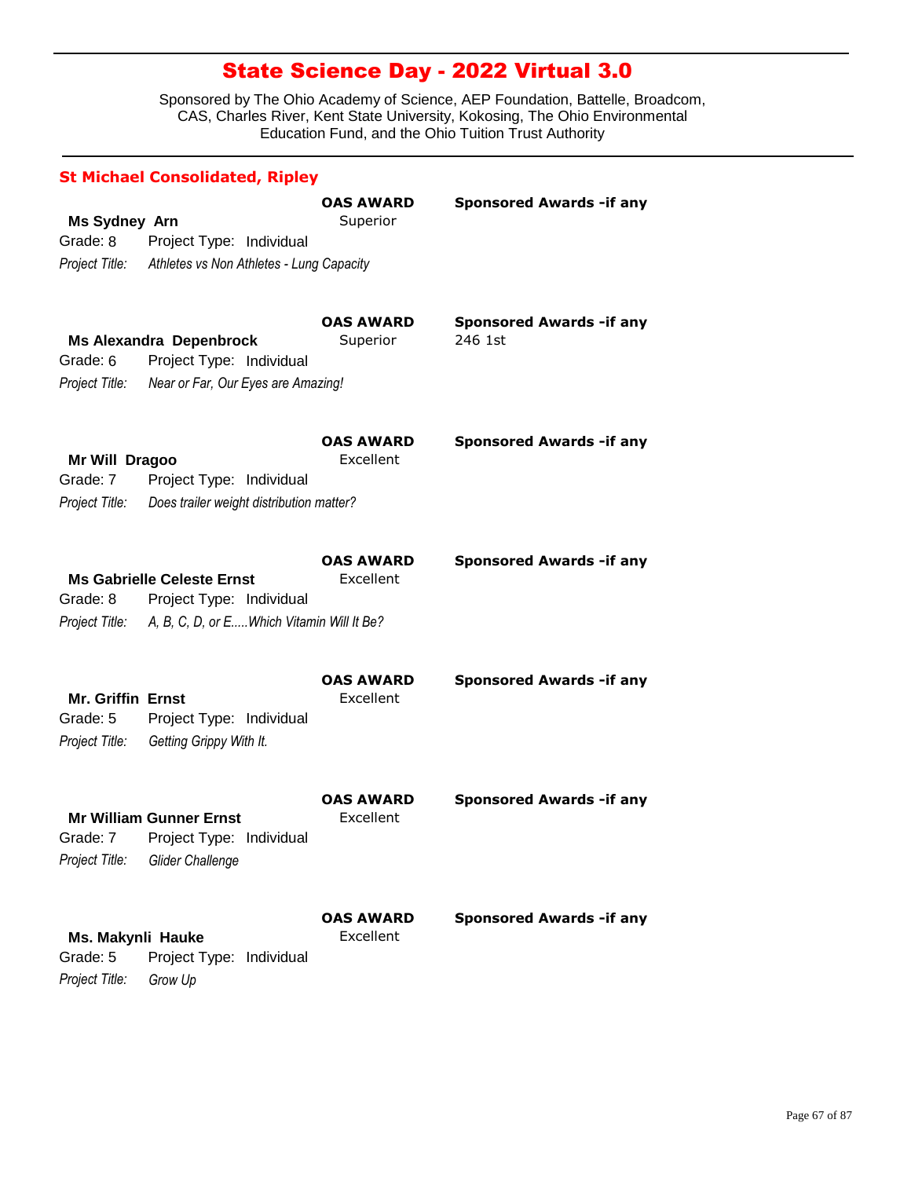# State Science Day - 2022 Virtual 3.0

Sponsored by The Ohio Academy of Science, AEP Foundation, Battelle, Broadcom, CAS, Charles River, Kent State University, Kokosing, The Ohio Environmental Education Fund, and the Ohio Tuition Trust Authority

## St Michael Consolidated, Ripley

**Ms Sydney Arn**
Grade: 8 Project Type: Individual
*Project Title:* *Athletes vs Non Athletes - Lung Capacity*
**OAS AWARD:** Superior
**Sponsored Awards -if any:**

**Ms Alexandra Depenbrock**
Grade: 6 Project Type: Individual
*Project Title:* *Near or Far, Our Eyes are Amazing!*
**OAS AWARD:** Superior
**Sponsored Awards -if any:** 246 1st

**Mr Will Dragoo**
Grade: 7 Project Type: Individual
*Project Title:* *Does trailer weight distribution matter?*
**OAS AWARD:** Excellent
**Sponsored Awards -if any:**

**Ms Gabrielle Celeste Ernst**
Grade: 8 Project Type: Individual
*Project Title:* *A, B, C, D, or E.....Which Vitamin Will It Be?*
**OAS AWARD:** Excellent
**Sponsored Awards -if any:**

**Mr. Griffin Ernst**
Grade: 5 Project Type: Individual
*Project Title:* *Getting Grippy With It.*
**OAS AWARD:** Excellent
**Sponsored Awards -if any:**

**Mr William Gunner Ernst**
Grade: 7 Project Type: Individual
*Project Title:* *Glider Challenge*
**OAS AWARD:** Excellent
**Sponsored Awards -if any:**

**Ms. Makynli Hauke**
Grade: 5 Project Type: Individual
*Project Title:* *Grow Up*
**OAS AWARD:** Excellent
**Sponsored Awards -if any:**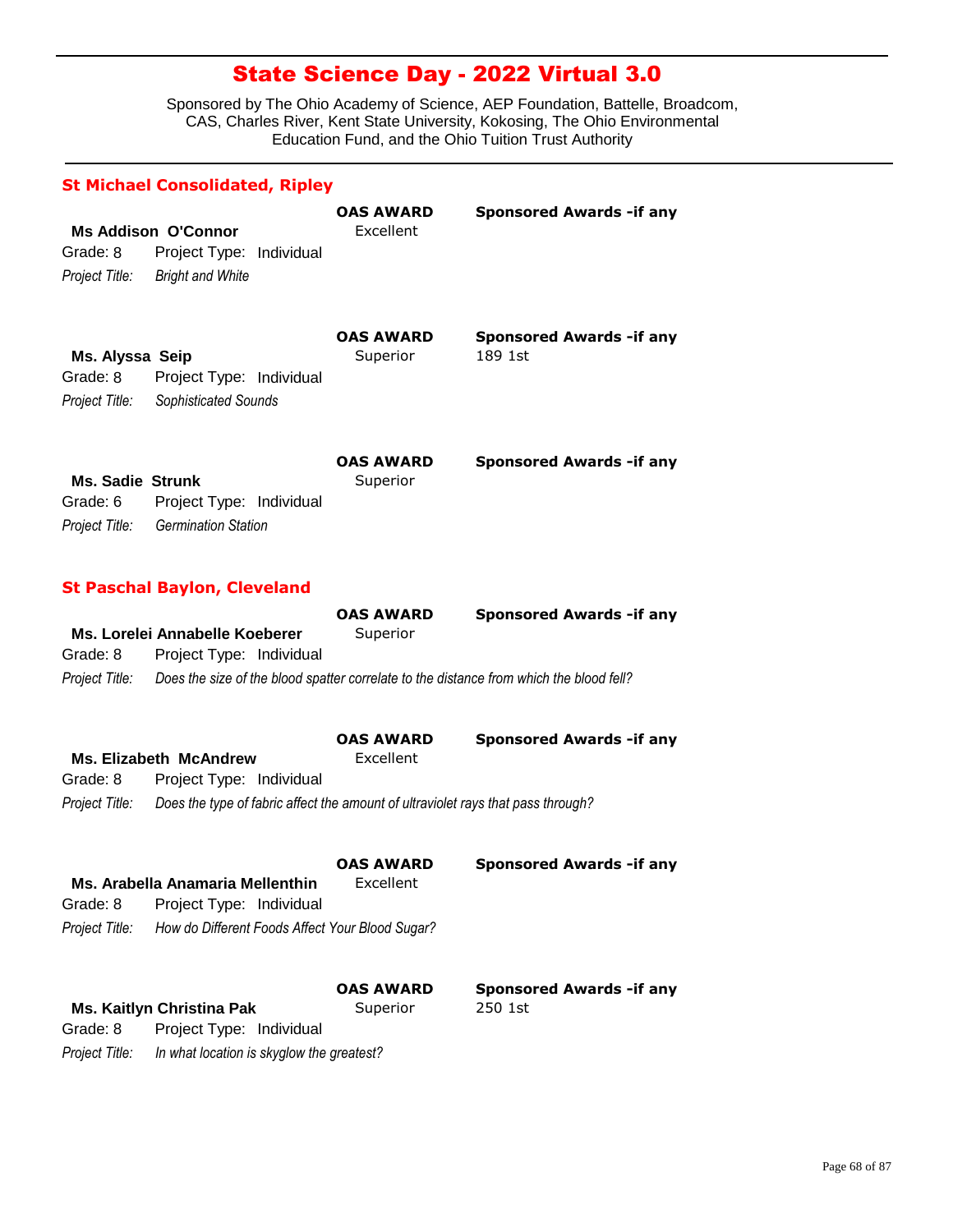# State Science Day - 2022 Virtual 3.0

Sponsored by The Ohio Academy of Science, AEP Foundation, Battelle, Broadcom, CAS, Charles River, Kent State University, Kokosing, The Ohio Environmental Education Fund, and the Ohio Tuition Trust Authority

## St Michael Consolidated, Ripley

**Ms Addison O'Connor**
Grade: 8 Project Type: Individual
*Project Title:* *Bright and White*
**OAS AWARD:** Excellent
**Sponsored Awards -if any:**

**Ms. Alyssa Seip**
Grade: 8 Project Type: Individual
*Project Title:* *Sophisticated Sounds*
**OAS AWARD:** Superior
**Sponsored Awards -if any:** 189 1st

**Ms. Sadie Strunk**
Grade: 6 Project Type: Individual
*Project Title:* *Germination Station*
**OAS AWARD:** Superior
**Sponsored Awards -if any:**

## St Paschal Baylon, Cleveland

**Ms. Lorelei Annabelle Koeberer**
Grade: 8 Project Type: Individual
*Project Title:* *Does the size of the blood spatter correlate to the distance from which the blood fell?*
**OAS AWARD:** Superior
**Sponsored Awards -if any:**

**Ms. Elizabeth McAndrew**
Grade: 8 Project Type: Individual
*Project Title:* *Does the type of fabric affect the amount of ultraviolet rays that pass through?*
**OAS AWARD:** Excellent
**Sponsored Awards -if any:**

**Ms. Arabella Anamaria Mellenthin**
Grade: 8 Project Type: Individual
*Project Title:* *How do Different Foods Affect Your Blood Sugar?*
**OAS AWARD:** Excellent
**Sponsored Awards -if any:**

**Ms. Kaitlyn Christina Pak**
Grade: 8 Project Type: Individual
*Project Title:* *In what location is skyglow the greatest?*
**OAS AWARD:** Superior
**Sponsored Awards -if any:** 250 1st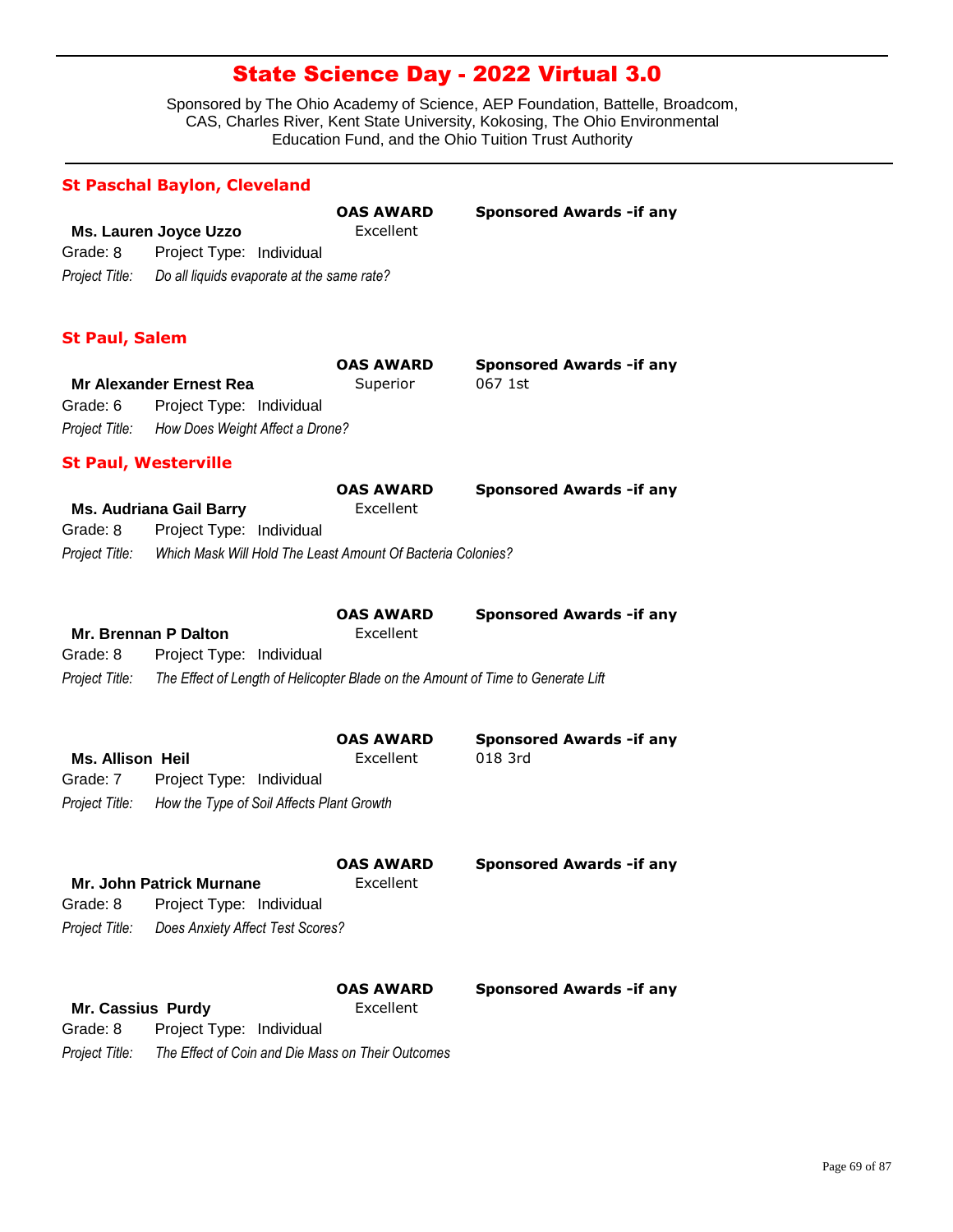# State Science Day - 2022 Virtual 3.0

Sponsored by The Ohio Academy of Science, AEP Foundation, Battelle, Broadcom, CAS, Charles River, Kent State University, Kokosing, The Ohio Environmental Education Fund, and the Ohio Tuition Trust Authority

## St Paschal Baylon, Cleveland

**Ms. Lauren Joyce Uzzo**
**OAS AWARD:** Excellent
**Sponsored Awards -if any:**
Grade: 8 Project Type: Individual
*Project Title:* *Do all liquids evaporate at the same rate?*

## St Paul, Salem

**Mr Alexander Ernest Rea**
**OAS AWARD:** Superior
**Sponsored Awards -if any:** 067 1st
Grade: 6 Project Type: Individual
*Project Title:* *How Does Weight Affect a Drone?*

## St Paul, Westerville

**Ms. Audriana Gail Barry**
**OAS AWARD:** Excellent
**Sponsored Awards -if any:**
Grade: 8 Project Type: Individual
*Project Title:* *Which Mask Will Hold The Least Amount Of Bacteria Colonies?*

**Mr. Brennan P Dalton**
**OAS AWARD:** Excellent
**Sponsored Awards -if any:**
Grade: 8 Project Type: Individual
*Project Title:* *The Effect of Length of Helicopter Blade on the Amount of Time to Generate Lift*

**Ms. Allison Heil**
**OAS AWARD:** Excellent
**Sponsored Awards -if any:** 018 3rd
Grade: 7 Project Type: Individual
*Project Title:* *How the Type of Soil Affects Plant Growth*

**Mr. John Patrick Murnane**
**OAS AWARD:** Excellent
**Sponsored Awards -if any:**
Grade: 8 Project Type: Individual
*Project Title:* *Does Anxiety Affect Test Scores?*

**Mr. Cassius Purdy**
**OAS AWARD:** Excellent
**Sponsored Awards -if any:**
Grade: 8 Project Type: Individual
*Project Title:* *The Effect of Coin and Die Mass on Their Outcomes*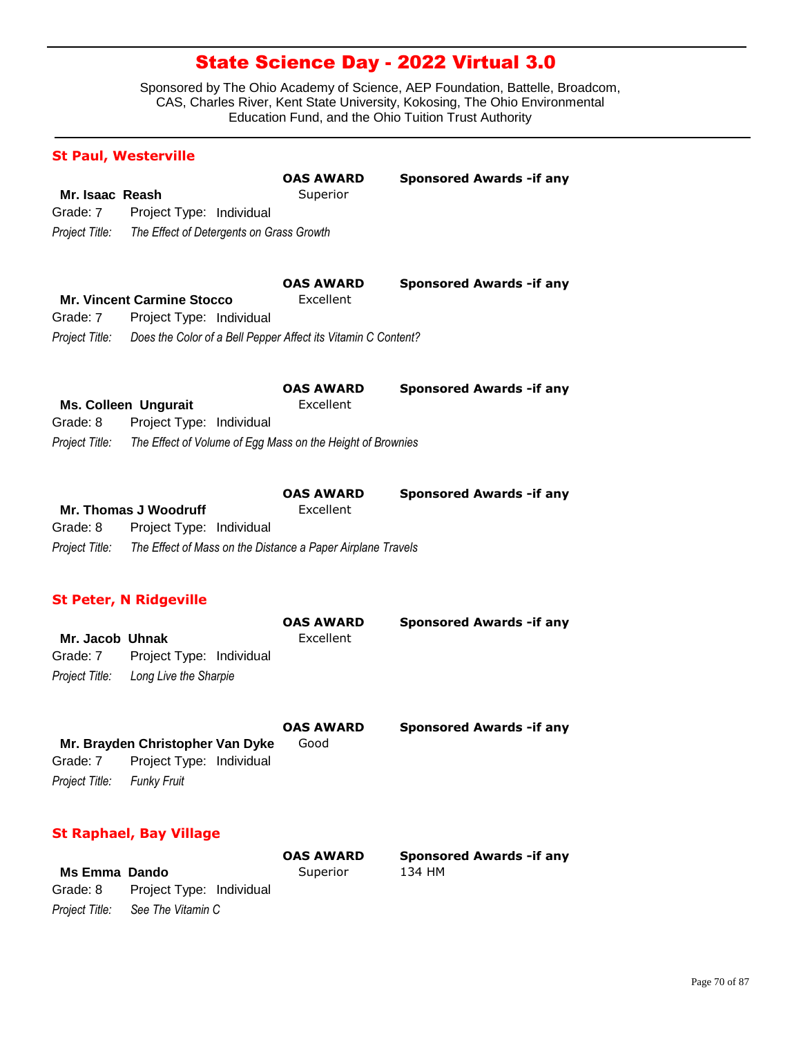# State Science Day - 2022 Virtual 3.0

Sponsored by The Ohio Academy of Science, AEP Foundation, Battelle, Broadcom, CAS, Charles River, Kent State University, Kokosing, The Ohio Environmental Education Fund, and the Ohio Tuition Trust Authority

## St Paul, Westerville

**Mr. Isaac Reash**
**OAS AWARD:** Superior
**Sponsored Awards -if any:**
Grade: 7 Project Type: Individual
*Project Title:* *The Effect of Detergents on Grass Growth*

**Mr. Vincent Carmine Stocco**
**OAS AWARD:** Excellent
**Sponsored Awards -if any:**
Grade: 7 Project Type: Individual
*Project Title:* *Does the Color of a Bell Pepper Affect its Vitamin C Content?*

**Ms. Colleen Ungurait**
**OAS AWARD:** Excellent
**Sponsored Awards -if any:**
Grade: 8 Project Type: Individual
*Project Title:* *The Effect of Volume of Egg Mass on the Height of Brownies*

**Mr. Thomas J Woodruff**
**OAS AWARD:** Excellent
**Sponsored Awards -if any:**
Grade: 8 Project Type: Individual
*Project Title:* *The Effect of Mass on the Distance a Paper Airplane Travels*

## St Peter, N Ridgeville

**Mr. Jacob Uhnak**
**OAS AWARD:** Excellent
**Sponsored Awards -if any:**
Grade: 7 Project Type: Individual
*Project Title:* *Long Live the Sharpie*

**Mr. Brayden Christopher Van Dyke**
**OAS AWARD:** Good
**Sponsored Awards -if any:**
Grade: 7 Project Type: Individual
*Project Title:* *Funky Fruit*

## St Raphael, Bay Village

**Ms Emma Dando**
**OAS AWARD:** Superior
**Sponsored Awards -if any:** 134 HM
Grade: 8 Project Type: Individual
*Project Title:* *See The Vitamin C*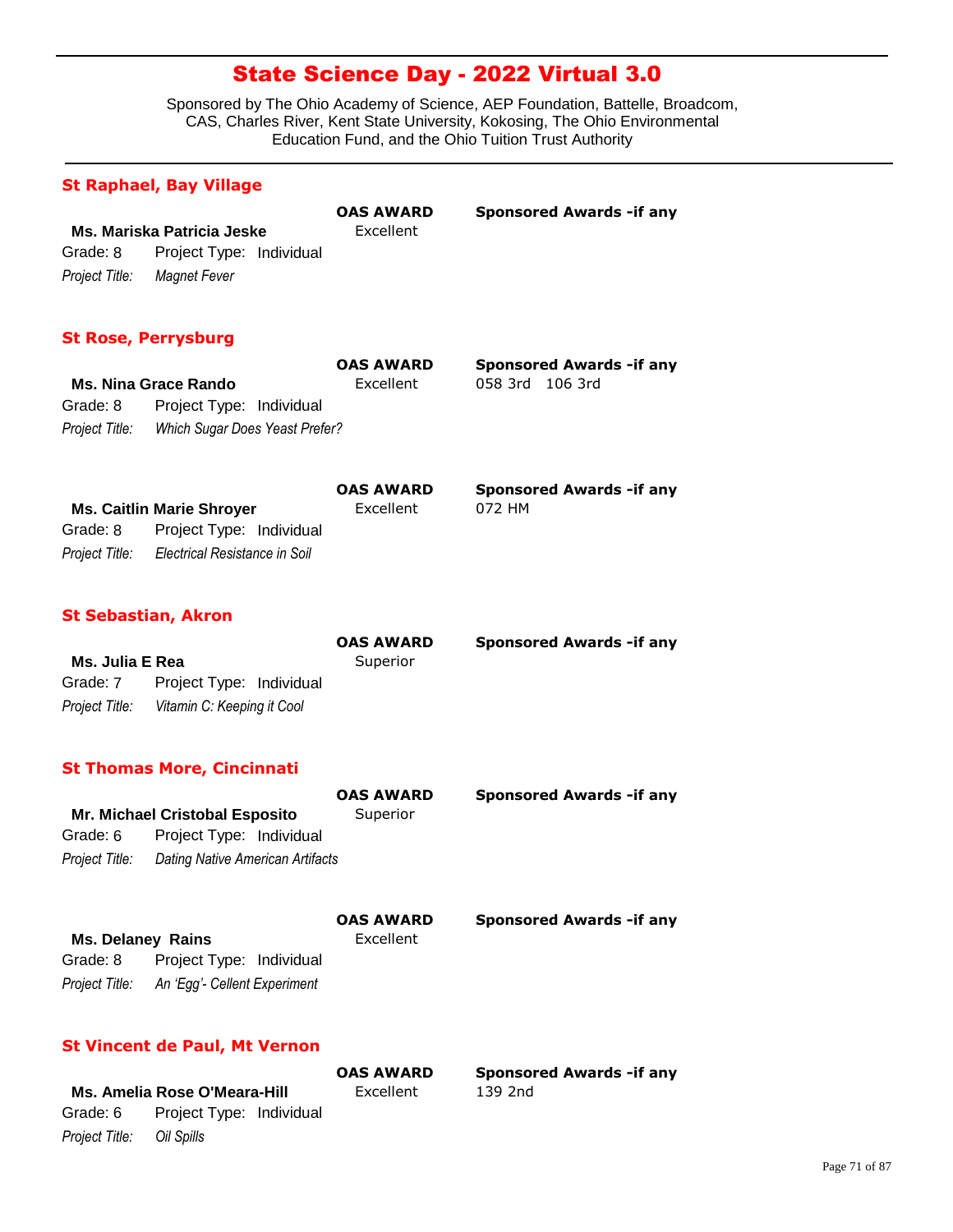# State Science Day - 2022 Virtual 3.0

Sponsored by The Ohio Academy of Science, AEP Foundation, Battelle, Broadcom, CAS, Charles River, Kent State University, Kokosing, The Ohio Environmental Education Fund, and the Ohio Tuition Trust Authority

## St Raphael, Bay Village

**Ms. Mariska Patricia Jeske**
Grade: 8 Project Type: Individual
*Project Title:* *Magnet Fever*

**OAS AWARD:** Excellent
**Sponsored Awards -if any:**

## St Rose, Perrysburg

**Ms. Nina Grace Rando**
Grade: 8 Project Type: Individual
*Project Title:* *Which Sugar Does Yeast Prefer?*

**OAS AWARD:** Excellent
**Sponsored Awards -if any:** 058 3rd 106 3rd

**Ms. Caitlin Marie Shroyer**
Grade: 8 Project Type: Individual
*Project Title:* *Electrical Resistance in Soil*

**OAS AWARD:** Excellent
**Sponsored Awards -if any:** 072 HM

## St Sebastian, Akron

**Ms. Julia E Rea**
Grade: 7 Project Type: Individual
*Project Title:* *Vitamin C: Keeping it Cool*

**OAS AWARD:** Superior
**Sponsored Awards -if any:**

## St Thomas More, Cincinnati

**Mr. Michael Cristobal Esposito**
Grade: 6 Project Type: Individual
*Project Title:* *Dating Native American Artifacts*

**OAS AWARD:** Superior
**Sponsored Awards -if any:**

**Ms. Delaney Rains**
Grade: 8 Project Type: Individual
*Project Title:* *An 'Egg'- Cellent Experiment*

**OAS AWARD:** Excellent
**Sponsored Awards -if any:**

## St Vincent de Paul, Mt Vernon

**Ms. Amelia Rose O'Meara-Hill**
Grade: 6 Project Type: Individual
*Project Title:* *Oil Spills*

**OAS AWARD:** Excellent
**Sponsored Awards -if any:** 139 2nd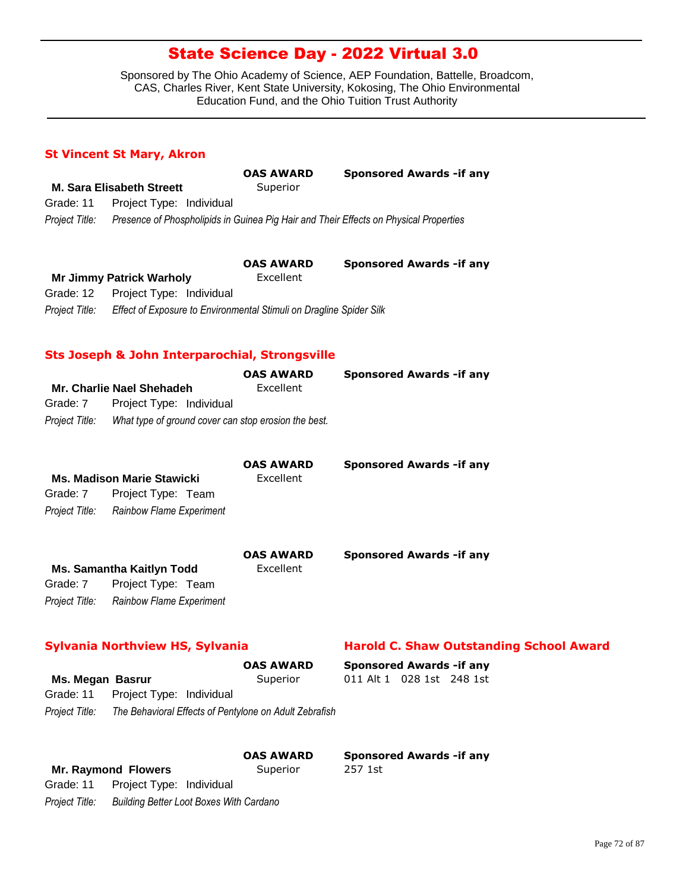# State Science Day - 2022 Virtual 3.0

Sponsored by The Ohio Academy of Science, AEP Foundation, Battelle, Broadcom, CAS, Charles River, Kent State University, Kokosing, The Ohio Environmental Education Fund, and the Ohio Tuition Trust Authority

## St Vincent St Mary, Akron

**M. Sara Elisabeth Streett**
**OAS AWARD:** Superior
**Sponsored Awards -if any:**
Grade: 11 Project Type: Individual
*Project Title:* *Presence of Phospholipids in Guinea Pig Hair and Their Effects on Physical Properties*

**Mr Jimmy Patrick Warholy**
**OAS AWARD:** Excellent
**Sponsored Awards -if any:**
Grade: 12 Project Type: Individual
*Project Title:* *Effect of Exposure to Environmental Stimuli on Dragline Spider Silk*

## Sts Joseph & John Interparochial, Strongsville

**Mr. Charlie Nael Shehadeh**
**OAS AWARD:** Excellent
**Sponsored Awards -if any:**
Grade: 7 Project Type: Individual
*Project Title:* *What type of ground cover can stop erosion the best.*

**Ms. Madison Marie Stawicki**
**OAS AWARD:** Excellent
**Sponsored Awards -if any:**
Grade: 7 Project Type: Team
*Project Title:* *Rainbow Flame Experiment*

**Ms. Samantha Kaitlyn Todd**
**OAS AWARD:** Excellent
**Sponsored Awards -if any:**
Grade: 7 Project Type: Team
*Project Title:* *Rainbow Flame Experiment*

## Sylvania Northview HS, Sylvania

**Harold C. Shaw Outstanding School Award**

**Ms. Megan Basrur**
**OAS AWARD:** Superior
**Sponsored Awards -if any:** 011 Alt 1 028 1st 248 1st
Grade: 11 Project Type: Individual
*Project Title:* *The Behavioral Effects of Pentylone on Adult Zebrafish*

**Mr. Raymond Flowers**
**OAS AWARD:** Superior
**Sponsored Awards -if any:** 257 1st
Grade: 11 Project Type: Individual
*Project Title:* *Building Better Loot Boxes With Cardano*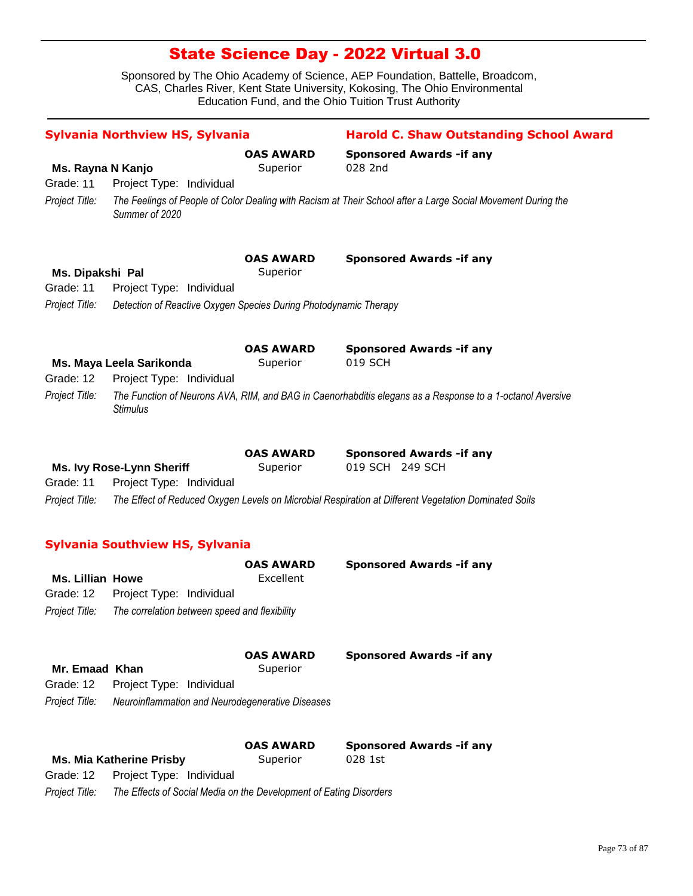# State Science Day - 2022 Virtual 3.0

Sponsored by The Ohio Academy of Science, AEP Foundation, Battelle, Broadcom, CAS, Charles River, Kent State University, Kokosing, The Ohio Environmental Education Fund, and the Ohio Tuition Trust Authority

## Sylvania Northview HS, Sylvania

**Harold C. Shaw Outstanding School Award**

**Ms. Rayna N Kanjo**
**OAS AWARD:** Superior
**Sponsored Awards -if any:** 028 2nd
Grade: 11 Project Type: Individual
*Project Title:* *The Feelings of People of Color Dealing with Racism at Their School after a Large Social Movement During the Summer of 2020*

**Ms. Dipakshi Pal**
**OAS AWARD:** Superior
**Sponsored Awards -if any:**
Grade: 11 Project Type: Individual
*Project Title:* *Detection of Reactive Oxygen Species During Photodynamic Therapy*

**Ms. Maya Leela Sarikonda**
**OAS AWARD:** Superior
**Sponsored Awards -if any:** 019 SCH
Grade: 12 Project Type: Individual
*Project Title:* *The Function of Neurons AVA, RIM, and BAG in Caenorhabditis elegans as a Response to a 1-octanol Aversive Stimulus*

**Ms. Ivy Rose-Lynn Sheriff**
**OAS AWARD:** Superior
**Sponsored Awards -if any:** 019 SCH 249 SCH
Grade: 11 Project Type: Individual
*Project Title:* *The Effect of Reduced Oxygen Levels on Microbial Respiration at Different Vegetation Dominated Soils*

## Sylvania Southview HS, Sylvania

**Ms. Lillian Howe**
**OAS AWARD:** Excellent
**Sponsored Awards -if any:**
Grade: 12 Project Type: Individual
*Project Title:* *The correlation between speed and flexibility*

**Mr. Emaad Khan**
**OAS AWARD:** Superior
**Sponsored Awards -if any:**
Grade: 12 Project Type: Individual
*Project Title:* *Neuroinflammation and Neurodegenerative Diseases*

**Ms. Mia Katherine Prisby**
**OAS AWARD:** Superior
**Sponsored Awards -if any:** 028 1st
Grade: 12 Project Type: Individual
*Project Title:* *The Effects of Social Media on the Development of Eating Disorders*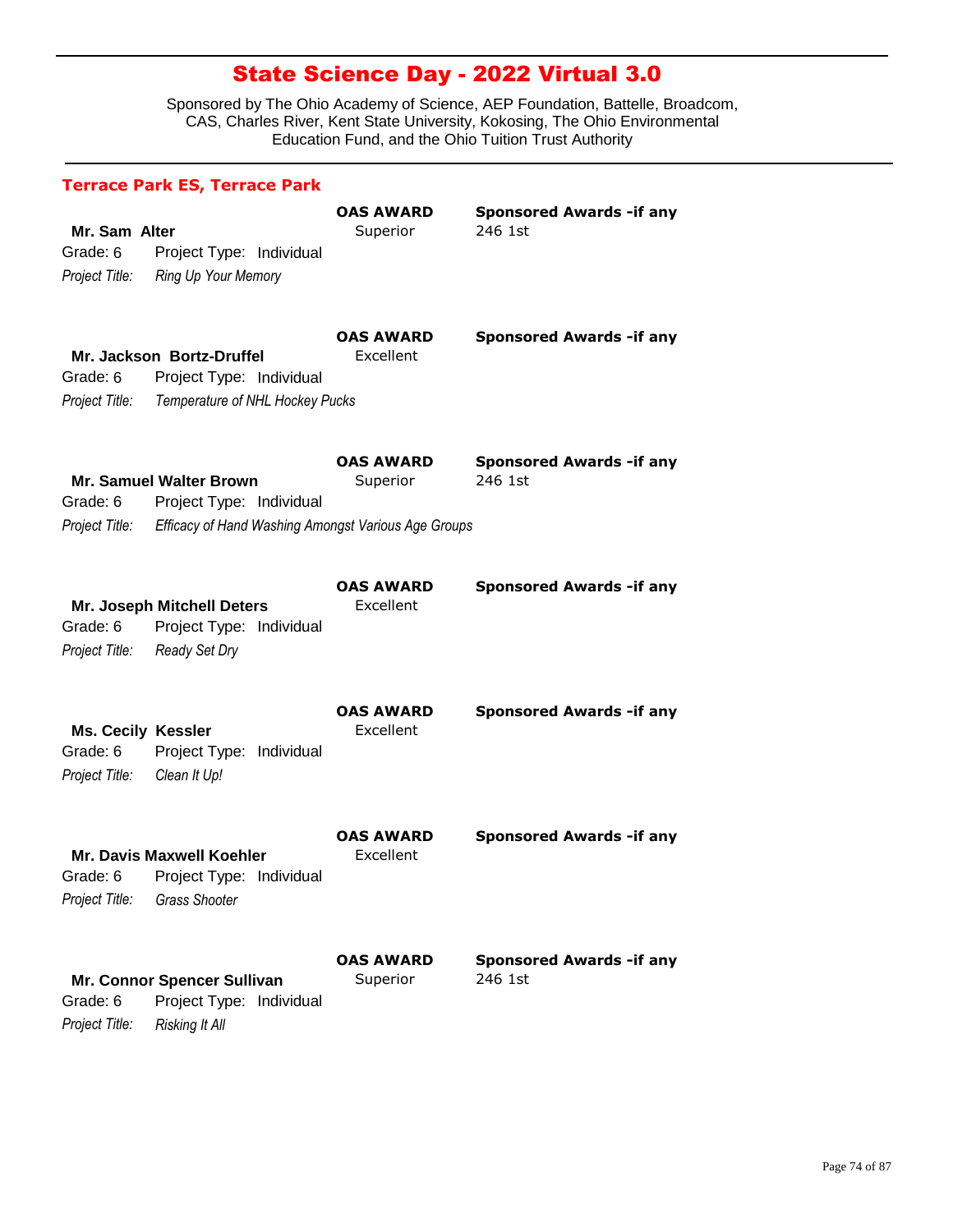# State Science Day - 2022 Virtual 3.0

Sponsored by The Ohio Academy of Science, AEP Foundation, Battelle, Broadcom, CAS, Charles River, Kent State University, Kokosing, The Ohio Environmental Education Fund, and the Ohio Tuition Trust Authority

## Terrace Park ES, Terrace Park

**Mr. Sam Alter**
Grade: 6 Project Type: Individual
*Project Title:* *Ring Up Your Memory*
**OAS AWARD:** Superior
**Sponsored Awards -if any:** 246 1st

**Mr. Jackson Bortz-Druffel**
Grade: 6 Project Type: Individual
*Project Title:* *Temperature of NHL Hockey Pucks*
**OAS AWARD:** Excellent
**Sponsored Awards -if any:**

**Mr. Samuel Walter Brown**
Grade: 6 Project Type: Individual
*Project Title:* *Efficacy of Hand Washing Amongst Various Age Groups*
**OAS AWARD:** Superior
**Sponsored Awards -if any:** 246 1st

**Mr. Joseph Mitchell Deters**
Grade: 6 Project Type: Individual
*Project Title:* *Ready Set Dry*
**OAS AWARD:** Excellent
**Sponsored Awards -if any:**

**Ms. Cecily Kessler**
Grade: 6 Project Type: Individual
*Project Title:* *Clean It Up!*
**OAS AWARD:** Excellent
**Sponsored Awards -if any:**

**Mr. Davis Maxwell Koehler**
Grade: 6 Project Type: Individual
*Project Title:* *Grass Shooter*
**OAS AWARD:** Excellent
**Sponsored Awards -if any:**

**Mr. Connor Spencer Sullivan**
Grade: 6 Project Type: Individual
*Project Title:* *Risking It All*
**OAS AWARD:** Superior
**Sponsored Awards -if any:** 246 1st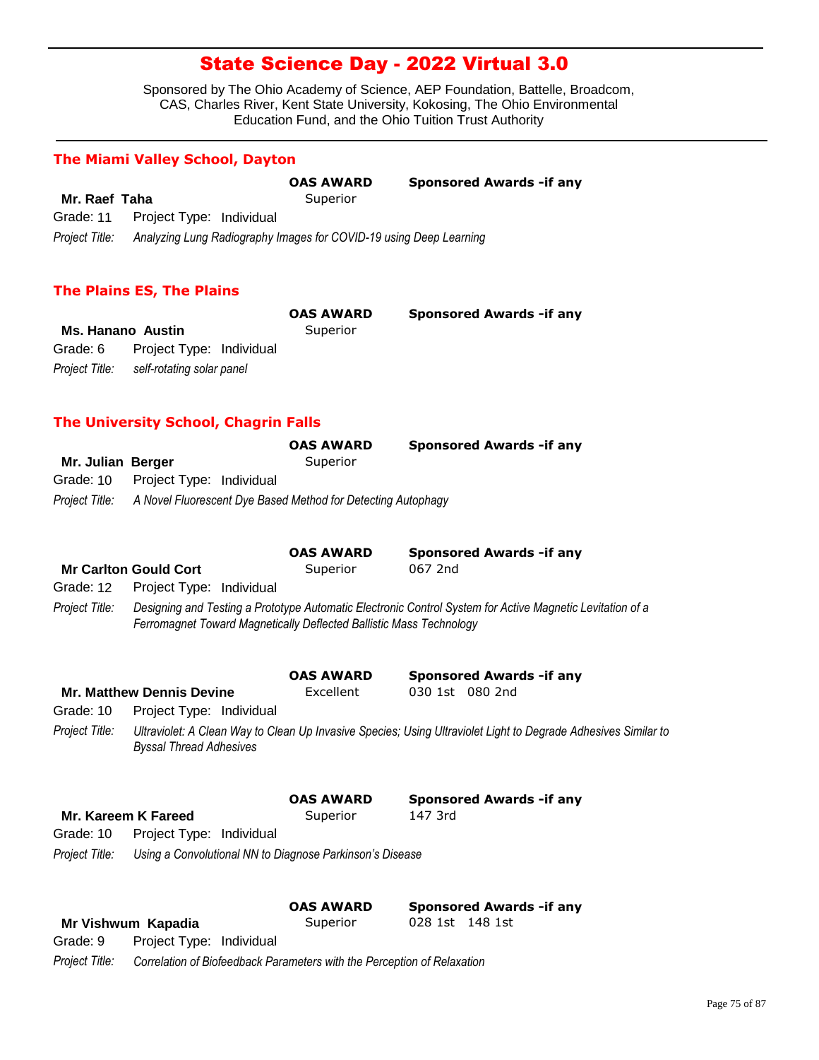# State Science Day - 2022 Virtual 3.0

Sponsored by The Ohio Academy of Science, AEP Foundation, Battelle, Broadcom, CAS, Charles River, Kent State University, Kokosing, The Ohio Environmental Education Fund, and the Ohio Tuition Trust Authority

## The Miami Valley School, Dayton

**Mr. Raef Taha**
**OAS AWARD:** Superior
**Sponsored Awards -if any:**
Grade: 11 Project Type: Individual
*Project Title:* *Analyzing Lung Radiography Images for COVID-19 using Deep Learning*

## The Plains ES, The Plains

**Ms. Hanano Austin**
**OAS AWARD:** Superior
**Sponsored Awards -if any:**
Grade: 6 Project Type: Individual
*Project Title:* *self-rotating solar panel*

## The University School, Chagrin Falls

**Mr. Julian Berger**
**OAS AWARD:** Superior
**Sponsored Awards -if any:**
Grade: 10 Project Type: Individual
*Project Title:* *A Novel Fluorescent Dye Based Method for Detecting Autophagy*

**Mr Carlton Gould Cort**
**OAS AWARD:** Superior
**Sponsored Awards -if any:** 067 2nd
Grade: 12 Project Type: Individual
*Project Title:* *Designing and Testing a Prototype Automatic Electronic Control System for Active Magnetic Levitation of a Ferromagnet Toward Magnetically Deflected Ballistic Mass Technology*

**Mr. Matthew Dennis Devine**
**OAS AWARD:** Excellent
**Sponsored Awards -if any:** 030 1st 080 2nd
Grade: 10 Project Type: Individual
*Project Title:* *Ultraviolet: A Clean Way to Clean Up Invasive Species; Using Ultraviolet Light to Degrade Adhesives Similar to Byssal Thread Adhesives*

**Mr. Kareem K Fareed**
**OAS AWARD:** Superior
**Sponsored Awards -if any:** 147 3rd
Grade: 10 Project Type: Individual
*Project Title:* *Using a Convolutional NN to Diagnose Parkinson's Disease*

**Mr Vishwum Kapadia**
**OAS AWARD:** Superior
**Sponsored Awards -if any:** 028 1st 148 1st
Grade: 9 Project Type: Individual
*Project Title:* *Correlation of Biofeedback Parameters with the Perception of Relaxation*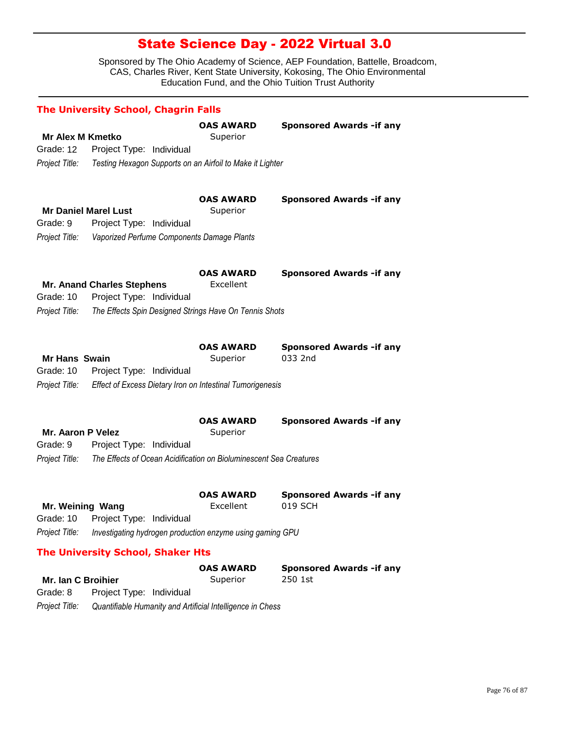# State Science Day - 2022 Virtual 3.0

Sponsored by The Ohio Academy of Science, AEP Foundation, Battelle, Broadcom, CAS, Charles River, Kent State University, Kokosing, The Ohio Environmental Education Fund, and the Ohio Tuition Trust Authority

## The University School, Chagrin Falls

**Mr Alex M Kmetko**
**OAS AWARD:** Superior
**Sponsored Awards -if any:**
Grade: 12 Project Type: Individual
*Project Title:* *Testing Hexagon Supports on an Airfoil to Make it Lighter*

**Mr Daniel Marel Lust**
**OAS AWARD:** Superior
**Sponsored Awards -if any:**
Grade: 9 Project Type: Individual
*Project Title:* *Vaporized Perfume Components Damage Plants*

**Mr. Anand Charles Stephens**
**OAS AWARD:** Excellent
**Sponsored Awards -if any:**
Grade: 10 Project Type: Individual
*Project Title:* *The Effects Spin Designed Strings Have On Tennis Shots*

**Mr Hans Swain**
**OAS AWARD:** Superior
**Sponsored Awards -if any:** 033 2nd
Grade: 10 Project Type: Individual
*Project Title:* *Effect of Excess Dietary Iron on Intestinal Tumorigenesis*

**Mr. Aaron P Velez**
**OAS AWARD:** Superior
**Sponsored Awards -if any:**
Grade: 9 Project Type: Individual
*Project Title:* *The Effects of Ocean Acidification on Bioluminescent Sea Creatures*

**Mr. Weining Wang**
**OAS AWARD:** Excellent
**Sponsored Awards -if any:** 019 SCH
Grade: 10 Project Type: Individual
*Project Title:* *Investigating hydrogen production enzyme using gaming GPU*

## The University School, Shaker Hts

**Mr. Ian C Broihier**
**OAS AWARD:** Superior
**Sponsored Awards -if any:** 250 1st
Grade: 8 Project Type: Individual
*Project Title:* *Quantifiable Humanity and Artificial Intelligence in Chess*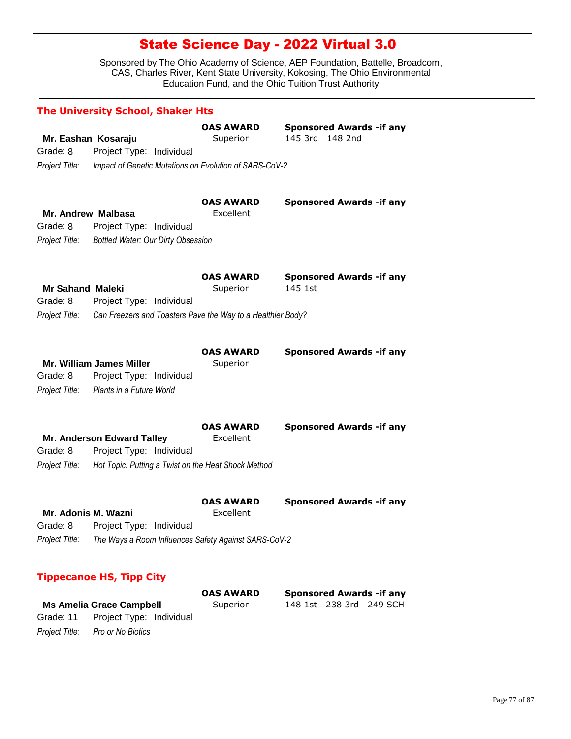# State Science Day - 2022 Virtual 3.0

Sponsored by The Ohio Academy of Science, AEP Foundation, Battelle, Broadcom, CAS, Charles River, Kent State University, Kokosing, The Ohio Environmental Education Fund, and the Ohio Tuition Trust Authority

## The University School, Shaker Hts

**Mr. Eashan Kosaraju**
**OAS AWARD:** Superior
**Sponsored Awards -if any:** 145 3rd 148 2nd
Grade: 8 Project Type: Individual
*Project Title:* *Impact of Genetic Mutations on Evolution of SARS-CoV-2*

**Mr. Andrew Malbasa**
**OAS AWARD:** Excellent
**Sponsored Awards -if any:**
Grade: 8 Project Type: Individual
*Project Title:* *Bottled Water: Our Dirty Obsession*

**Mr Sahand Maleki**
**OAS AWARD:** Superior
**Sponsored Awards -if any:** 145 1st
Grade: 8 Project Type: Individual
*Project Title:* *Can Freezers and Toasters Pave the Way to a Healthier Body?*

**Mr. William James Miller**
**OAS AWARD:** Superior
**Sponsored Awards -if any:**
Grade: 8 Project Type: Individual
*Project Title:* *Plants in a Future World*

**Mr. Anderson Edward Talley**
**OAS AWARD:** Excellent
**Sponsored Awards -if any:**
Grade: 8 Project Type: Individual
*Project Title:* *Hot Topic: Putting a Twist on the Heat Shock Method*

**Mr. Adonis M. Wazni**
**OAS AWARD:** Excellent
**Sponsored Awards -if any:**
Grade: 8 Project Type: Individual
*Project Title:* *The Ways a Room Influences Safety Against SARS-CoV-2*

## Tippecanoe HS, Tipp City

**Ms Amelia Grace Campbell**
**OAS AWARD:** Superior
**Sponsored Awards -if any:** 148 1st 238 3rd 249 SCH
Grade: 11 Project Type: Individual
*Project Title:* *Pro or No Biotics*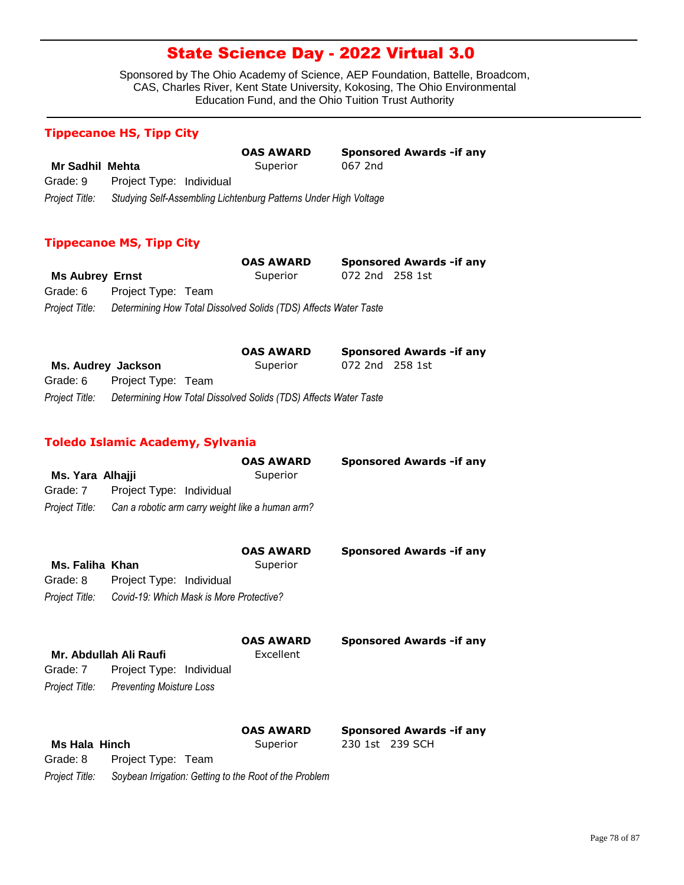# State Science Day - 2022 Virtual 3.0

Sponsored by The Ohio Academy of Science, AEP Foundation, Battelle, Broadcom, CAS, Charles River, Kent State University, Kokosing, The Ohio Environmental Education Fund, and the Ohio Tuition Trust Authority

## Tippecanoe HS, Tipp City

| | OAS AWARD | Sponsored Awards -if any |
|---|---|---|
| **Mr Sadhil Mehta** | Superior | 067 2nd |

Grade: 9 Project Type: Individual

*Project Title:* *Studying Self-Assembling Lichtenburg Patterns Under High Voltage*

## Tippecanoe MS, Tipp City

| | OAS AWARD | Sponsored Awards -if any |
|---|---|---|
| **Ms Aubrey Ernst** | Superior | 072 2nd 258 1st |

Grade: 6 Project Type: Team

*Project Title:* *Determining How Total Dissolved Solids (TDS) Affects Water Taste*

| | OAS AWARD | Sponsored Awards -if any |
|---|---|---|
| **Ms. Audrey Jackson** | Superior | 072 2nd 258 1st |

Grade: 6 Project Type: Team

*Project Title:* *Determining How Total Dissolved Solids (TDS) Affects Water Taste*

## Toledo Islamic Academy, Sylvania

| | OAS AWARD | Sponsored Awards -if any |
|---|---|---|
| **Ms. Yara Alhajji** | Superior | |

Grade: 7 Project Type: Individual

*Project Title:* *Can a robotic arm carry weight like a human arm?*

| | OAS AWARD | Sponsored Awards -if any |
|---|---|---|
| **Ms. Faliha Khan** | Superior | |

Grade: 8 Project Type: Individual

*Project Title:* *Covid-19: Which Mask is More Protective?*

| | OAS AWARD | Sponsored Awards -if any |
|---|---|---|
| **Mr. Abdullah Ali Raufi** | Excellent | |

Grade: 7 Project Type: Individual

*Project Title:* *Preventing Moisture Loss*

| | OAS AWARD | Sponsored Awards -if any |
|---|---|---|
| **Ms Hala Hinch** | Superior | 230 1st 239 SCH |

Grade: 8 Project Type: Team

*Project Title:* *Soybean Irrigation: Getting to the Root of the Problem*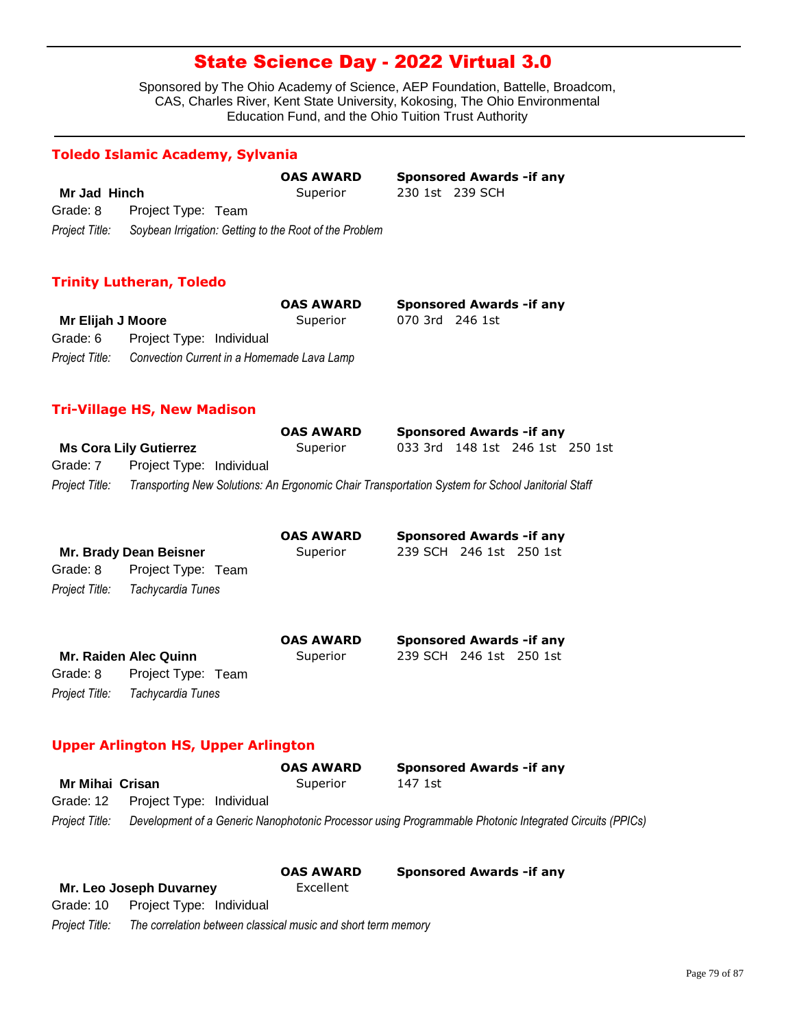# State Science Day - 2022 Virtual 3.0

Sponsored by The Ohio Academy of Science, AEP Foundation, Battelle, Broadcom, CAS, Charles River, Kent State University, Kokosing, The Ohio Environmental Education Fund, and the Ohio Tuition Trust Authority

## Toledo Islamic Academy, Sylvania

| | OAS AWARD | Sponsored Awards -if any |
|---|---|---|
| **Mr Jad Hinch** | Superior | 230 1st 239 SCH |

Grade: 8 Project Type: Team

*Project Title:* *Soybean Irrigation: Getting to the Root of the Problem*

## Trinity Lutheran, Toledo

| | OAS AWARD | Sponsored Awards -if any |
|---|---|---|
| **Mr Elijah J Moore** | Superior | 070 3rd 246 1st |

Grade: 6 Project Type: Individual

*Project Title:* *Convection Current in a Homemade Lava Lamp*

## Tri-Village HS, New Madison

| | OAS AWARD | Sponsored Awards -if any |
|---|---|---|
| **Ms Cora Lily Gutierrez** | Superior | 033 3rd 148 1st 246 1st 250 1st |

Grade: 7 Project Type: Individual

*Project Title:* *Transporting New Solutions: An Ergonomic Chair Transportation System for School Janitorial Staff*

| | OAS AWARD | Sponsored Awards -if any |
|---|---|---|
| **Mr. Brady Dean Beisner** | Superior | 239 SCH 246 1st 250 1st |

Grade: 8 Project Type: Team

*Project Title:* *Tachycardia Tunes*

| | OAS AWARD | Sponsored Awards -if any |
|---|---|---|
| **Mr. Raiden Alec Quinn** | Superior | 239 SCH 246 1st 250 1st |

Grade: 8 Project Type: Team

*Project Title:* *Tachycardia Tunes*

## Upper Arlington HS, Upper Arlington

| | OAS AWARD | Sponsored Awards -if any |
|---|---|---|
| **Mr Mihai Crisan** | Superior | 147 1st |

Grade: 12 Project Type: Individual

*Project Title:* *Development of a Generic Nanophotonic Processor using Programmable Photonic Integrated Circuits (PPICs)*

| | OAS AWARD | Sponsored Awards -if any |
|---|---|---|
| **Mr. Leo Joseph Duvarney** | Excellent | |

Grade: 10 Project Type: Individual

*Project Title:* *The correlation between classical music and short term memory*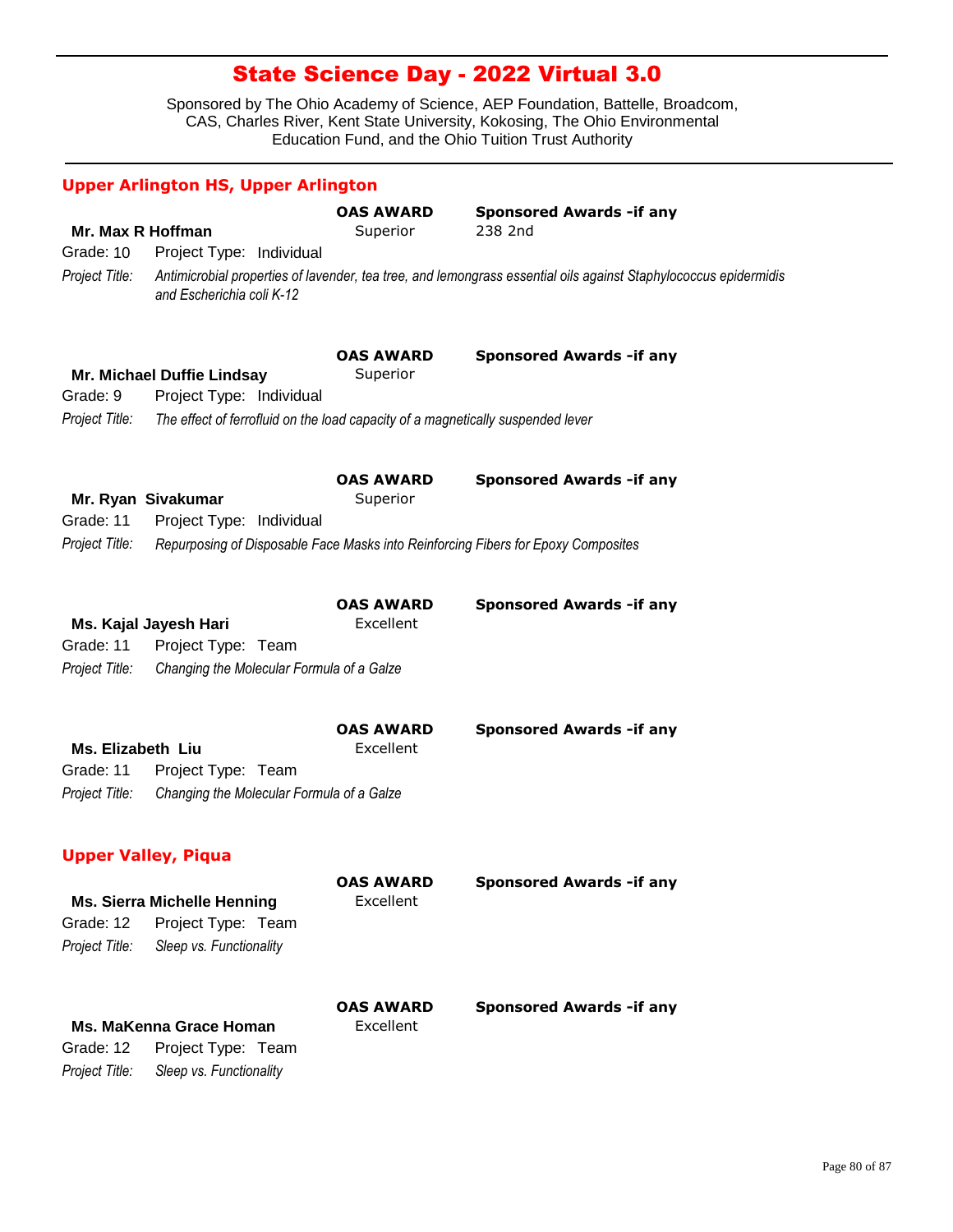# State Science Day - 2022 Virtual 3.0

Sponsored by The Ohio Academy of Science, AEP Foundation, Battelle, Broadcom, CAS, Charles River, Kent State University, Kokosing, The Ohio Environmental Education Fund, and the Ohio Tuition Trust Authority

## Upper Arlington HS, Upper Arlington

**Mr. Max R Hoffman**
**OAS AWARD:** Superior
**Sponsored Awards -if any:** 238 2nd
Grade: 10 Project Type: Individual
*Project Title:* *Antimicrobial properties of lavender, tea tree, and lemongrass essential oils against Staphylococcus epidermidis and Escherichia coli K-12*

**Mr. Michael Duffie Lindsay**
**OAS AWARD:** Superior
**Sponsored Awards -if any:**
Grade: 9 Project Type: Individual
*Project Title:* *The effect of ferrofluid on the load capacity of a magnetically suspended lever*

**Mr. Ryan Sivakumar**
**OAS AWARD:** Superior
**Sponsored Awards -if any:**
Grade: 11 Project Type: Individual
*Project Title:* *Repurposing of Disposable Face Masks into Reinforcing Fibers for Epoxy Composites*

**Ms. Kajal Jayesh Hari**
**OAS AWARD:** Excellent
**Sponsored Awards -if any:**
Grade: 11 Project Type: Team
*Project Title:* *Changing the Molecular Formula of a Galze*

**Ms. Elizabeth Liu**
**OAS AWARD:** Excellent
**Sponsored Awards -if any:**
Grade: 11 Project Type: Team
*Project Title:* *Changing the Molecular Formula of a Galze*

## Upper Valley, Piqua

**Ms. Sierra Michelle Henning**
**OAS AWARD:** Excellent
**Sponsored Awards -if any:**
Grade: 12 Project Type: Team
*Project Title:* *Sleep vs. Functionality*

**Ms. MaKenna Grace Homan**
**OAS AWARD:** Excellent
**Sponsored Awards -if any:**
Grade: 12 Project Type: Team
*Project Title:* *Sleep vs. Functionality*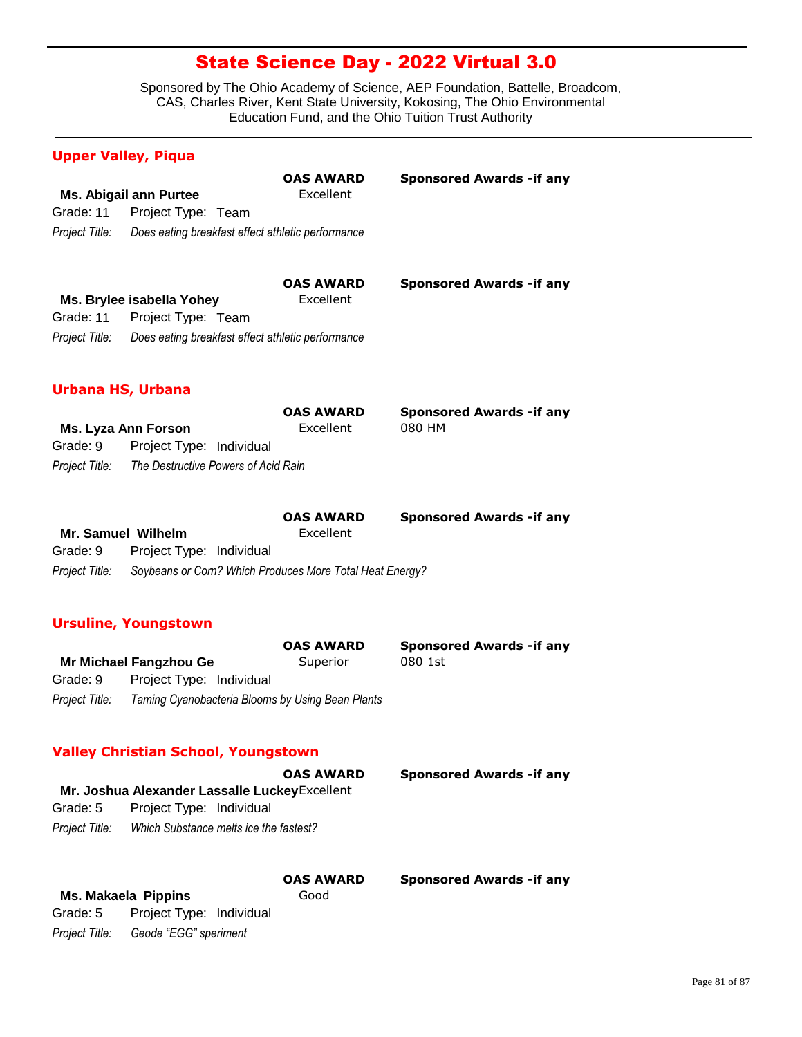# State Science Day - 2022 Virtual 3.0

Sponsored by The Ohio Academy of Science, AEP Foundation, Battelle, Broadcom, CAS, Charles River, Kent State University, Kokosing, The Ohio Environmental Education Fund, and the Ohio Tuition Trust Authority

## Upper Valley, Piqua

**Ms. Abigail ann Purtee**
**OAS AWARD:** Excellent
**Sponsored Awards -if any:**
Grade: 11 Project Type: Team
*Project Title:* *Does eating breakfast effect athletic performance*

**Ms. Brylee isabella Yohey**
**OAS AWARD:** Excellent
**Sponsored Awards -if any:**
Grade: 11 Project Type: Team
*Project Title:* *Does eating breakfast effect athletic performance*

## Urbana HS, Urbana

**Ms. Lyza Ann Forson**
**OAS AWARD:** Excellent
**Sponsored Awards -if any:** 080 HM
Grade: 9 Project Type: Individual
*Project Title:* *The Destructive Powers of Acid Rain*

**Mr. Samuel Wilhelm**
**OAS AWARD:** Excellent
**Sponsored Awards -if any:**
Grade: 9 Project Type: Individual
*Project Title:* *Soybeans or Corn? Which Produces More Total Heat Energy?*

## Ursuline, Youngstown

**Mr Michael Fangzhou Ge**
**OAS AWARD:** Superior
**Sponsored Awards -if any:** 080 1st
Grade: 9 Project Type: Individual
*Project Title:* *Taming Cyanobacteria Blooms by Using Bean Plants*

## Valley Christian School, Youngstown

**Mr. Joshua Alexander Lassalle Luckey**
**OAS AWARD:** Excellent
**Sponsored Awards -if any:**
Grade: 5 Project Type: Individual
*Project Title:* *Which Substance melts ice the fastest?*

**Ms. Makaela Pippins**
**OAS AWARD:** Good
**Sponsored Awards -if any:**
Grade: 5 Project Type: Individual
*Project Title:* *Geode “EGG” speriment*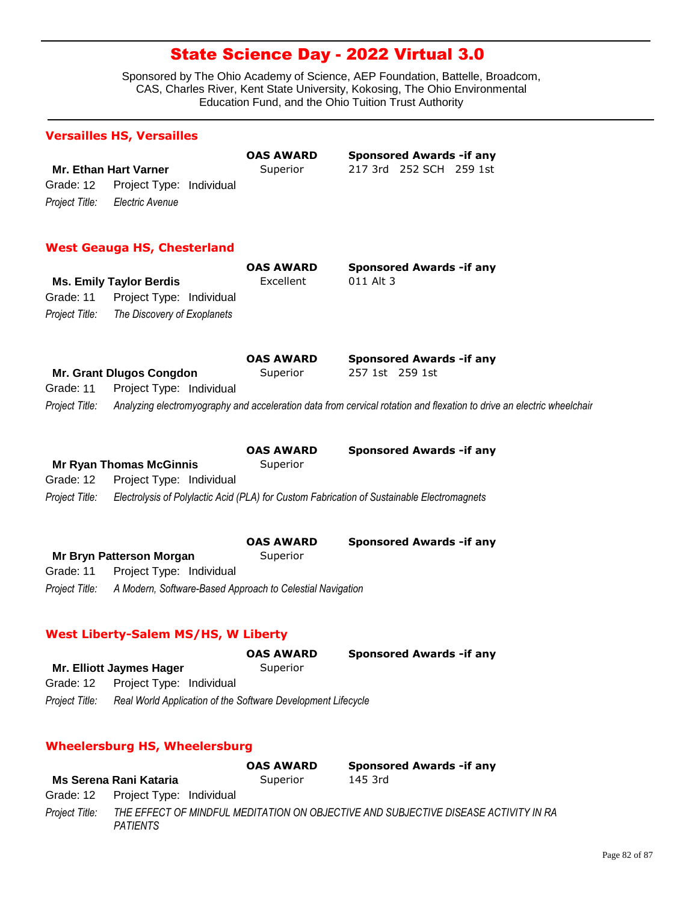# State Science Day - 2022 Virtual 3.0

Sponsored by The Ohio Academy of Science, AEP Foundation, Battelle, Broadcom, CAS, Charles River, Kent State University, Kokosing, The Ohio Environmental Education Fund, and the Ohio Tuition Trust Authority

## Versailles HS, Versailles

**Mr. Ethan Hart Varner**
**OAS AWARD:** Superior
**Sponsored Awards -if any:** 217 3rd 252 SCH 259 1st
Grade: 12 Project Type: Individual
*Project Title:* *Electric Avenue*

## West Geauga HS, Chesterland

**Ms. Emily Taylor Berdis**
**OAS AWARD:** Excellent
**Sponsored Awards -if any:** 011 Alt 3
Grade: 11 Project Type: Individual
*Project Title:* *The Discovery of Exoplanets*

**Mr. Grant Dlugos Congdon**
**OAS AWARD:** Superior
**Sponsored Awards -if any:** 257 1st 259 1st
Grade: 11 Project Type: Individual
*Project Title:* *Analyzing electromyography and acceleration data from cervical rotation and flexation to drive an electric wheelchair*

**Mr Ryan Thomas McGinnis**
**OAS AWARD:** Superior
**Sponsored Awards -if any:**
Grade: 12 Project Type: Individual
*Project Title:* *Electrolysis of Polylactic Acid (PLA) for Custom Fabrication of Sustainable Electromagnets*

**Mr Bryn Patterson Morgan**
**OAS AWARD:** Superior
**Sponsored Awards -if any:**
Grade: 11 Project Type: Individual
*Project Title:* *A Modern, Software-Based Approach to Celestial Navigation*

## West Liberty-Salem MS/HS, W Liberty

**Mr. Elliott Jaymes Hager**
**OAS AWARD:** Superior
**Sponsored Awards -if any:**
Grade: 12 Project Type: Individual
*Project Title:* *Real World Application of the Software Development Lifecycle*

## Wheelersburg HS, Wheelersburg

**Ms Serena Rani Kataria**
**OAS AWARD:** Superior
**Sponsored Awards -if any:** 145 3rd
Grade: 12 Project Type: Individual
*Project Title:* *THE EFFECT OF MINDFUL MEDITATION ON OBJECTIVE AND SUBJECTIVE DISEASE ACTIVITY IN RA PATIENTS*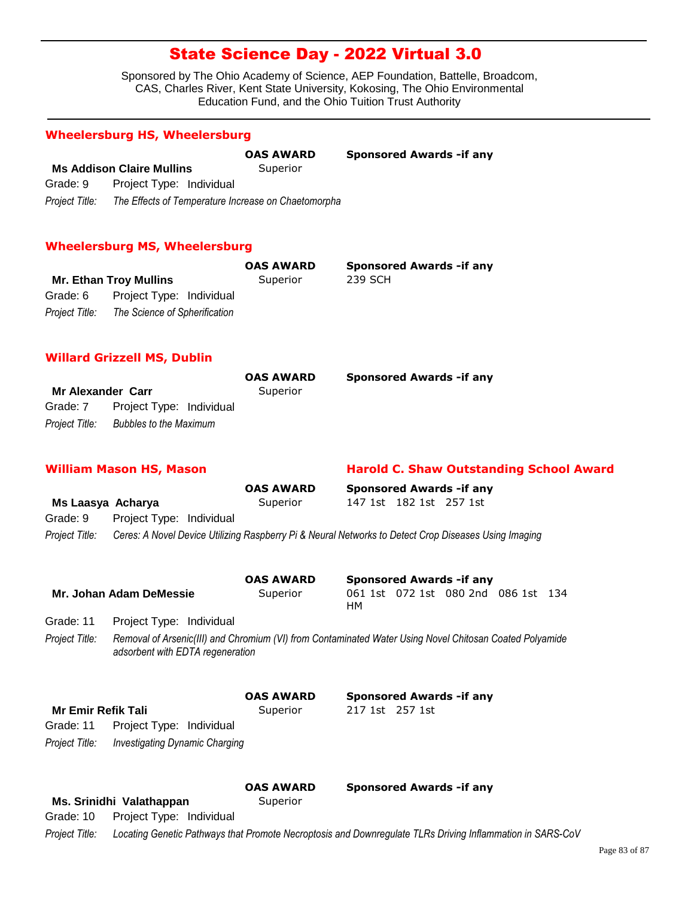# State Science Day - 2022 Virtual 3.0

Sponsored by The Ohio Academy of Science, AEP Foundation, Battelle, Broadcom, CAS, Charles River, Kent State University, Kokosing, The Ohio Environmental Education Fund, and the Ohio Tuition Trust Authority

## Wheelersburg HS, Wheelersburg

| | OAS AWARD | Sponsored Awards -if any |
|---|---|---|
| **Ms Addison Claire Mullins** | Superior | |

Grade: 9 Project Type: Individual

*Project Title:* *The Effects of Temperature Increase on Chaetomorpha*

## Wheelersburg MS, Wheelersburg

| | OAS AWARD | Sponsored Awards -if any |
|---|---|---|
| **Mr. Ethan Troy Mullins** | Superior | 239 SCH |

Grade: 6 Project Type: Individual

*Project Title:* *The Science of Spherification*

## Willard Grizzell MS, Dublin

| | OAS AWARD | Sponsored Awards -if any |
|---|---|---|
| **Mr Alexander Carr** | Superior | |

Grade: 7 Project Type: Individual

*Project Title:* *Bubbles to the Maximum*

## William Mason HS, Mason

**Harold C. Shaw Outstanding School Award**

| | OAS AWARD | Sponsored Awards -if any |
|---|---|---|
| **Ms Laasya Acharya** | Superior | 147 1st 182 1st 257 1st |

Grade: 9 Project Type: Individual

*Project Title:* *Ceres: A Novel Device Utilizing Raspberry Pi & Neural Networks to Detect Crop Diseases Using Imaging*

| | OAS AWARD | Sponsored Awards -if any |
|---|---|---|
| **Mr. Johan Adam DeMessie** | Superior | 061 1st 072 1st 080 2nd 086 1st 134 HM |

Grade: 11 Project Type: Individual

*Project Title:* *Removal of Arsenic(III) and Chromium (VI) from Contaminated Water Using Novel Chitosan Coated Polyamide adsorbent with EDTA regeneration*

| | OAS AWARD | Sponsored Awards -if any |
|---|---|---|
| **Mr Emir Refik Tali** | Superior | 217 1st 257 1st |

Grade: 11 Project Type: Individual

*Project Title:* *Investigating Dynamic Charging*

| | OAS AWARD | Sponsored Awards -if any |
|---|---|---|
| **Ms. Srinidhi Valathappan** | Superior | |

Grade: 10 Project Type: Individual

*Project Title:* *Locating Genetic Pathways that Promote Necroptosis and Downregulate TLRs Driving Inflammation in SARS-CoV*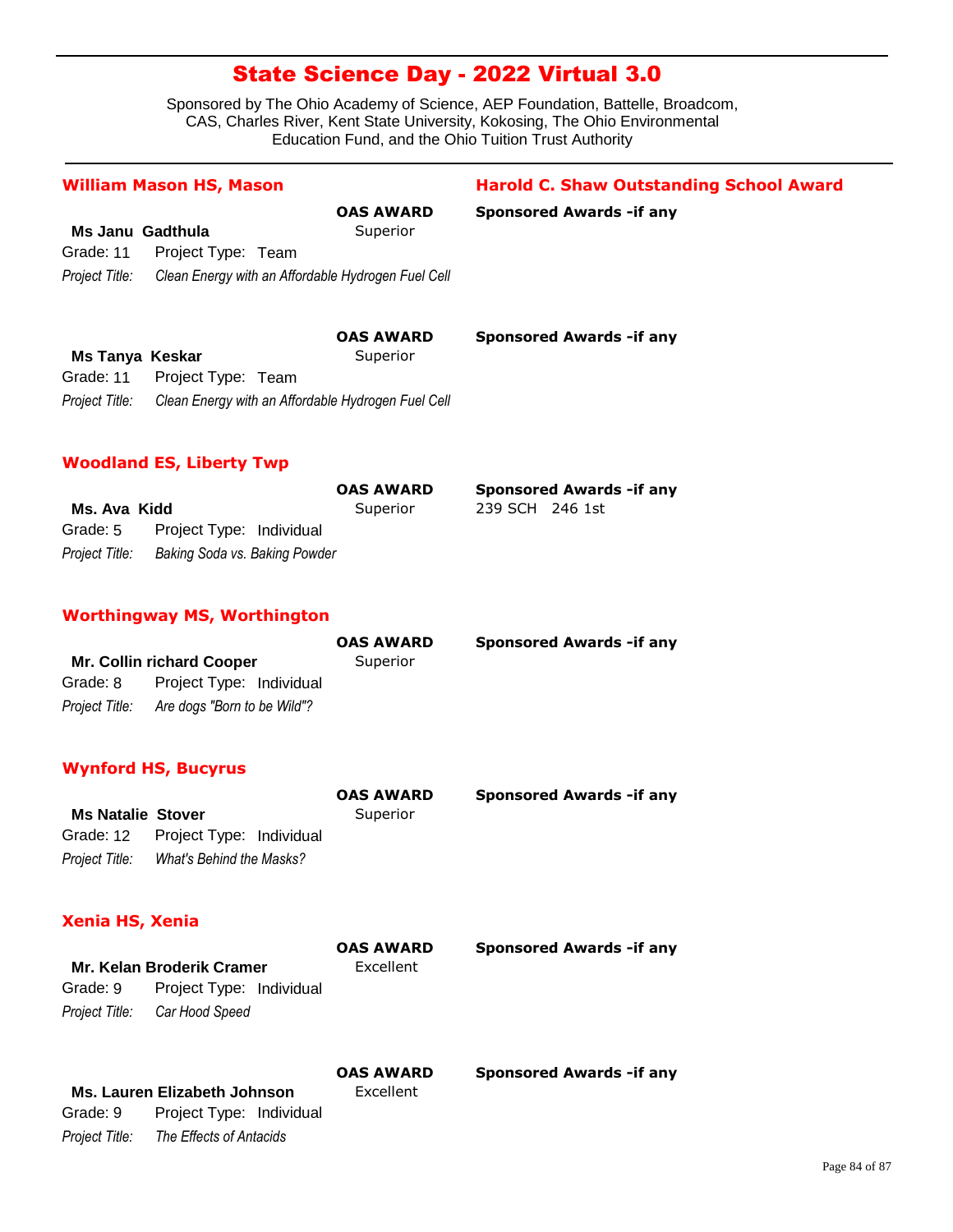# State Science Day - 2022 Virtual 3.0

Sponsored by The Ohio Academy of Science, AEP Foundation, Battelle, Broadcom, CAS, Charles River, Kent State University, Kokosing, The Ohio Environmental Education Fund, and the Ohio Tuition Trust Authority

## William Mason HS, Mason

**Harold C. Shaw Outstanding School Award**

**Ms Janu Gadthula**
Grade: 11 Project Type: Team
*Project Title:* *Clean Energy with an Affordable Hydrogen Fuel Cell*
**OAS AWARD**: Superior
**Sponsored Awards -if any**:

**Ms Tanya Keskar**
Grade: 11 Project Type: Team
*Project Title:* *Clean Energy with an Affordable Hydrogen Fuel Cell*
**OAS AWARD**: Superior
**Sponsored Awards -if any**:

## Woodland ES, Liberty Twp

**Ms. Ava Kidd**
Grade: 5 Project Type: Individual
*Project Title:* *Baking Soda vs. Baking Powder*
**OAS AWARD**: Superior
**Sponsored Awards -if any**: 239 SCH 246 1st

## Worthingway MS, Worthington

**Mr. Collin richard Cooper**
Grade: 8 Project Type: Individual
*Project Title:* *Are dogs "Born to be Wild"?*
**OAS AWARD**: Superior
**Sponsored Awards -if any**:

## Wynford HS, Bucyrus

**Ms Natalie Stover**
Grade: 12 Project Type: Individual
*Project Title:* *What's Behind the Masks?*
**OAS AWARD**: Superior
**Sponsored Awards -if any**:

## Xenia HS, Xenia

**Mr. Kelan Broderik Cramer**
Grade: 9 Project Type: Individual
*Project Title:* *Car Hood Speed*
**OAS AWARD**: Excellent
**Sponsored Awards -if any**:

**Ms. Lauren Elizabeth Johnson**
Grade: 9 Project Type: Individual
*Project Title:* *The Effects of Antacids*
**OAS AWARD**: Excellent
**Sponsored Awards -if any**: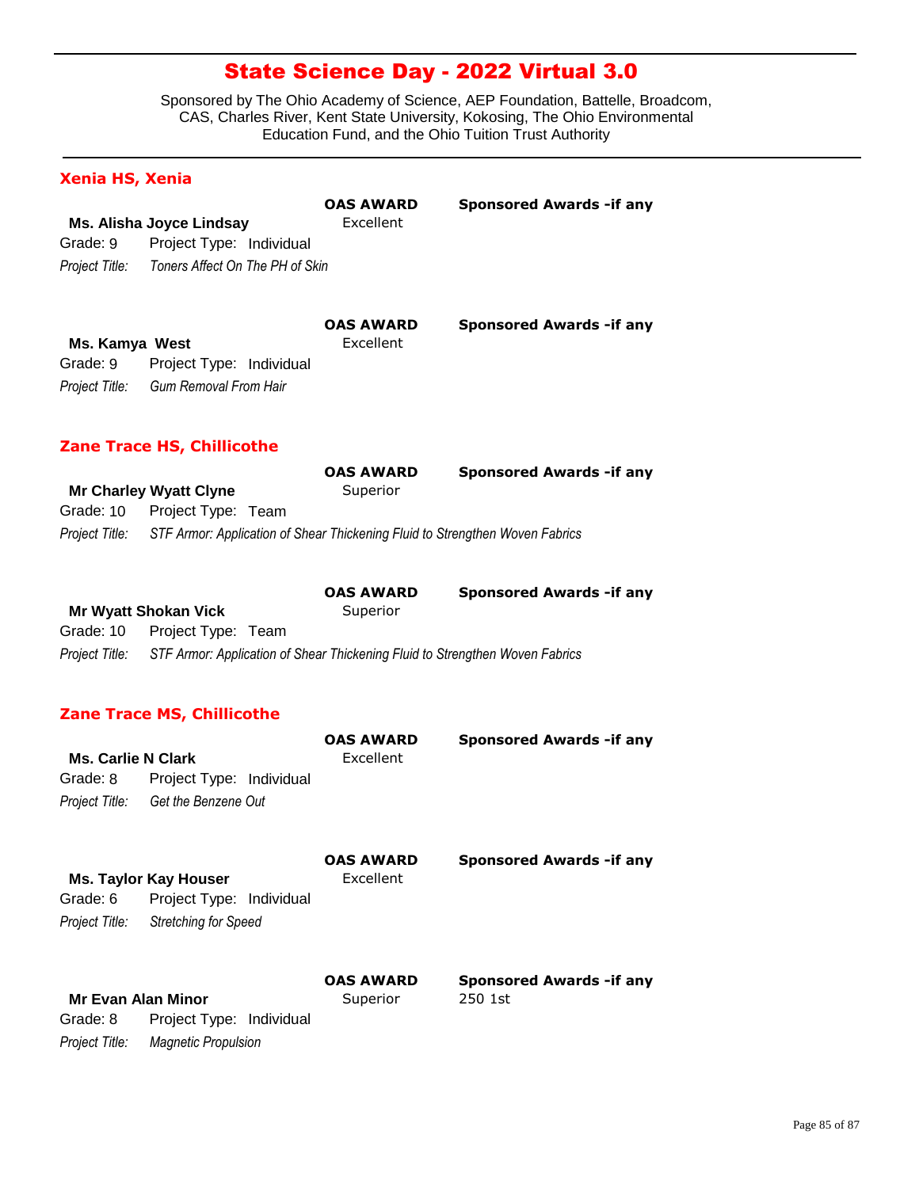# State Science Day - 2022 Virtual 3.0

Sponsored by The Ohio Academy of Science, AEP Foundation, Battelle, Broadcom, CAS, Charles River, Kent State University, Kokosing, The Ohio Environmental Education Fund, and the Ohio Tuition Trust Authority

## Xenia HS, Xenia

**Ms. Alisha Joyce Lindsay**
Grade: 9  Project Type: Individual
*Project Title:* *Toners Affect On The PH of Skin*
**OAS AWARD:** Excellent
**Sponsored Awards -if any:**

**Ms. Kamya West**
Grade: 9  Project Type: Individual
*Project Title:* *Gum Removal From Hair*
**OAS AWARD:** Excellent
**Sponsored Awards -if any:**

## Zane Trace HS, Chillicothe

**Mr Charley Wyatt Clyne**
Grade: 10  Project Type: Team
*Project Title:* *STF Armor: Application of Shear Thickening Fluid to Strengthen Woven Fabrics*
**OAS AWARD:** Superior
**Sponsored Awards -if any:**

**Mr Wyatt Shokan Vick**
Grade: 10  Project Type: Team
*Project Title:* *STF Armor: Application of Shear Thickening Fluid to Strengthen Woven Fabrics*
**OAS AWARD:** Superior
**Sponsored Awards -if any:**

## Zane Trace MS, Chillicothe

**Ms. Carlie N Clark**
Grade: 8  Project Type: Individual
*Project Title:* *Get the Benzene Out*
**OAS AWARD:** Excellent
**Sponsored Awards -if any:**

**Ms. Taylor Kay Houser**
Grade: 6  Project Type: Individual
*Project Title:* *Stretching for Speed*
**OAS AWARD:** Excellent
**Sponsored Awards -if any:**

**Mr Evan Alan Minor**
Grade: 8  Project Type: Individual
*Project Title:* *Magnetic Propulsion*
**OAS AWARD:** Superior
**Sponsored Awards -if any:** 250 1st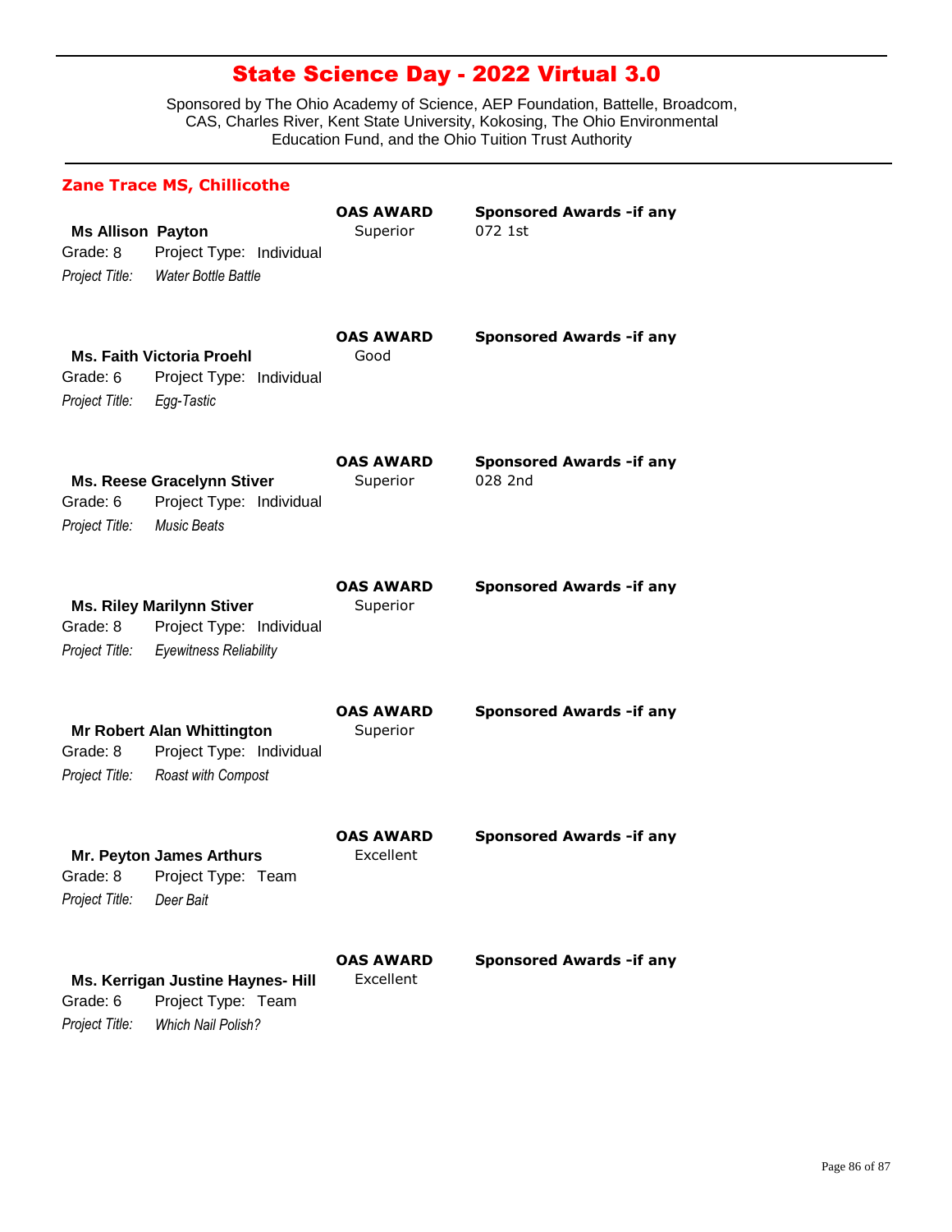# State Science Day - 2022 Virtual 3.0

Sponsored by The Ohio Academy of Science, AEP Foundation, Battelle, Broadcom, CAS, Charles River, Kent State University, Kokosing, The Ohio Environmental Education Fund, and the Ohio Tuition Trust Authority

## Zane Trace MS, Chillicothe

**Ms Allison Payton**
Grade: 8 Project Type: Individual
*Project Title:* *Water Bottle Battle*
**OAS AWARD** Superior
**Sponsored Awards -if any** 072 1st

**Ms. Faith Victoria Proehl**
Grade: 6 Project Type: Individual
*Project Title:* *Egg-Tastic*
**OAS AWARD** Good
**Sponsored Awards -if any**

**Ms. Reese Gracelynn Stiver**
Grade: 6 Project Type: Individual
*Project Title:* *Music Beats*
**OAS AWARD** Superior
**Sponsored Awards -if any** 028 2nd

**Ms. Riley Marilynn Stiver**
Grade: 8 Project Type: Individual
*Project Title:* *Eyewitness Reliability*
**OAS AWARD** Superior
**Sponsored Awards -if any**

**Mr Robert Alan Whittington**
Grade: 8 Project Type: Individual
*Project Title:* *Roast with Compost*
**OAS AWARD** Superior
**Sponsored Awards -if any**

**Mr. Peyton James Arthurs**
Grade: 8 Project Type: Team
*Project Title:* *Deer Bait*
**OAS AWARD** Excellent
**Sponsored Awards -if any**

**Ms. Kerrigan Justine Haynes- Hill**
Grade: 6 Project Type: Team
*Project Title:* *Which Nail Polish?*
**OAS AWARD** Excellent
**Sponsored Awards -if any**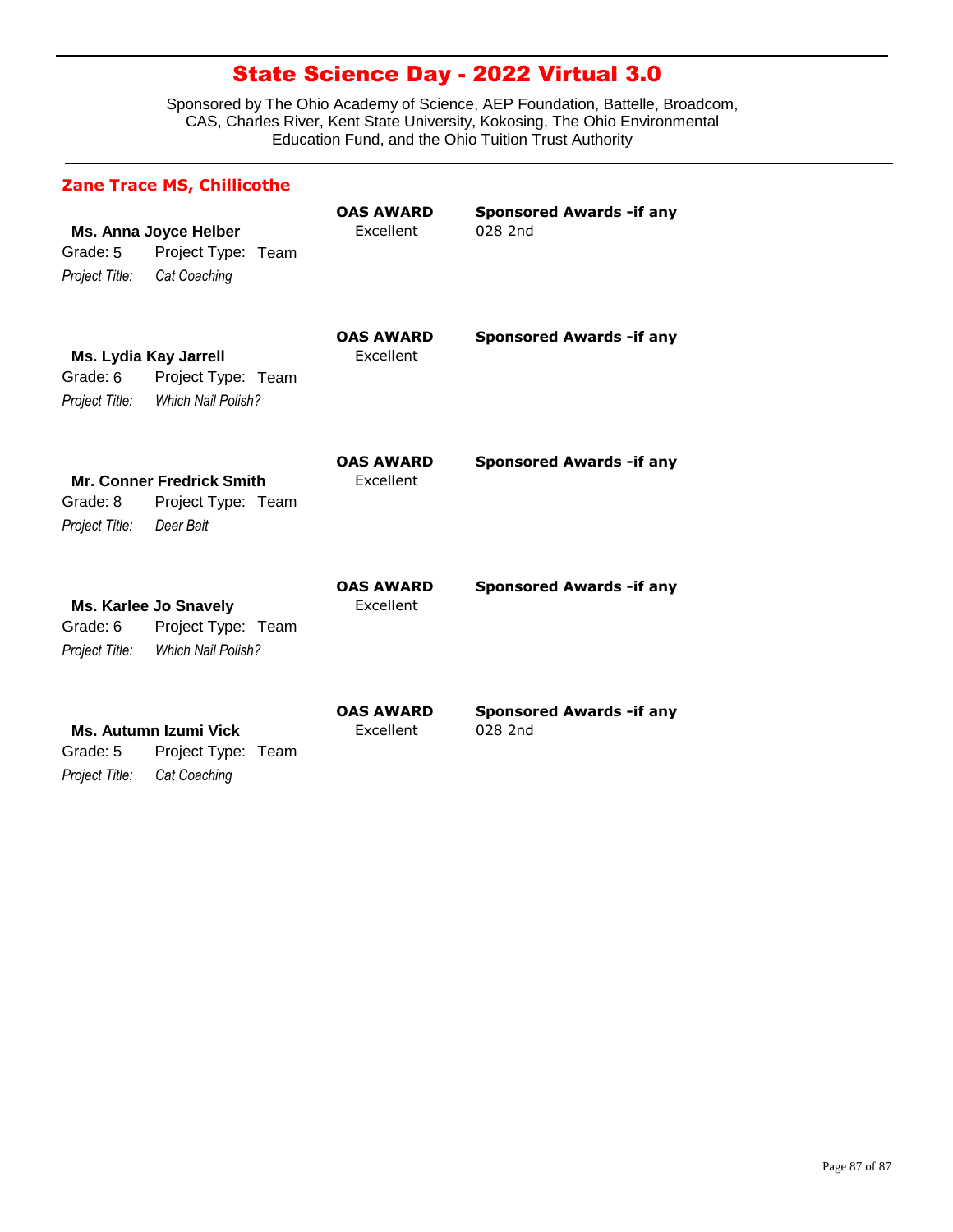# State Science Day - 2022 Virtual 3.0

Sponsored by The Ohio Academy of Science, AEP Foundation, Battelle, Broadcom, CAS, Charles River, Kent State University, Kokosing, The Ohio Environmental Education Fund, and the Ohio Tuition Trust Authority

## Zane Trace MS, Chillicothe

**Ms. Anna Joyce Helber**
Grade: 5 Project Type: Team
*Project Title:* *Cat Coaching*

**OAS AWARD**
Excellent

**Sponsored Awards -if any**
028 2nd

**Ms. Lydia Kay Jarrell**
Grade: 6 Project Type: Team
*Project Title:* *Which Nail Polish?*

**OAS AWARD**
Excellent

**Sponsored Awards -if any**

**Mr. Conner Fredrick Smith**
Grade: 8 Project Type: Team
*Project Title:* *Deer Bait*

**OAS AWARD**
Excellent

**Sponsored Awards -if any**

**Ms. Karlee Jo Snavely**
Grade: 6 Project Type: Team
*Project Title:* *Which Nail Polish?*

**OAS AWARD**
Excellent

**Sponsored Awards -if any**

**Ms. Autumn Izumi Vick**
Grade: 5 Project Type: Team
*Project Title:* *Cat Coaching*

**OAS AWARD**
Excellent

**Sponsored Awards -if any**
028 2nd